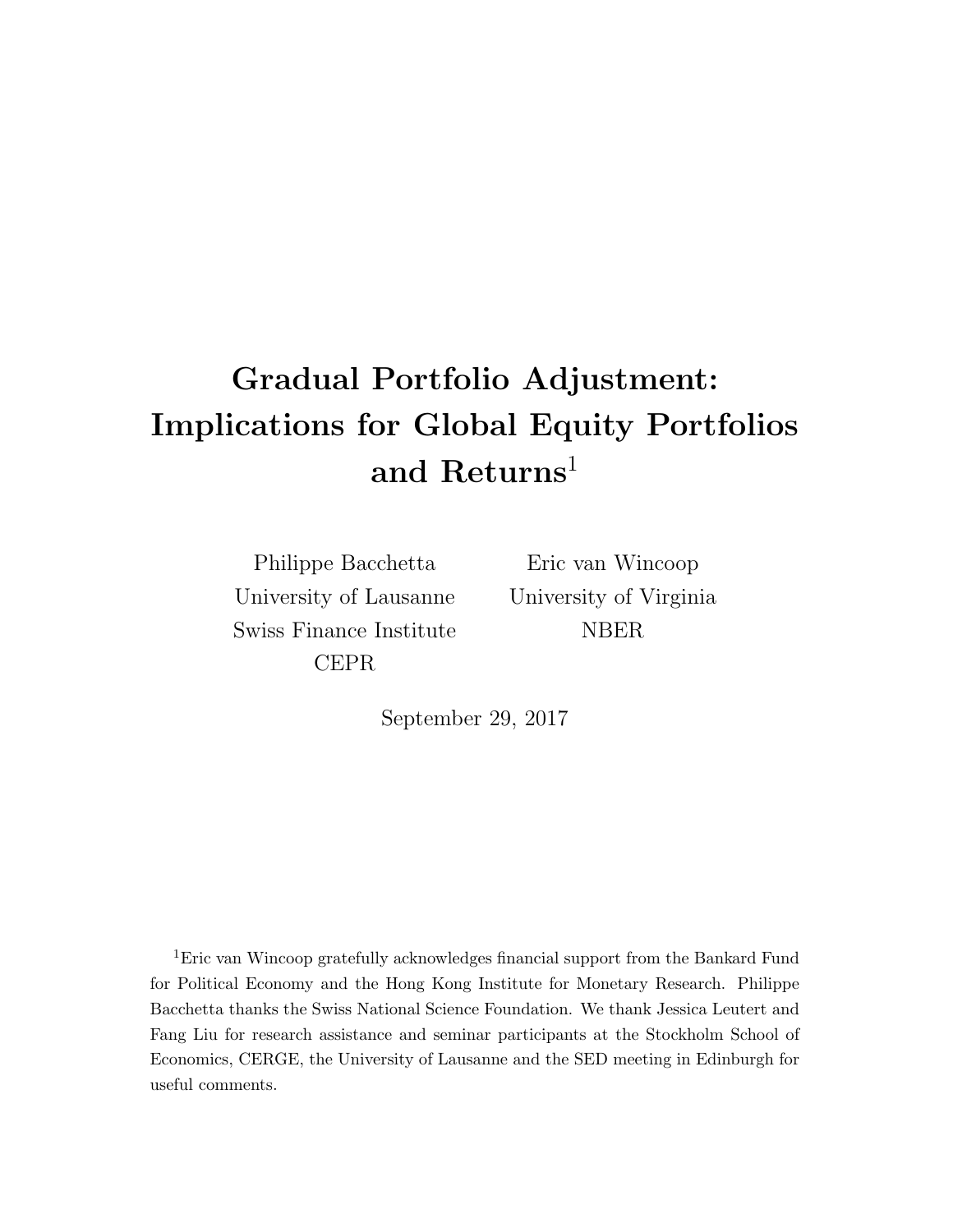# Gradual Portfolio Adjustment: Implications for Global Equity Portfolios and Returns[1]

Philippe Bacchetta
University of Lausanne
Swiss Finance Institute
CEPR

Eric van Wincoop
University of Virginia
NBER

September 29, 2017

[1]Eric van Wincoop gratefully acknowledges financial support from the Bankard Fund for Political Economy and the Hong Kong Institute for Monetary Research. Philippe Bacchetta thanks the Swiss National Science Foundation. We thank Jessica Leutert and Fang Liu for research assistance and seminar participants at the Stockholm School of Economics, CERGE, the University of Lausanne and the SED meeting in Edinburgh for useful comments.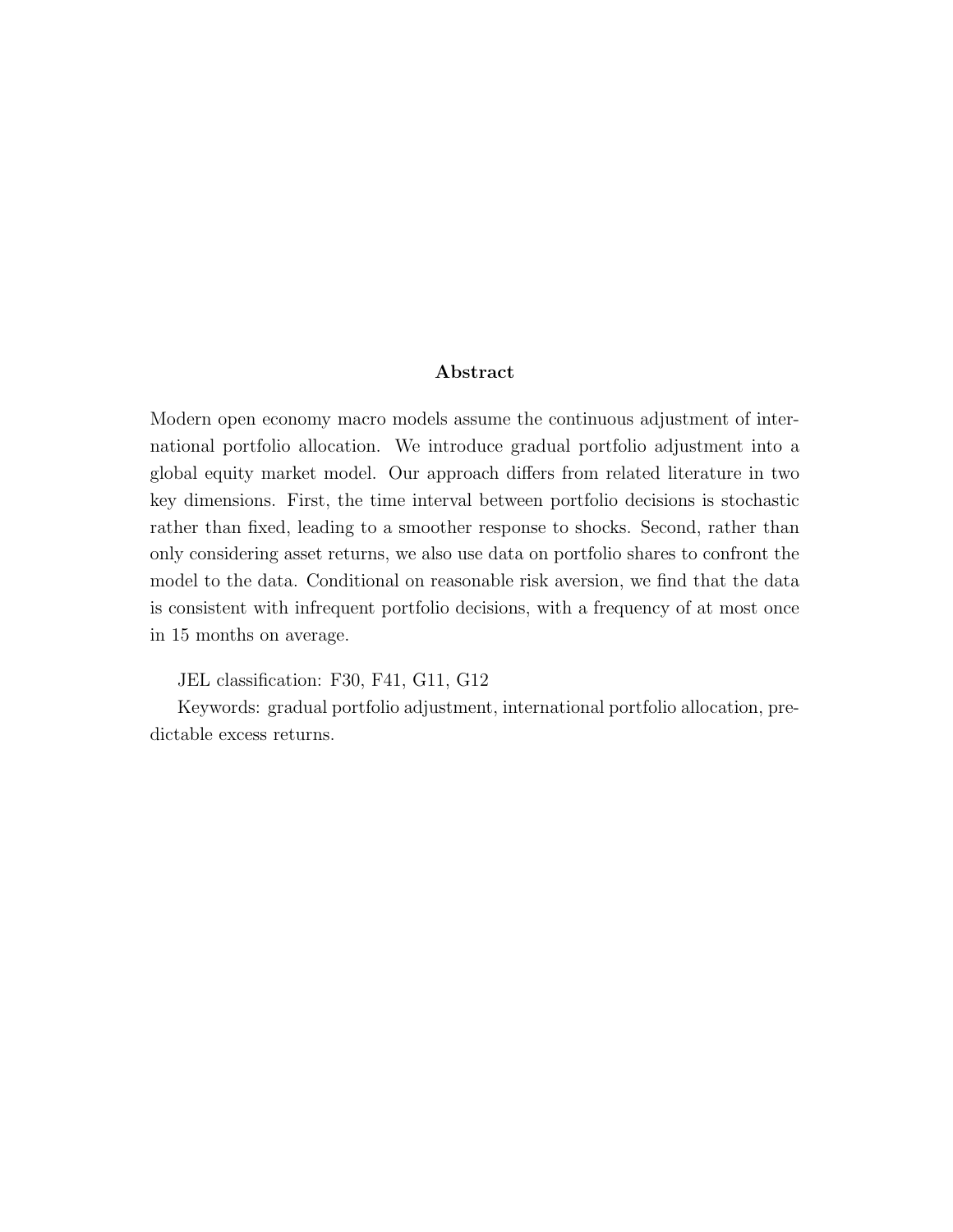## Abstract

Modern open economy macro models assume the continuous adjustment of international portfolio allocation. We introduce gradual portfolio adjustment into a global equity market model. Our approach differs from related literature in two key dimensions. First, the time interval between portfolio decisions is stochastic rather than fixed, leading to a smoother response to shocks. Second, rather than only considering asset returns, we also use data on portfolio shares to confront the model to the data. Conditional on reasonable risk aversion, we find that the data is consistent with infrequent portfolio decisions, with a frequency of at most once in 15 months on average.

JEL classification: F30, F41, G11, G12

Keywords: gradual portfolio adjustment, international portfolio allocation, predictable excess returns.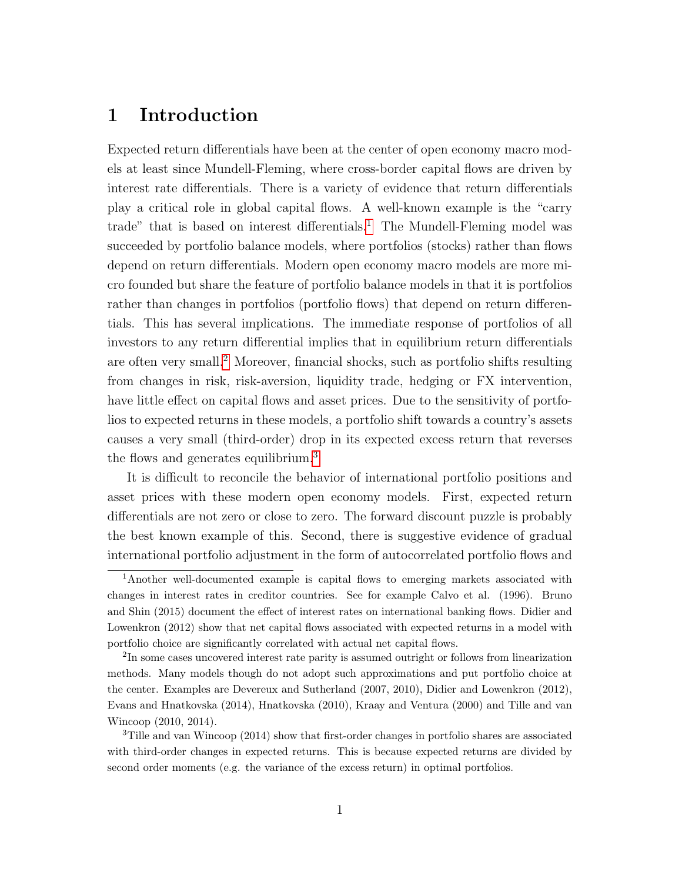# 1 Introduction

Expected return differentials have been at the center of open economy macro models at least since Mundell-Fleming, where cross-border capital flows are driven by interest rate differentials. There is a variety of evidence that return differentials play a critical role in global capital flows. A well-known example is the "carry trade" that is based on interest differentials.[1] The Mundell-Fleming model was succeeded by portfolio balance models, where portfolios (stocks) rather than flows depend on return differentials. Modern open economy macro models are more micro founded but share the feature of portfolio balance models in that it is portfolios rather than changes in portfolios (portfolio flows) that depend on return differentials. This has several implications. The immediate response of portfolios of all investors to any return differential implies that in equilibrium return differentials are often very small.[2] Moreover, financial shocks, such as portfolio shifts resulting from changes in risk, risk-aversion, liquidity trade, hedging or FX intervention, have little effect on capital flows and asset prices. Due to the sensitivity of portfolios to expected returns in these models, a portfolio shift towards a country's assets causes a very small (third-order) drop in its expected excess return that reverses the flows and generates equilibrium.[3]

It is difficult to reconcile the behavior of international portfolio positions and asset prices with these modern open economy models. First, expected return differentials are not zero or close to zero. The forward discount puzzle is probably the best known example of this. Second, there is suggestive evidence of gradual international portfolio adjustment in the form of autocorrelated portfolio flows and

[1] Another well-documented example is capital flows to emerging markets associated with changes in interest rates in creditor countries. See for example Calvo et al. (1996). Bruno and Shin (2015) document the effect of interest rates on international banking flows. Didier and Lowenkron (2012) show that net capital flows associated with expected returns in a model with portfolio choice are significantly correlated with actual net capital flows.

[2] In some cases uncovered interest rate parity is assumed outright or follows from linearization methods. Many models though do not adopt such approximations and put portfolio choice at the center. Examples are Devereux and Sutherland (2007, 2010), Didier and Lowenkron (2012), Evans and Hnatkovska (2014), Hnatkovska (2010), Kraay and Ventura (2000) and Tille and van Wincoop (2010, 2014).

[3] Tille and van Wincoop (2014) show that first-order changes in portfolio shares are associated with third-order changes in expected returns. This is because expected returns are divided by second order moments (e.g. the variance of the excess return) in optimal portfolios.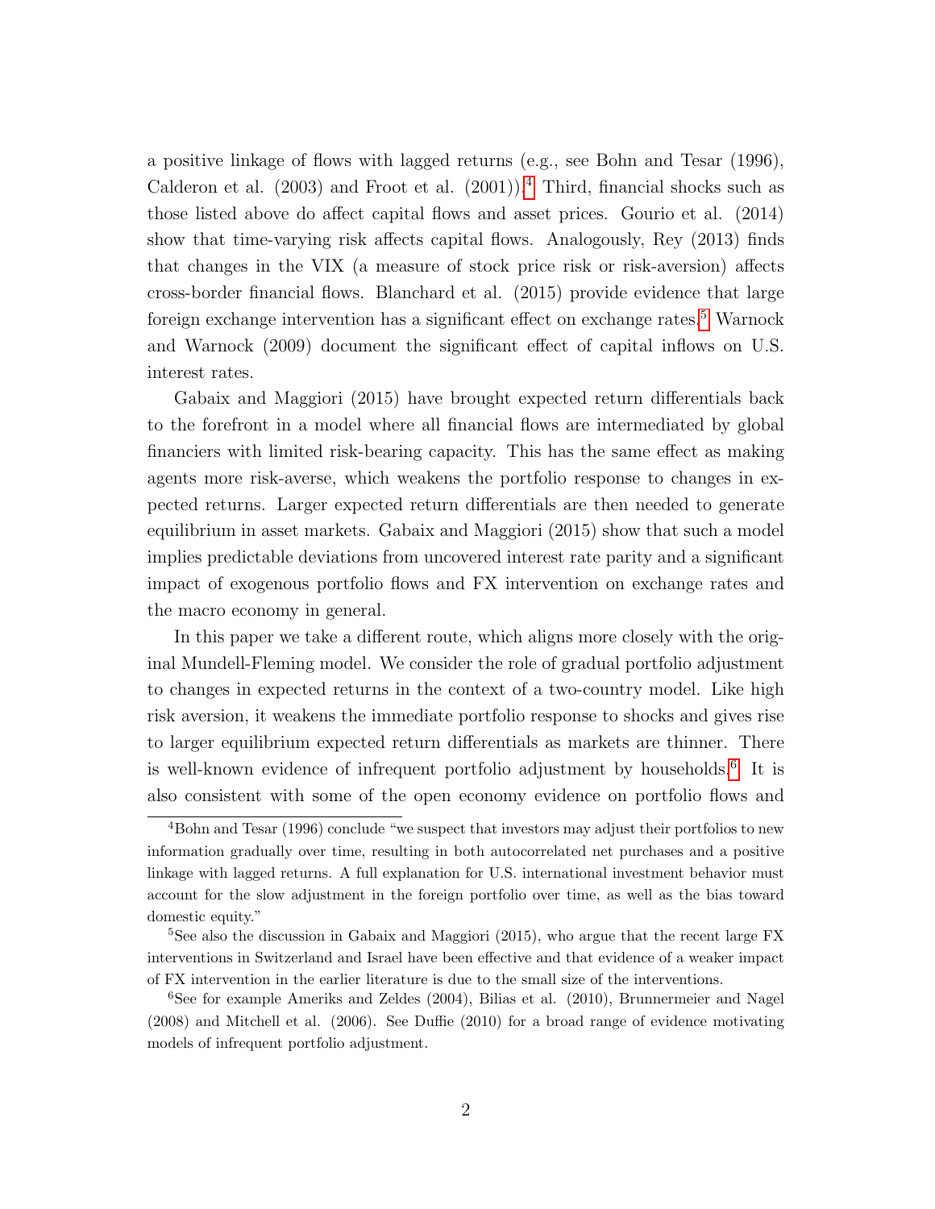a positive linkage of flows with lagged returns (e.g., see Bohn and Tesar (1996), Calderon et al. (2003) and Froot et al. (2001)).[4] Third, financial shocks such as those listed above do affect capital flows and asset prices. Gourio et al. (2014) show that time-varying risk affects capital flows. Analogously, Rey (2013) finds that changes in the VIX (a measure of stock price risk or risk-aversion) affects cross-border financial flows. Blanchard et al. (2015) provide evidence that large foreign exchange intervention has a significant effect on exchange rates.[5] Warnock and Warnock (2009) document the significant effect of capital inflows on U.S. interest rates.

Gabaix and Maggiori (2015) have brought expected return differentials back to the forefront in a model where all financial flows are intermediated by global financiers with limited risk-bearing capacity. This has the same effect as making agents more risk-averse, which weakens the portfolio response to changes in expected returns. Larger expected return differentials are then needed to generate equilibrium in asset markets. Gabaix and Maggiori (2015) show that such a model implies predictable deviations from uncovered interest rate parity and a significant impact of exogenous portfolio flows and FX intervention on exchange rates and the macro economy in general.

In this paper we take a different route, which aligns more closely with the original Mundell-Fleming model. We consider the role of gradual portfolio adjustment to changes in expected returns in the context of a two-country model. Like high risk aversion, it weakens the immediate portfolio response to shocks and gives rise to larger equilibrium expected return differentials as markets are thinner. There is well-known evidence of infrequent portfolio adjustment by households.[6] It is also consistent with some of the open economy evidence on portfolio flows and

[4] Bohn and Tesar (1996) conclude "we suspect that investors may adjust their portfolios to new information gradually over time, resulting in both autocorrelated net purchases and a positive linkage with lagged returns. A full explanation for U.S. international investment behavior must account for the slow adjustment in the foreign portfolio over time, as well as the bias toward domestic equity."

[5] See also the discussion in Gabaix and Maggiori (2015), who argue that the recent large FX interventions in Switzerland and Israel have been effective and that evidence of a weaker impact of FX intervention in the earlier literature is due to the small size of the interventions.

[6] See for example Ameriks and Zeldes (2004), Bilias et al. (2010), Brunnermeier and Nagel (2008) and Mitchell et al. (2006). See Duffie (2010) for a broad range of evidence motivating models of infrequent portfolio adjustment.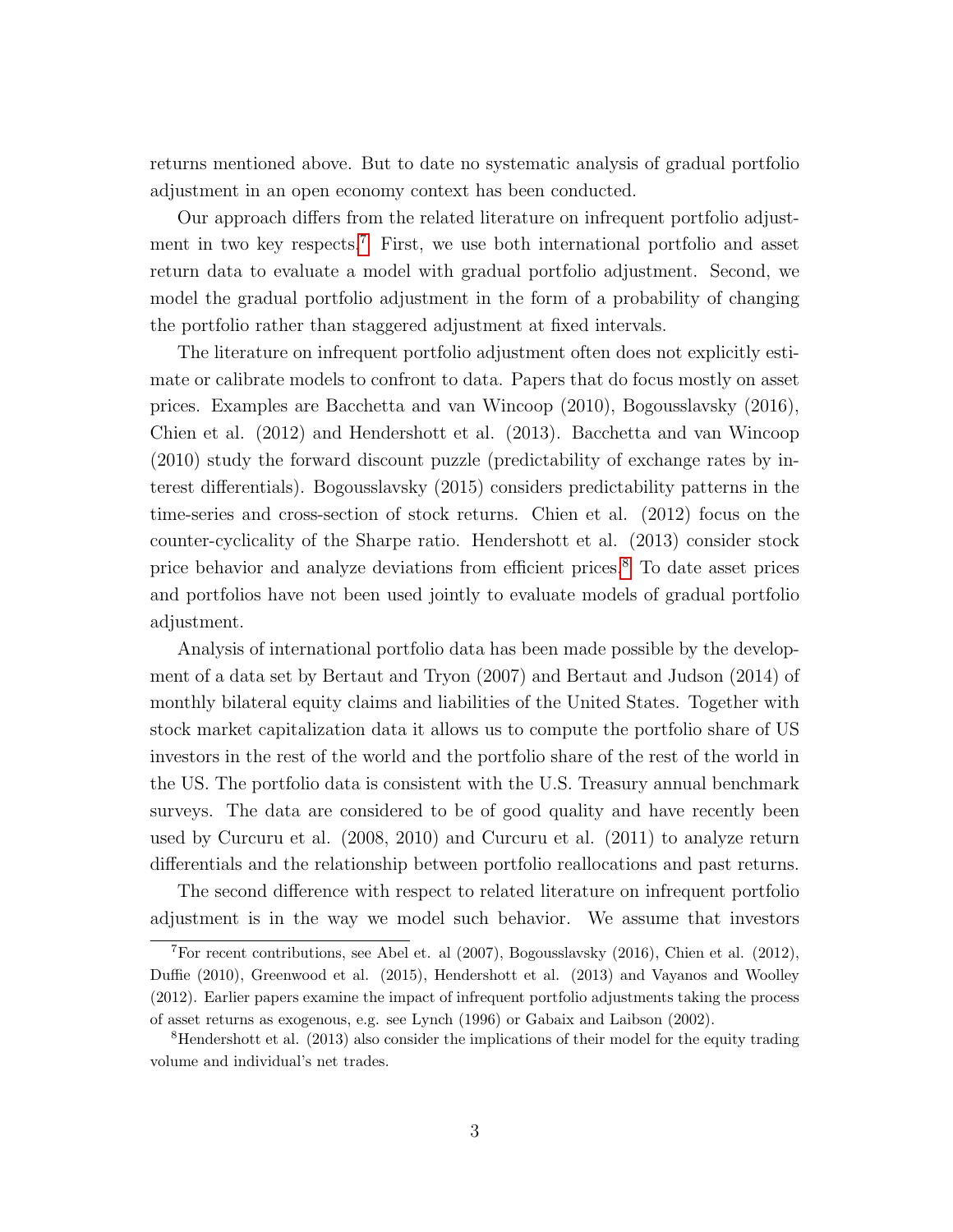returns mentioned above. But to date no systematic analysis of gradual portfolio adjustment in an open economy context has been conducted.

Our approach differs from the related literature on infrequent portfolio adjustment in two key respects.[7] First, we use both international portfolio and asset return data to evaluate a model with gradual portfolio adjustment. Second, we model the gradual portfolio adjustment in the form of a probability of changing the portfolio rather than staggered adjustment at fixed intervals.

The literature on infrequent portfolio adjustment often does not explicitly estimate or calibrate models to confront to data. Papers that do focus mostly on asset prices. Examples are Bacchetta and van Wincoop (2010), Bogousslavsky (2016), Chien et al. (2012) and Hendershott et al. (2013). Bacchetta and van Wincoop (2010) study the forward discount puzzle (predictability of exchange rates by interest differentials). Bogousslavsky (2015) considers predictability patterns in the time-series and cross-section of stock returns. Chien et al. (2012) focus on the counter-cyclicality of the Sharpe ratio. Hendershott et al. (2013) consider stock price behavior and analyze deviations from efficient prices.[8] To date asset prices and portfolios have not been used jointly to evaluate models of gradual portfolio adjustment.

Analysis of international portfolio data has been made possible by the development of a data set by Bertaut and Tryon (2007) and Bertaut and Judson (2014) of monthly bilateral equity claims and liabilities of the United States. Together with stock market capitalization data it allows us to compute the portfolio share of US investors in the rest of the world and the portfolio share of the rest of the world in the US. The portfolio data is consistent with the U.S. Treasury annual benchmark surveys. The data are considered to be of good quality and have recently been used by Curcuru et al. (2008, 2010) and Curcuru et al. (2011) to analyze return differentials and the relationship between portfolio reallocations and past returns.

The second difference with respect to related literature on infrequent portfolio adjustment is in the way we model such behavior. We assume that investors

[7] For recent contributions, see Abel et. al (2007), Bogousslavsky (2016), Chien et al. (2012), Duffie (2010), Greenwood et al. (2015), Hendershott et al. (2013) and Vayanos and Woolley (2012). Earlier papers examine the impact of infrequent portfolio adjustments taking the process of asset returns as exogenous, e.g. see Lynch (1996) or Gabaix and Laibson (2002).

[8] Hendershott et al. (2013) also consider the implications of their model for the equity trading volume and individual's net trades.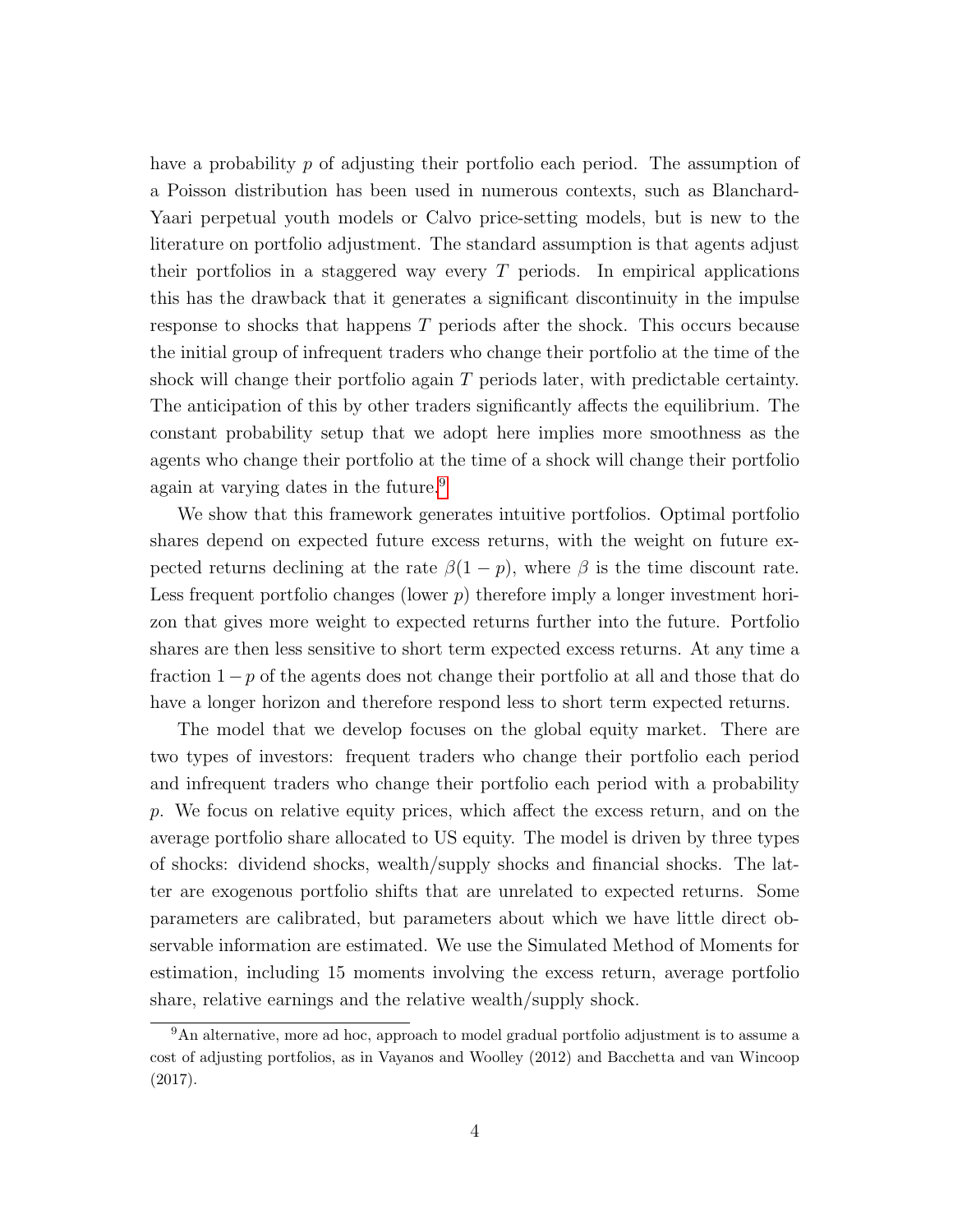have a probability $p$ of adjusting their portfolio each period. The assumption of a Poisson distribution has been used in numerous contexts, such as Blanchard-Yaari perpetual youth models or Calvo price-setting models, but is new to the literature on portfolio adjustment. The standard assumption is that agents adjust their portfolios in a staggered way every $T$ periods. In empirical applications this has the drawback that it generates a significant discontinuity in the impulse response to shocks that happens $T$ periods after the shock. This occurs because the initial group of infrequent traders who change their portfolio at the time of the shock will change their portfolio again $T$ periods later, with predictable certainty. The anticipation of this by other traders significantly affects the equilibrium. The constant probability setup that we adopt here implies more smoothness as the agents who change their portfolio at the time of a shock will change their portfolio again at varying dates in the future.[9]

We show that this framework generates intuitive portfolios. Optimal portfolio shares depend on expected future excess returns, with the weight on future expected returns declining at the rate $\beta(1-p)$, where $\beta$ is the time discount rate. Less frequent portfolio changes (lower $p$) therefore imply a longer investment horizon that gives more weight to expected returns further into the future. Portfolio shares are then less sensitive to short term expected excess returns. At any time a fraction $1-p$ of the agents does not change their portfolio at all and those that do have a longer horizon and therefore respond less to short term expected returns.

The model that we develop focuses on the global equity market. There are two types of investors: frequent traders who change their portfolio each period and infrequent traders who change their portfolio each period with a probability $p$. We focus on relative equity prices, which affect the excess return, and on the average portfolio share allocated to US equity. The model is driven by three types of shocks: dividend shocks, wealth/supply shocks and financial shocks. The latter are exogenous portfolio shifts that are unrelated to expected returns. Some parameters are calibrated, but parameters about which we have little direct observable information are estimated. We use the Simulated Method of Moments for estimation, including 15 moments involving the excess return, average portfolio share, relative earnings and the relative wealth/supply shock.

[9] An alternative, more ad hoc, approach to model gradual portfolio adjustment is to assume a cost of adjusting portfolios, as in Vayanos and Woolley (2012) and Bacchetta and van Wincoop (2017).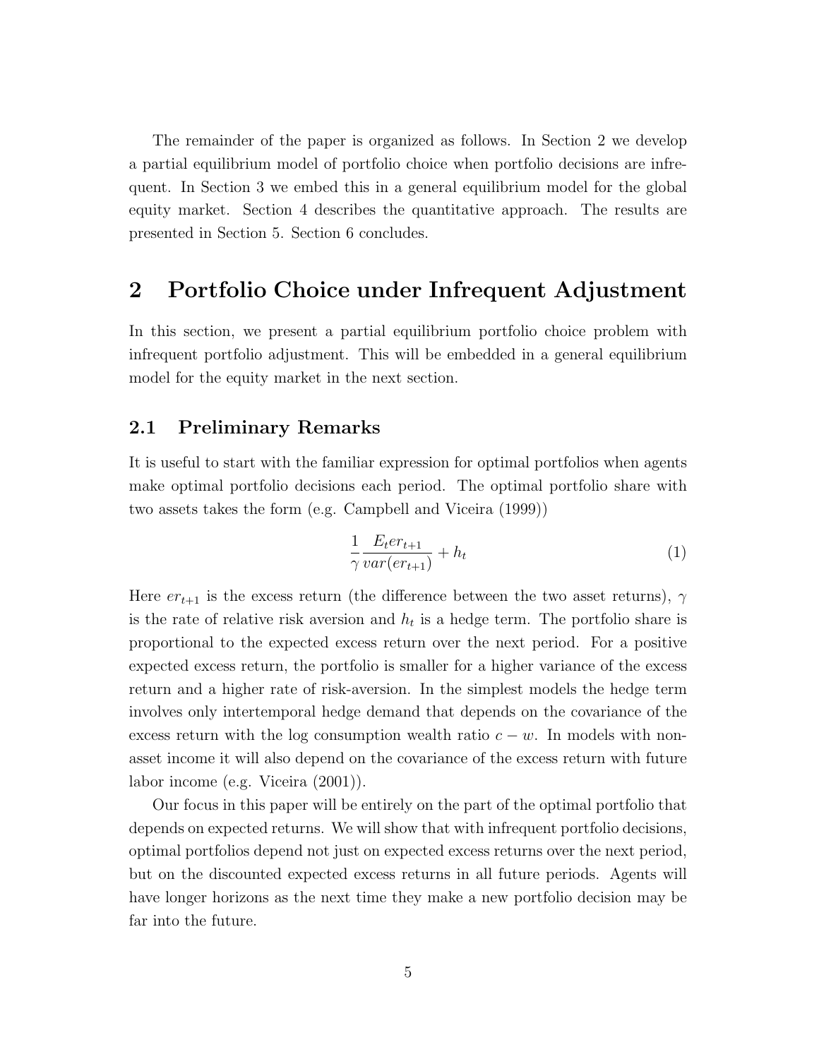The remainder of the paper is organized as follows. In Section 2 we develop a partial equilibrium model of portfolio choice when portfolio decisions are infrequent. In Section 3 we embed this in a general equilibrium model for the global equity market. Section 4 describes the quantitative approach. The results are presented in Section 5. Section 6 concludes.

## 2 Portfolio Choice under Infrequent Adjustment

In this section, we present a partial equilibrium portfolio choice problem with infrequent portfolio adjustment. This will be embedded in a general equilibrium model for the equity market in the next section.

### 2.1 Preliminary Remarks

It is useful to start with the familiar expression for optimal portfolios when agents make optimal portfolio decisions each period. The optimal portfolio share with two assets takes the form (e.g. Campbell and Viceira (1999))

$$\frac{1}{\gamma}\frac{E_t er_{t+1}}{var(er_{t+1})} + h_t \tag{1}$$

Here $er_{t+1}$ is the excess return (the difference between the two asset returns), $\gamma$ is the rate of relative risk aversion and $h_t$ is a hedge term. The portfolio share is proportional to the expected excess return over the next period. For a positive expected excess return, the portfolio is smaller for a higher variance of the excess return and a higher rate of risk-aversion. In the simplest models the hedge term involves only intertemporal hedge demand that depends on the covariance of the excess return with the log consumption wealth ratio $c - w$. In models with non-asset income it will also depend on the covariance of the excess return with future labor income (e.g. Viceira (2001)).

Our focus in this paper will be entirely on the part of the optimal portfolio that depends on expected returns. We will show that with infrequent portfolio decisions, optimal portfolios depend not just on expected excess returns over the next period, but on the discounted expected excess returns in all future periods. Agents will have longer horizons as the next time they make a new portfolio decision may be far into the future.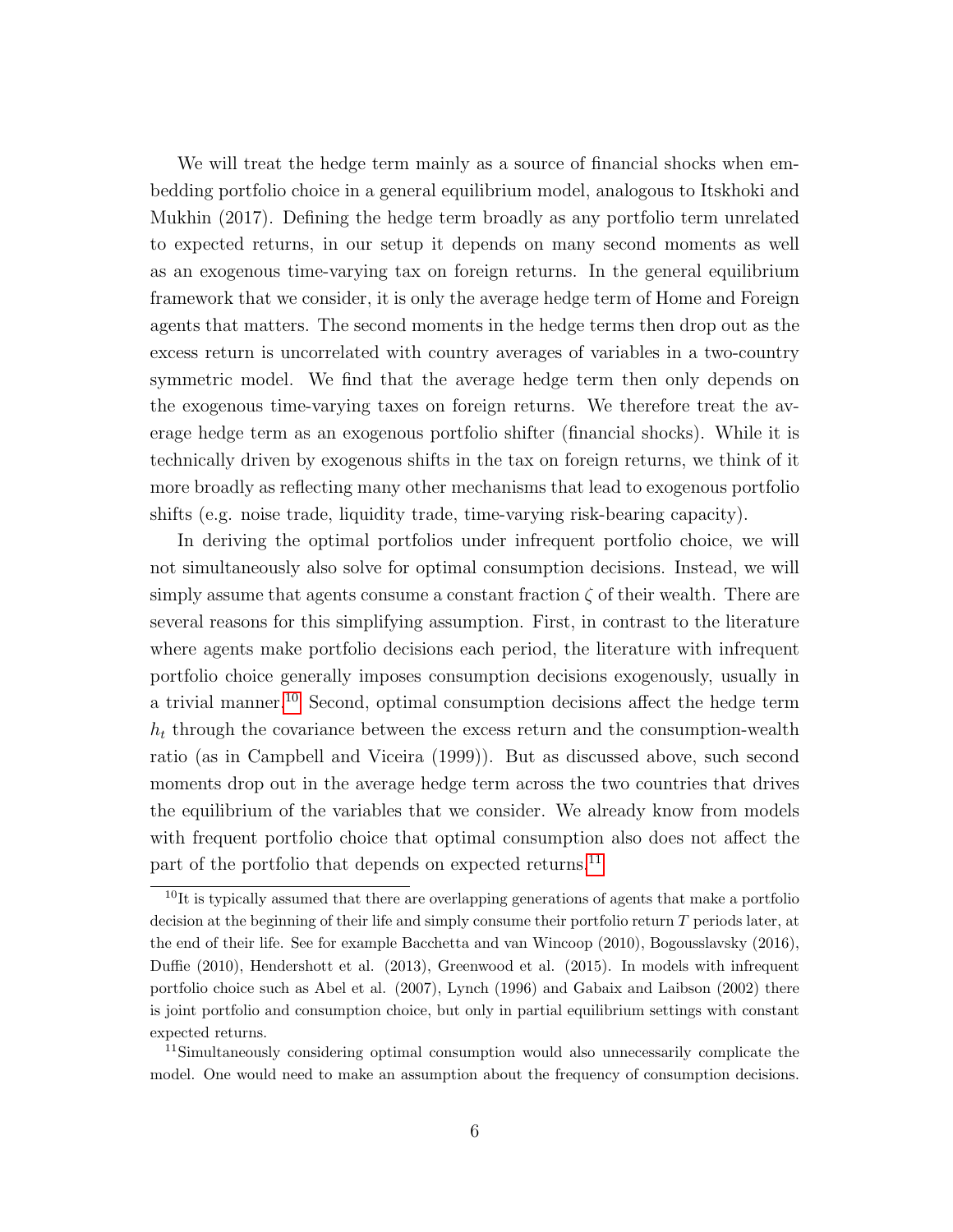We will treat the hedge term mainly as a source of financial shocks when embedding portfolio choice in a general equilibrium model, analogous to Itskhoki and Mukhin (2017). Defining the hedge term broadly as any portfolio term unrelated to expected returns, in our setup it depends on many second moments as well as an exogenous time-varying tax on foreign returns. In the general equilibrium framework that we consider, it is only the average hedge term of Home and Foreign agents that matters. The second moments in the hedge terms then drop out as the excess return is uncorrelated with country averages of variables in a two-country symmetric model. We find that the average hedge term then only depends on the exogenous time-varying taxes on foreign returns. We therefore treat the average hedge term as an exogenous portfolio shifter (financial shocks). While it is technically driven by exogenous shifts in the tax on foreign returns, we think of it more broadly as reflecting many other mechanisms that lead to exogenous portfolio shifts (e.g. noise trade, liquidity trade, time-varying risk-bearing capacity).

In deriving the optimal portfolios under infrequent portfolio choice, we will not simultaneously also solve for optimal consumption decisions. Instead, we will simply assume that agents consume a constant fraction $\zeta$ of their wealth. There are several reasons for this simplifying assumption. First, in contrast to the literature where agents make portfolio decisions each period, the literature with infrequent portfolio choice generally imposes consumption decisions exogenously, usually in a trivial manner.[10] Second, optimal consumption decisions affect the hedge term $h_t$ through the covariance between the excess return and the consumption-wealth ratio (as in Campbell and Viceira (1999)). But as discussed above, such second moments drop out in the average hedge term across the two countries that drives the equilibrium of the variables that we consider. We already know from models with frequent portfolio choice that optimal consumption also does not affect the part of the portfolio that depends on expected returns.[11]

[10] It is typically assumed that there are overlapping generations of agents that make a portfolio decision at the beginning of their life and simply consume their portfolio return $T$ periods later, at the end of their life. See for example Bacchetta and van Wincoop (2010), Bogousslavsky (2016), Duffie (2010), Hendershott et al. (2013), Greenwood et al. (2015). In models with infrequent portfolio choice such as Abel et al. (2007), Lynch (1996) and Gabaix and Laibson (2002) there is joint portfolio and consumption choice, but only in partial equilibrium settings with constant expected returns.

[11] Simultaneously considering optimal consumption would also unnecessarily complicate the model. One would need to make an assumption about the frequency of consumption decisions.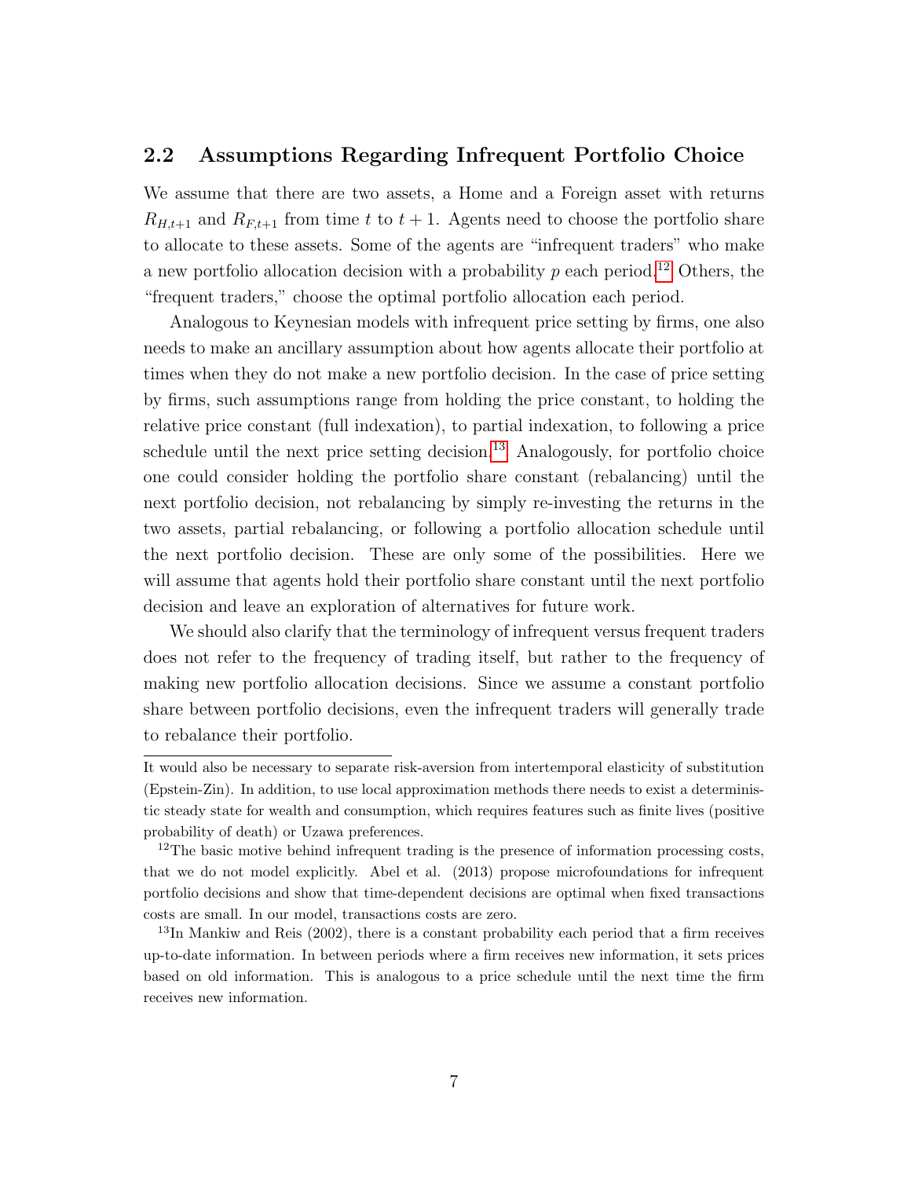## 2.2 Assumptions Regarding Infrequent Portfolio Choice

We assume that there are two assets, a Home and a Foreign asset with returns $R_{H,t+1}$ and $R_{F,t+1}$ from time $t$ to $t+1$. Agents need to choose the portfolio share to allocate to these assets. Some of the agents are "infrequent traders" who make a new portfolio allocation decision with a probability $p$ each period.[12] Others, the "frequent traders," choose the optimal portfolio allocation each period.

Analogous to Keynesian models with infrequent price setting by firms, one also needs to make an ancillary assumption about how agents allocate their portfolio at times when they do not make a new portfolio decision. In the case of price setting by firms, such assumptions range from holding the price constant, to holding the relative price constant (full indexation), to partial indexation, to following a price schedule until the next price setting decision.[13] Analogously, for portfolio choice one could consider holding the portfolio share constant (rebalancing) until the next portfolio decision, not rebalancing by simply re-investing the returns in the two assets, partial rebalancing, or following a portfolio allocation schedule until the next portfolio decision. These are only some of the possibilities. Here we will assume that agents hold their portfolio share constant until the next portfolio decision and leave an exploration of alternatives for future work.

We should also clarify that the terminology of infrequent versus frequent traders does not refer to the frequency of trading itself, but rather to the frequency of making new portfolio allocation decisions. Since we assume a constant portfolio share between portfolio decisions, even the infrequent traders will generally trade to rebalance their portfolio.

---

It would also be necessary to separate risk-aversion from intertemporal elasticity of substitution (Epstein-Zin). In addition, to use local approximation methods there needs to exist a deterministic steady state for wealth and consumption, which requires features such as finite lives (positive probability of death) or Uzawa preferences.

[12] The basic motive behind infrequent trading is the presence of information processing costs, that we do not model explicitly. Abel et al. (2013) propose microfoundations for infrequent portfolio decisions and show that time-dependent decisions are optimal when fixed transactions costs are small. In our model, transactions costs are zero.

[13] In Mankiw and Reis (2002), there is a constant probability each period that a firm receives up-to-date information. In between periods where a firm receives new information, it sets prices based on old information. This is analogous to a price schedule until the next time the firm receives new information.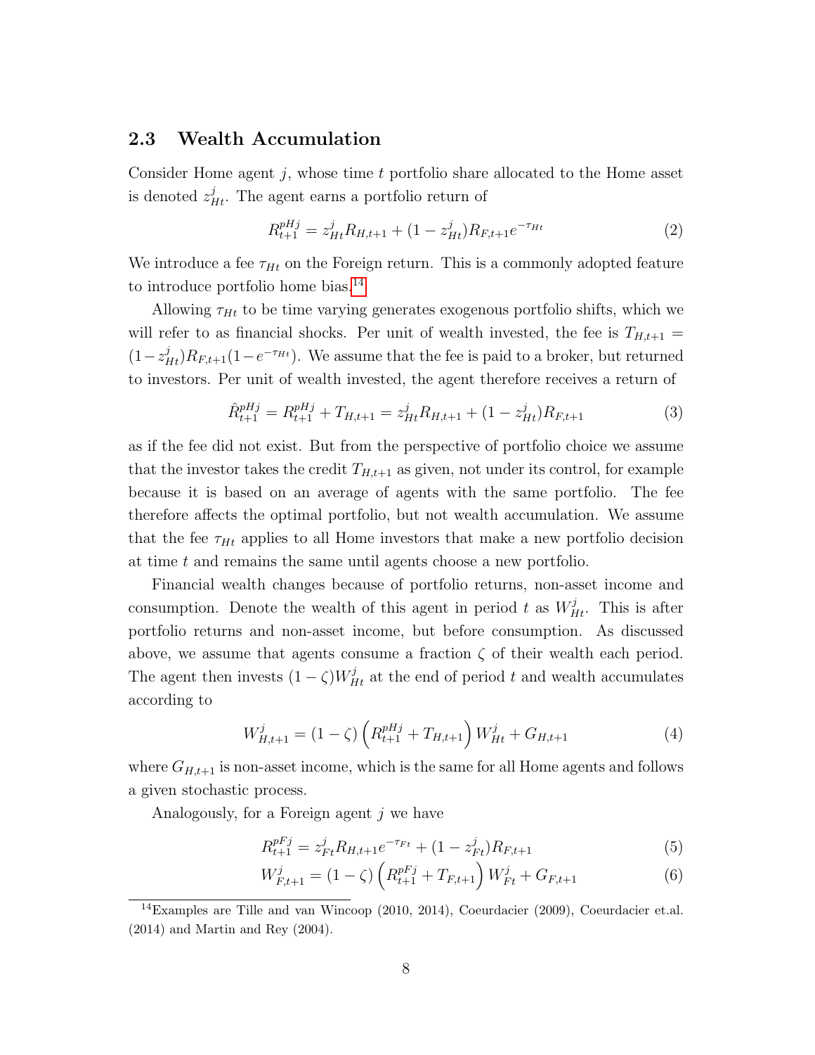### 2.3 Wealth Accumulation

Consider Home agent $j$, whose time $t$ portfolio share allocated to the Home asset is denoted $z^j_{Ht}$. The agent earns a portfolio return of

$$R^{pHj}_{t+1} = z^j_{Ht} R_{H,t+1} + (1 - z^j_{Ht}) R_{F,t+1} e^{-\tau_{Ht}} \tag{2}$$

We introduce a fee $\tau_{Ht}$ on the Foreign return. This is a commonly adopted feature to introduce portfolio home bias.[14]

Allowing $\tau_{Ht}$ to be time varying generates exogenous portfolio shifts, which we will refer to as financial shocks. Per unit of wealth invested, the fee is $T_{H,t+1} = (1 - z^j_{Ht}) R_{F,t+1}(1 - e^{-\tau_{Ht}})$. We assume that the fee is paid to a broker, but returned to investors. Per unit of wealth invested, the agent therefore receives a return of

$$\hat{R}^{pHj}_{t+1} = R^{pHj}_{t+1} + T_{H,t+1} = z^j_{Ht} R_{H,t+1} + (1 - z^j_{Ht}) R_{F,t+1} \tag{3}$$

as if the fee did not exist. But from the perspective of portfolio choice we assume that the investor takes the credit $T_{H,t+1}$ as given, not under its control, for example because it is based on an average of agents with the same portfolio. The fee therefore affects the optimal portfolio, but not wealth accumulation. We assume that the fee $\tau_{Ht}$ applies to all Home investors that make a new portfolio decision at time $t$ and remains the same until agents choose a new portfolio.

Financial wealth changes because of portfolio returns, non-asset income and consumption. Denote the wealth of this agent in period $t$ as $W^j_{Ht}$. This is after portfolio returns and non-asset income, but before consumption. As discussed above, we assume that agents consume a fraction $\zeta$ of their wealth each period. The agent then invests $(1 - \zeta) W^j_{Ht}$ at the end of period $t$ and wealth accumulates according to

$$W^j_{H,t+1} = (1 - \zeta) \left( R^{pHj}_{t+1} + T_{H,t+1} \right) W^j_{Ht} + G_{H,t+1} \tag{4}$$

where $G_{H,t+1}$ is non-asset income, which is the same for all Home agents and follows a given stochastic process.

Analogously, for a Foreign agent $j$ we have

$$R^{pFj}_{t+1} = z^j_{Ft} R_{H,t+1} e^{-\tau_{Ft}} + (1 - z^j_{Ft}) R_{F,t+1} \tag{5}$$

$$W^j_{F,t+1} = (1 - \zeta) \left( R^{pFj}_{t+1} + T_{F,t+1} \right) W^j_{Ft} + G_{F,t+1} \tag{6}$$

[14] Examples are Tille and van Wincoop (2010, 2014), Coeurdacier (2009), Coeurdacier et.al. (2014) and Martin and Rey (2004).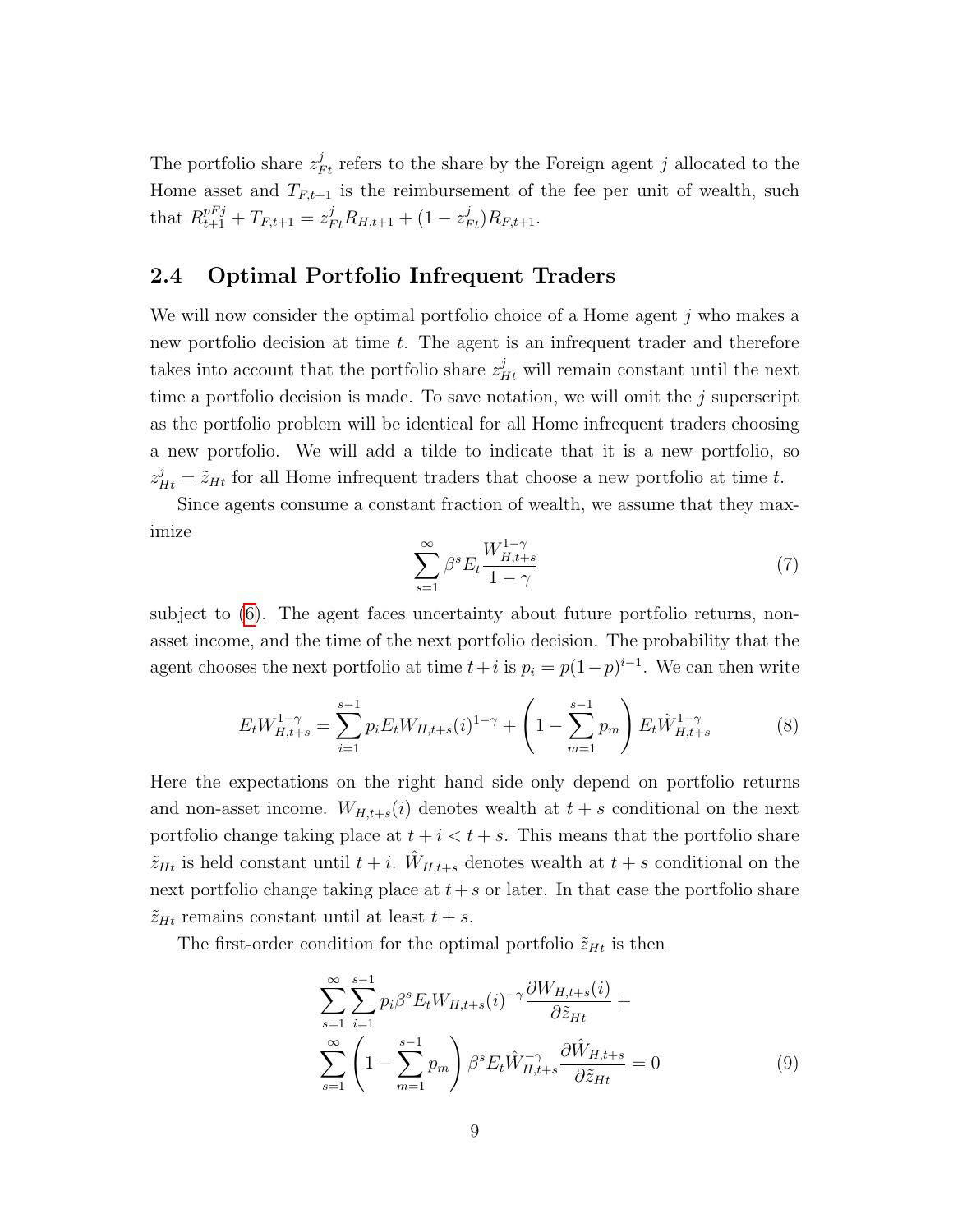The portfolio share $z^j_{Ft}$ refers to the share by the Foreign agent $j$ allocated to the Home asset and $T_{F,t+1}$ is the reimbursement of the fee per unit of wealth, such that $R^{pFj}_{t+1} + T_{F,t+1} = z^j_{Ft} R_{H,t+1} + (1 - z^j_{Ft}) R_{F,t+1}$.

## 2.4 Optimal Portfolio Infrequent Traders

We will now consider the optimal portfolio choice of a Home agent $j$ who makes a new portfolio decision at time $t$. The agent is an infrequent trader and therefore takes into account that the portfolio share $z^j_{Ht}$ will remain constant until the next time a portfolio decision is made. To save notation, we will omit the $j$ superscript as the portfolio problem will be identical for all Home infrequent traders choosing a new portfolio. We will add a tilde to indicate that it is a new portfolio, so $z^j_{Ht} = \tilde{z}_{Ht}$ for all Home infrequent traders that choose a new portfolio at time $t$.

Since agents consume a constant fraction of wealth, we assume that they maximize

$$\sum_{s=1}^{\infty} \beta^s E_t \frac{W^{1-\gamma}_{H,t+s}}{1-\gamma} \tag{7}$$

subject to (6). The agent faces uncertainty about future portfolio returns, non-asset income, and the time of the next portfolio decision. The probability that the agent chooses the next portfolio at time $t+i$ is $p_i = p(1-p)^{i-1}$. We can then write

$$E_t W^{1-\gamma}_{H,t+s} = \sum_{i=1}^{s-1} p_i E_t W_{H,t+s}(i)^{1-\gamma} + \left(1 - \sum_{m=1}^{s-1} p_m\right) E_t \hat{W}^{1-\gamma}_{H,t+s} \tag{8}$$

Here the expectations on the right hand side only depend on portfolio returns and non-asset income. $W_{H,t+s}(i)$ denotes wealth at $t+s$ conditional on the next portfolio change taking place at $t+i < t+s$. This means that the portfolio share $\tilde{z}_{Ht}$ is held constant until $t+i$. $\hat{W}_{H,t+s}$ denotes wealth at $t+s$ conditional on the next portfolio change taking place at $t+s$ or later. In that case the portfolio share $\tilde{z}_{Ht}$ remains constant until at least $t+s$.

The first-order condition for the optimal portfolio $\tilde{z}_{Ht}$ is then

$$\sum_{s=1}^{\infty} \sum_{i=1}^{s-1} p_i \beta^s E_t W_{H,t+s}(i)^{-\gamma} \frac{\partial W_{H,t+s}(i)}{\partial \tilde{z}_{Ht}} +$$
$$\sum_{s=1}^{\infty} \left(1 - \sum_{m=1}^{s-1} p_m\right) \beta^s E_t \hat{W}^{-\gamma}_{H,t+s} \frac{\partial \hat{W}_{H,t+s}}{\partial \tilde{z}_{Ht}} = 0 \tag{9}$$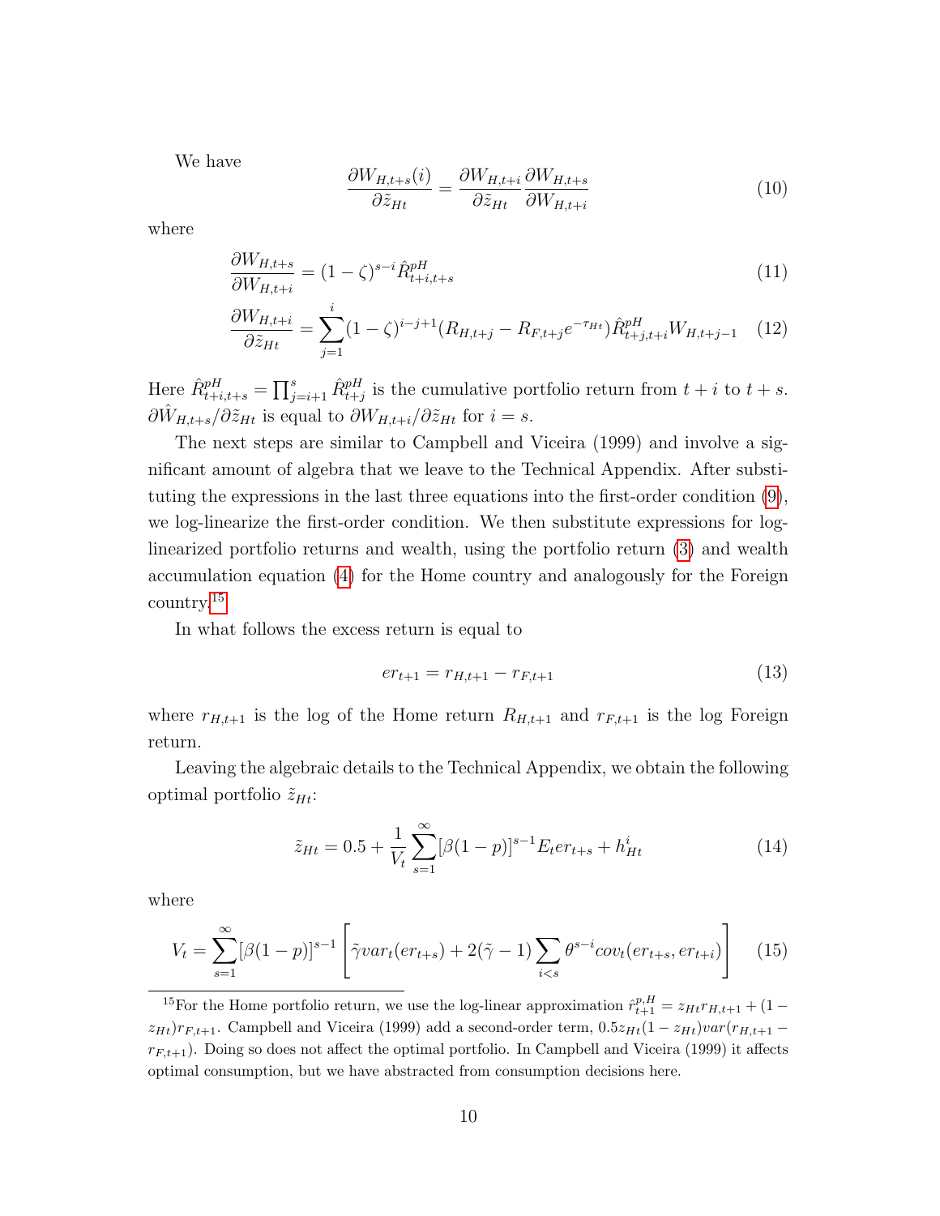We have

$$\frac{\partial W_{H,t+s}(i)}{\partial \tilde{z}_{Ht}} = \frac{\partial W_{H,t+i}}{\partial \tilde{z}_{Ht}} \frac{\partial W_{H,t+s}}{\partial W_{H,t+i}} \tag{10}$$

where

$$\frac{\partial W_{H,t+s}}{\partial W_{H,t+i}} = (1-\zeta)^{s-i} \hat{R}^{pH}_{t+i,t+s} \tag{11}$$

$$\frac{\partial W_{H,t+i}}{\partial \tilde{z}_{Ht}} = \sum_{j=1}^{i} (1-\zeta)^{i-j+1} (R_{H,t+j} - R_{F,t+j} e^{-\tau_{Ht}}) \hat{R}^{pH}_{t+j,t+i} W_{H,t+j-1} \tag{12}$$

Here $\hat{R}^{pH}_{t+i,t+s} = \prod_{j=i+1}^{s} \hat{R}^{pH}_{t+j}$ is the cumulative portfolio return from $t+i$ to $t+s$. $\partial \hat{W}_{H,t+s} / \partial \tilde{z}_{Ht}$ is equal to $\partial W_{H,t+i} / \partial \tilde{z}_{Ht}$ for $i = s$.

The next steps are similar to Campbell and Viceira (1999) and involve a significant amount of algebra that we leave to the Technical Appendix. After substituting the expressions in the last three equations into the first-order condition (9), we log-linearize the first-order condition. We then substitute expressions for log-linearized portfolio returns and wealth, using the portfolio return (3) and wealth accumulation equation (4) for the Home country and analogously for the Foreign country.[15]

In what follows the excess return is equal to

$$er_{t+1} = r_{H,t+1} - r_{F,t+1} \tag{13}$$

where $r_{H,t+1}$ is the log of the Home return $R_{H,t+1}$ and $r_{F,t+1}$ is the log Foreign return.

Leaving the algebraic details to the Technical Appendix, we obtain the following optimal portfolio $\tilde{z}_{Ht}$:

$$\tilde{z}_{Ht} = 0.5 + \frac{1}{V_t} \sum_{s=1}^{\infty} [\beta(1-p)]^{s-1} E_t er_{t+s} + h^i_{Ht} \tag{14}$$

where

$$V_t = \sum_{s=1}^{\infty} [\beta(1-p)]^{s-1} \left[ \tilde{\gamma} var_t(er_{t+s}) + 2(\tilde{\gamma} - 1) \sum_{i<s} \theta^{s-i} cov_t(er_{t+s}, er_{t+i}) \right] \tag{15}$$

[15] For the Home portfolio return, we use the log-linear approximation $\hat{r}^{p,H}_{t+1} = z_{Ht} r_{H,t+1} + (1 - z_{Ht}) r_{F,t+1}$. Campbell and Viceira (1999) add a second-order term, $0.5 z_{Ht}(1 - z_{Ht}) var(r_{H,t+1} - r_{F,t+1})$. Doing so does not affect the optimal portfolio. In Campbell and Viceira (1999) it affects optimal consumption, but we have abstracted from consumption decisions here.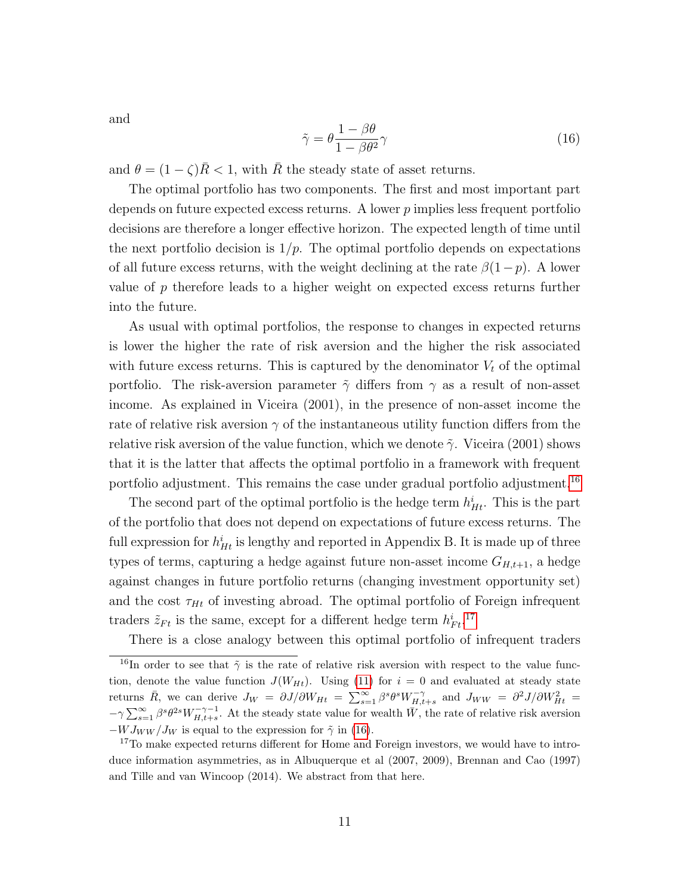and

$$\tilde{\gamma} = \theta \frac{1 - \beta\theta}{1 - \beta\theta^2} \gamma \tag{16}$$

and $\theta = (1 - \zeta)\bar{R} < 1$, with $\bar{R}$ the steady state of asset returns.

The optimal portfolio has two components. The first and most important part depends on future expected excess returns. A lower $p$ implies less frequent portfolio decisions are therefore a longer effective horizon. The expected length of time until the next portfolio decision is $1/p$. The optimal portfolio depends on expectations of all future excess returns, with the weight declining at the rate $\beta(1-p)$. A lower value of $p$ therefore leads to a higher weight on expected excess returns further into the future.

As usual with optimal portfolios, the response to changes in expected returns is lower the higher the rate of risk aversion and the higher the risk associated with future excess returns. This is captured by the denominator $V_t$ of the optimal portfolio. The risk-aversion parameter $\tilde{\gamma}$ differs from $\gamma$ as a result of non-asset income. As explained in Viceira (2001), in the presence of non-asset income the rate of relative risk aversion $\gamma$ of the instantaneous utility function differs from the relative risk aversion of the value function, which we denote $\tilde{\gamma}$. Viceira (2001) shows that it is the latter that affects the optimal portfolio in a framework with frequent portfolio adjustment. This remains the case under gradual portfolio adjustment.[16]

The second part of the optimal portfolio is the hedge term $h^i_{Ht}$. This is the part of the portfolio that does not depend on expectations of future excess returns. The full expression for $h^i_{Ht}$ is lengthy and reported in Appendix B. It is made up of three types of terms, capturing a hedge against future non-asset income $G_{H,t+1}$, a hedge against changes in future portfolio returns (changing investment opportunity set) and the cost $\tau_{Ht}$ of investing abroad. The optimal portfolio of Foreign infrequent traders $\tilde{z}_{Ft}$ is the same, except for a different hedge term $h^i_{Ft}$.[17]

There is a close analogy between this optimal portfolio of infrequent traders

[16] In order to see that $\tilde{\gamma}$ is the rate of relative risk aversion with respect to the value function, denote the value function $J(W_{Ht})$. Using (11) for $i = 0$ and evaluated at steady state returns $\bar{R}$, we can derive $J_W = \partial J / \partial W_{Ht} = \sum_{s=1}^{\infty} \beta^s \theta^s W_{H,t+s}^{-\gamma}$ and $J_{WW} = \partial^2 J / \partial W_{Ht}^2 = -\gamma \sum_{s=1}^{\infty} \beta^s \theta^{2s} W_{H,t+s}^{-\gamma-1}$. At the steady state value for wealth $\bar{W}$, the rate of relative risk aversion $-W J_{WW} / J_W$ is equal to the expression for $\tilde{\gamma}$ in (16).

[17] To make expected returns different for Home and Foreign investors, we would have to introduce information asymmetries, as in Albuquerque et al (2007, 2009), Brennan and Cao (1997) and Tille and van Wincoop (2014). We abstract from that here.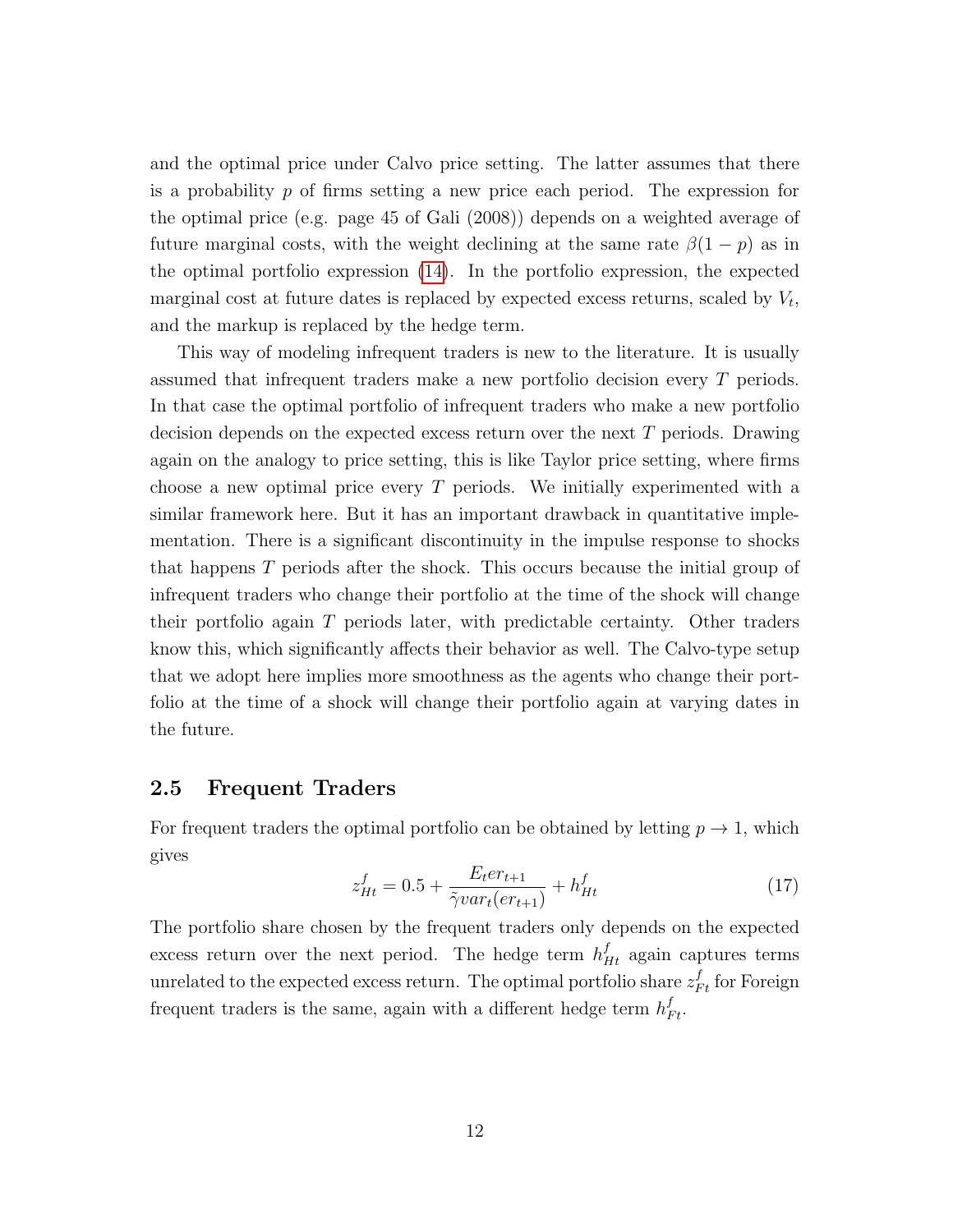and the optimal price under Calvo price setting. The latter assumes that there is a probability $p$ of firms setting a new price each period. The expression for the optimal price (e.g. page 45 of Gali (2008)) depends on a weighted average of future marginal costs, with the weight declining at the same rate $\beta(1-p)$ as in the optimal portfolio expression (14). In the portfolio expression, the expected marginal cost at future dates is replaced by expected excess returns, scaled by $V_t$, and the markup is replaced by the hedge term.

This way of modeling infrequent traders is new to the literature. It is usually assumed that infrequent traders make a new portfolio decision every $T$ periods. In that case the optimal portfolio of infrequent traders who make a new portfolio decision depends on the expected excess return over the next $T$ periods. Drawing again on the analogy to price setting, this is like Taylor price setting, where firms choose a new optimal price every $T$ periods. We initially experimented with a similar framework here. But it has an important drawback in quantitative implementation. There is a significant discontinuity in the impulse response to shocks that happens $T$ periods after the shock. This occurs because the initial group of infrequent traders who change their portfolio at the time of the shock will change their portfolio again $T$ periods later, with predictable certainty. Other traders know this, which significantly affects their behavior as well. The Calvo-type setup that we adopt here implies more smoothness as the agents who change their portfolio at the time of a shock will change their portfolio again at varying dates in the future.

## 2.5 Frequent Traders

For frequent traders the optimal portfolio can be obtained by letting $p \to 1$, which gives

$$z^f_{Ht} = 0.5 + \frac{E_t er_{t+1}}{\tilde{\gamma} var_t(er_{t+1})} + h^f_{Ht} \tag{17}$$

The portfolio share chosen by the frequent traders only depends on the expected excess return over the next period. The hedge term $h^f_{Ht}$ again captures terms unrelated to the expected excess return. The optimal portfolio share $z^f_{Ft}$ for Foreign frequent traders is the same, again with a different hedge term $h^f_{Ft}$.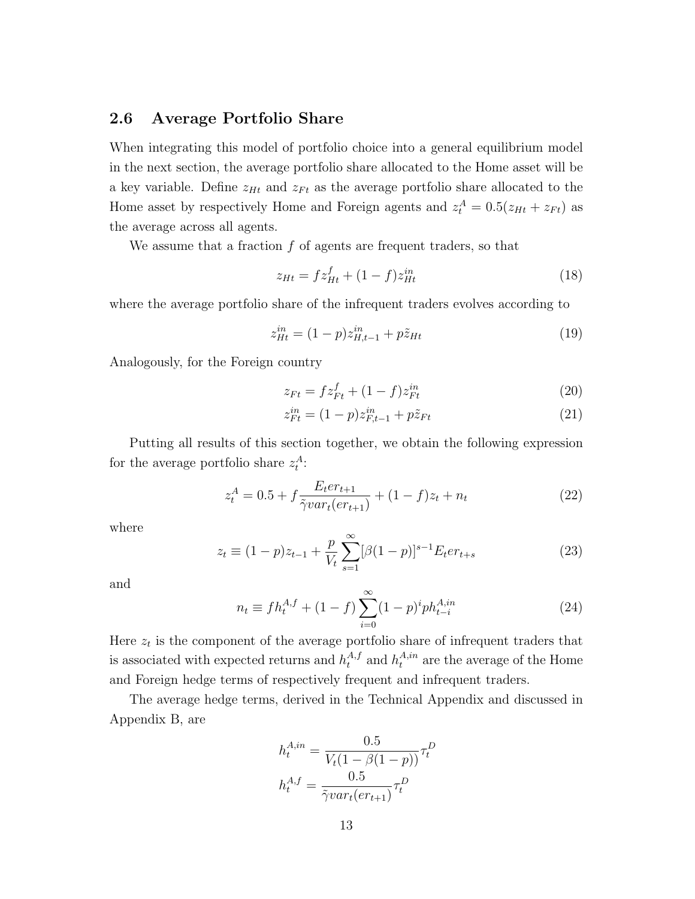### 2.6 Average Portfolio Share

When integrating this model of portfolio choice into a general equilibrium model in the next section, the average portfolio share allocated to the Home asset will be a key variable. Define $z_{Ht}$ and $z_{Ft}$ as the average portfolio share allocated to the Home asset by respectively Home and Foreign agents and $z_t^A = 0.5(z_{Ht} + z_{Ft})$ as the average across all agents.

We assume that a fraction $f$ of agents are frequent traders, so that

$$z_{Ht} = f z_{Ht}^{f} + (1-f) z_{Ht}^{in} \tag{18}$$

where the average portfolio share of the infrequent traders evolves according to

$$z_{Ht}^{in} = (1-p) z_{H,t-1}^{in} + p \tilde{z}_{Ht} \tag{19}$$

Analogously, for the Foreign country

$$z_{Ft} = f z_{Ft}^{f} + (1-f) z_{Ft}^{in} \tag{20}$$

$$z_{Ft}^{in} = (1-p) z_{F,t-1}^{in} + p \tilde{z}_{Ft} \tag{21}$$

Putting all results of this section together, we obtain the following expression for the average portfolio share $z_t^A$:

$$z_t^A = 0.5 + f \frac{E_t er_{t+1}}{\tilde{\gamma} var_t(er_{t+1})} + (1-f) z_t + n_t \tag{22}$$

where

$$z_t \equiv (1-p) z_{t-1} + \frac{p}{V_t} \sum_{s=1}^{\infty} [\beta(1-p)]^{s-1} E_t er_{t+s} \tag{23}$$

and

$$n_t \equiv f h_t^{A,f} + (1-f) \sum_{i=0}^{\infty} (1-p)^i p h_{t-i}^{A,in} \tag{24}$$

Here $z_t$ is the component of the average portfolio share of infrequent traders that is associated with expected returns and $h_t^{A,f}$ and $h_t^{A,in}$ are the average of the Home and Foreign hedge terms of respectively frequent and infrequent traders.

The average hedge terms, derived in the Technical Appendix and discussed in Appendix B, are

$$h_t^{A,in} = \frac{0.5}{V_t(1-\beta(1-p))} \tau_t^D$$

$$h_t^{A,f} = \frac{0.5}{\tilde{\gamma} var_t(er_{t+1})} \tau_t^D$$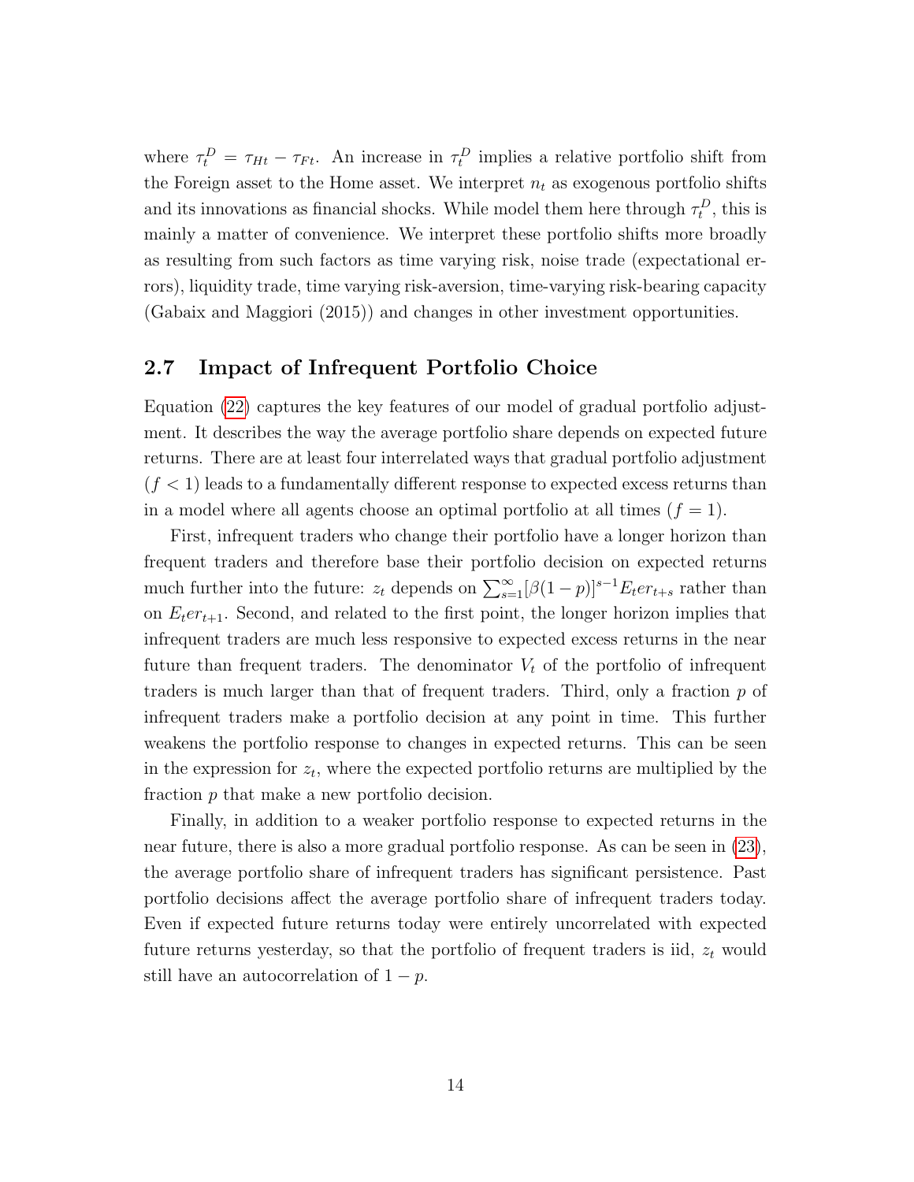where $\tau_t^D = \tau_{Ht} - \tau_{Ft}$. An increase in $\tau_t^D$ implies a relative portfolio shift from the Foreign asset to the Home asset. We interpret $n_t$ as exogenous portfolio shifts and its innovations as financial shocks. While model them here through $\tau_t^D$, this is mainly a matter of convenience. We interpret these portfolio shifts more broadly as resulting from such factors as time varying risk, noise trade (expectational errors), liquidity trade, time varying risk-aversion, time-varying risk-bearing capacity (Gabaix and Maggiori (2015)) and changes in other investment opportunities.

## 2.7 Impact of Infrequent Portfolio Choice

Equation (22) captures the key features of our model of gradual portfolio adjustment. It describes the way the average portfolio share depends on expected future returns. There are at least four interrelated ways that gradual portfolio adjustment ($f < 1$) leads to a fundamentally different response to expected excess returns than in a model where all agents choose an optimal portfolio at all times ($f = 1$).

First, infrequent traders who change their portfolio have a longer horizon than frequent traders and therefore base their portfolio decision on expected returns much further into the future: $z_t$ depends on $\sum_{s=1}^{\infty}[\beta(1-p)]^{s-1}E_t er_{t+s}$ rather than on $E_t er_{t+1}$. Second, and related to the first point, the longer horizon implies that infrequent traders are much less responsive to expected excess returns in the near future than frequent traders. The denominator $V_t$ of the portfolio of infrequent traders is much larger than that of frequent traders. Third, only a fraction $p$ of infrequent traders make a portfolio decision at any point in time. This further weakens the portfolio response to changes in expected returns. This can be seen in the expression for $z_t$, where the expected portfolio returns are multiplied by the fraction $p$ that make a new portfolio decision.

Finally, in addition to a weaker portfolio response to expected returns in the near future, there is also a more gradual portfolio response. As can be seen in (23), the average portfolio share of infrequent traders has significant persistence. Past portfolio decisions affect the average portfolio share of infrequent traders today. Even if expected future returns today were entirely uncorrelated with expected future returns yesterday, so that the portfolio of frequent traders is iid, $z_t$ would still have an autocorrelation of $1 - p$.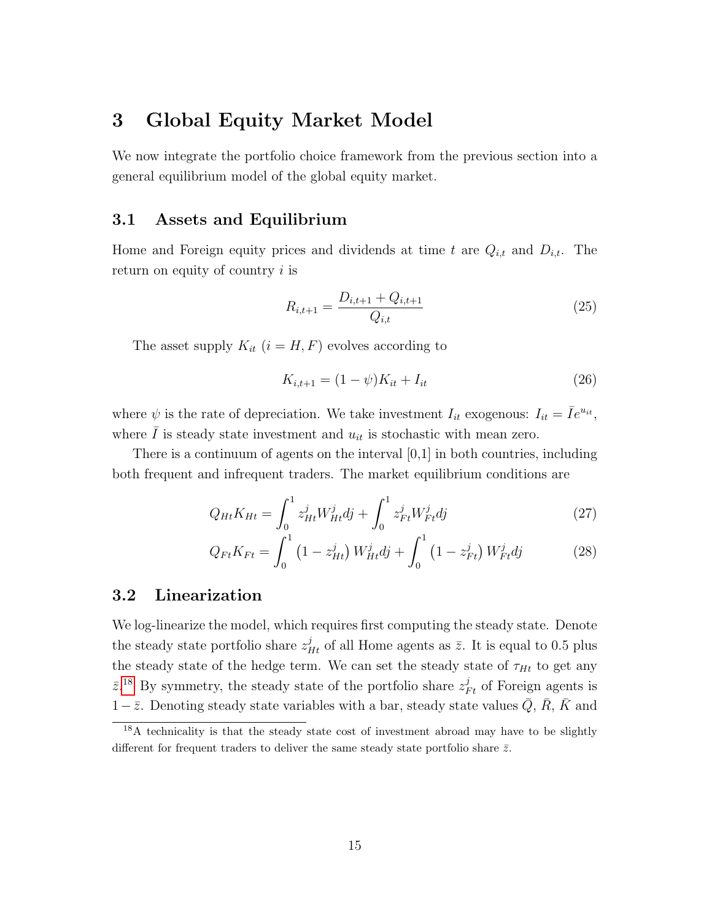# 3 Global Equity Market Model

We now integrate the portfolio choice framework from the previous section into a general equilibrium model of the global equity market.

## 3.1 Assets and Equilibrium

Home and Foreign equity prices and dividends at time $t$ are $Q_{i,t}$ and $D_{i,t}$. The return on equity of country $i$ is

$$R_{i,t+1} = \frac{D_{i,t+1} + Q_{i,t+1}}{Q_{i,t}} \tag{25}$$

The asset supply $K_{it}$ ($i = H, F$) evolves according to

$$K_{i,t+1} = (1 - \psi) K_{it} + I_{it} \tag{26}$$

where $\psi$ is the rate of depreciation. We take investment $I_{it}$ exogenous: $I_{it} = \bar{I} e^{u_{it}}$, where $\bar{I}$ is steady state investment and $u_{it}$ is stochastic with mean zero.

There is a continuum of agents on the interval [0,1] in both countries, including both frequent and infrequent traders. The market equilibrium conditions are

$$Q_{Ht} K_{Ht} = \int_0^1 z_{Ht}^j W_{Ht}^j dj + \int_0^1 z_{Ft}^j W_{Ft}^j dj \tag{27}$$

$$Q_{Ft} K_{Ft} = \int_0^1 \left(1 - z_{Ht}^j\right) W_{Ht}^j dj + \int_0^1 \left(1 - z_{Ft}^j\right) W_{Ft}^j dj \tag{28}$$

## 3.2 Linearization

We log-linearize the model, which requires first computing the steady state. Denote the steady state portfolio share $z_{Ht}^j$ of all Home agents as $\bar{z}$. It is equal to 0.5 plus the steady state of the hedge term. We can set the steady state of $\tau_{Ht}$ to get any $\bar{z}$.[18] By symmetry, the steady state of the portfolio share $z_{Ft}^j$ of Foreign agents is $1 - \bar{z}$. Denoting steady state variables with a bar, steady state values $\bar{Q}$, $\bar{R}$, $\bar{K}$ and

[18] A technicality is that the steady state cost of investment abroad may have to be slightly different for frequent traders to deliver the same steady state portfolio share $\bar{z}$.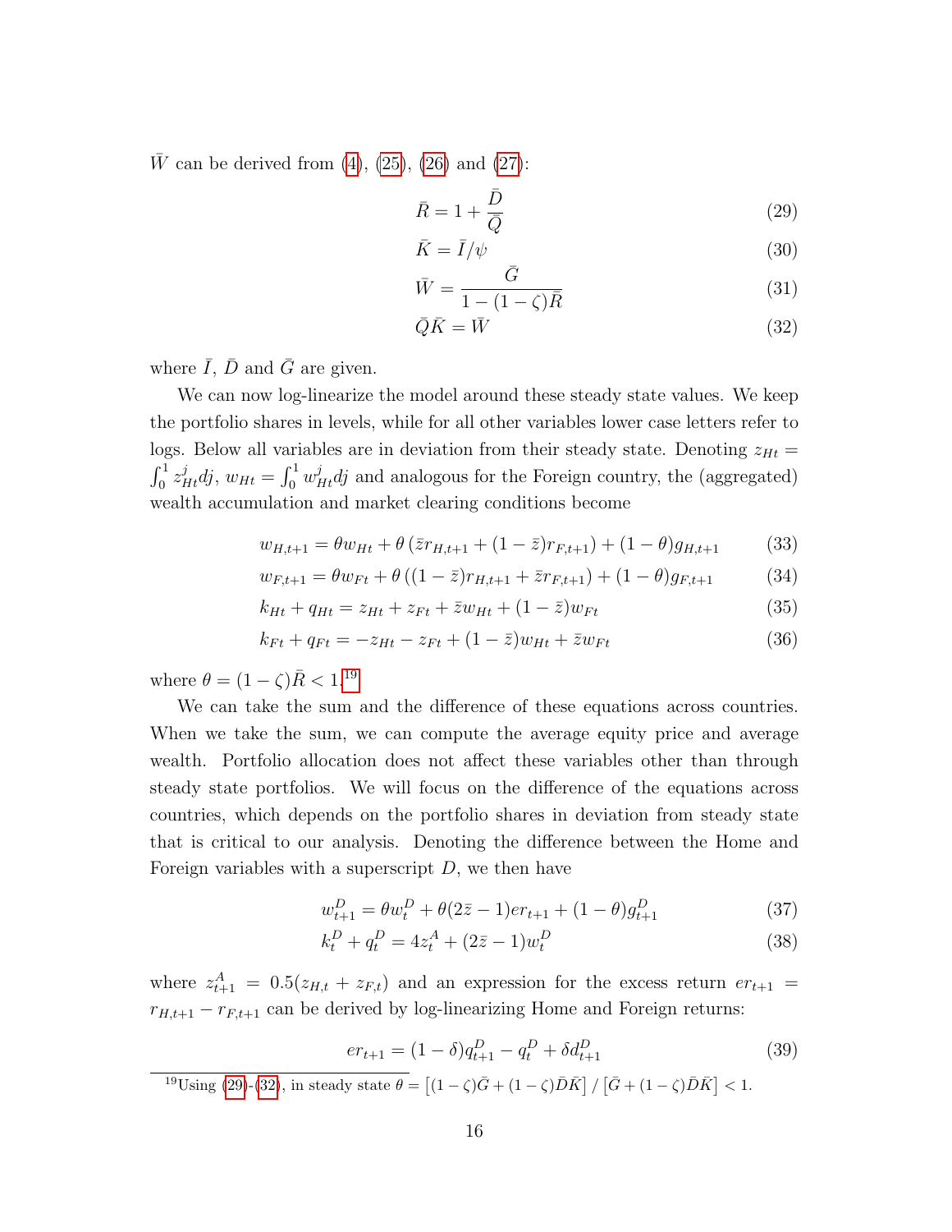$\bar{W}$ can be derived from (4), (25), (26) and (27):

$$\bar{R} = 1 + \frac{\bar{D}}{\bar{Q}} \tag{29}$$

$$\bar{K} = \bar{I}/\psi \tag{30}$$

$$\bar{W} = \frac{\bar{G}}{1-(1-\zeta)\bar{R}} \tag{31}$$

$$\bar{Q}\bar{K} = \bar{W} \tag{32}$$

where $\bar{I}$, $\bar{D}$ and $\bar{G}$ are given.

We can now log-linearize the model around these steady state values. We keep the portfolio shares in levels, while for all other variables lower case letters refer to logs. Below all variables are in deviation from their steady state. Denoting $z_{Ht} = \int_0^1 z_{Ht}^j dj$, $w_{Ht} = \int_0^1 w_{Ht}^j dj$ and analogous for the Foreign country, the (aggregated) wealth accumulation and market clearing conditions become

$$w_{H,t+1} = \theta w_{Ht} + \theta\left(\bar{z}r_{H,t+1} + (1-\bar{z})r_{F,t+1}\right) + (1-\theta)g_{H,t+1} \tag{33}$$

$$w_{F,t+1} = \theta w_{Ft} + \theta\left((1-\bar{z})r_{H,t+1} + \bar{z}r_{F,t+1}\right) + (1-\theta)g_{F,t+1} \tag{34}$$

$$k_{Ht} + q_{Ht} = z_{Ht} + z_{Ft} + \bar{z}w_{Ht} + (1-\bar{z})w_{Ft} \tag{35}$$

$$k_{Ft} + q_{Ft} = -z_{Ht} - z_{Ft} + (1-\bar{z})w_{Ht} + \bar{z}w_{Ft} \tag{36}$$

where $\theta = (1-\zeta)\bar{R} < 1$.[19]

We can take the sum and the difference of these equations across countries. When we take the sum, we can compute the average equity price and average wealth. Portfolio allocation does not affect these variables other than through steady state portfolios. We will focus on the difference of the equations across countries, which depends on the portfolio shares in deviation from steady state that is critical to our analysis. Denoting the difference between the Home and Foreign variables with a superscript $D$, we then have

$$w_{t+1}^D = \theta w_t^D + \theta(2\bar{z}-1)er_{t+1} + (1-\theta)g_{t+1}^D \tag{37}$$

$$k_t^D + q_t^D = 4z_t^A + (2\bar{z}-1)w_t^D \tag{38}$$

where $z_{t+1}^A = 0.5(z_{H,t} + z_{F,t})$ and an expression for the excess return $er_{t+1} = r_{H,t+1} - r_{F,t+1}$ can be derived by log-linearizing Home and Foreign returns:

$$er_{t+1} = (1-\delta)q_{t+1}^D - q_t^D + \delta d_{t+1}^D \tag{39}$$

[19] Using (29)-(32), in steady state $\theta = \left[(1-\zeta)\bar{G} + (1-\zeta)\bar{D}\bar{K}\right] / \left[\bar{G} + (1-\zeta)\bar{D}\bar{K}\right] < 1$.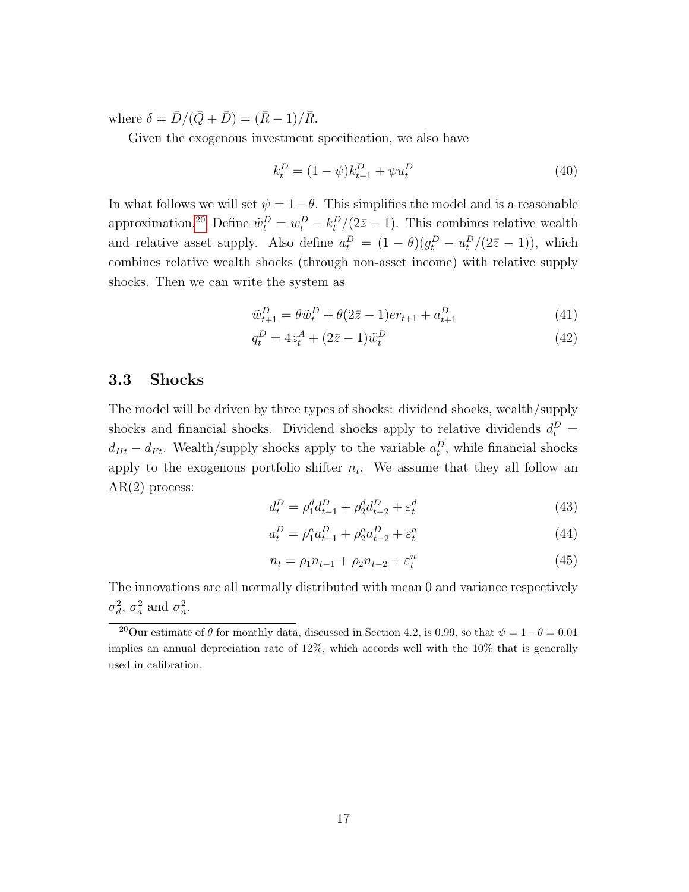where $\delta = \bar{D}/(\bar{Q} + \bar{D}) = (\bar{R} - 1)/\bar{R}$.

Given the exogenous investment specification, we also have

$$k_t^D = (1 - \psi)k_{t-1}^D + \psi u_t^D \tag{40}$$

In what follows we will set $\psi = 1 - \theta$. This simplifies the model and is a reasonable approximation.[20] Define $\tilde{w}_t^D = w_t^D - k_t^D/(2\bar{z} - 1)$. This combines relative wealth and relative asset supply. Also define $a_t^D = (1 - \theta)(g_t^D - u_t^D/(2\bar{z} - 1))$, which combines relative wealth shocks (through non-asset income) with relative supply shocks. Then we can write the system as

$$\tilde{w}_{t+1}^D = \theta \tilde{w}_t^D + \theta(2\bar{z} - 1)er_{t+1} + a_{t+1}^D \tag{41}$$

$$q_t^D = 4z_t^A + (2\bar{z} - 1)\tilde{w}_t^D \tag{42}$$

## 3.3 Shocks

The model will be driven by three types of shocks: dividend shocks, wealth/supply shocks and financial shocks. Dividend shocks apply to relative dividends $d_t^D = d_{Ht} - d_{Ft}$. Wealth/supply shocks apply to the variable $a_t^D$, while financial shocks apply to the exogenous portfolio shifter $n_t$. We assume that they all follow an AR(2) process:

$$d_t^D = \rho_1^d d_{t-1}^D + \rho_2^d d_{t-2}^D + \varepsilon_t^d \tag{43}$$

$$a_t^D = \rho_1^a a_{t-1}^D + \rho_2^a a_{t-2}^D + \varepsilon_t^a \tag{44}$$

$$n_t = \rho_1 n_{t-1} + \rho_2 n_{t-2} + \varepsilon_t^n \tag{45}$$

The innovations are all normally distributed with mean 0 and variance respectively $\sigma_d^2$, $\sigma_a^2$ and $\sigma_n^2$.

[20] Our estimate of $\theta$ for monthly data, discussed in Section 4.2, is 0.99, so that $\psi = 1 - \theta = 0.01$ implies an annual depreciation rate of 12%, which accords well with the 10% that is generally used in calibration.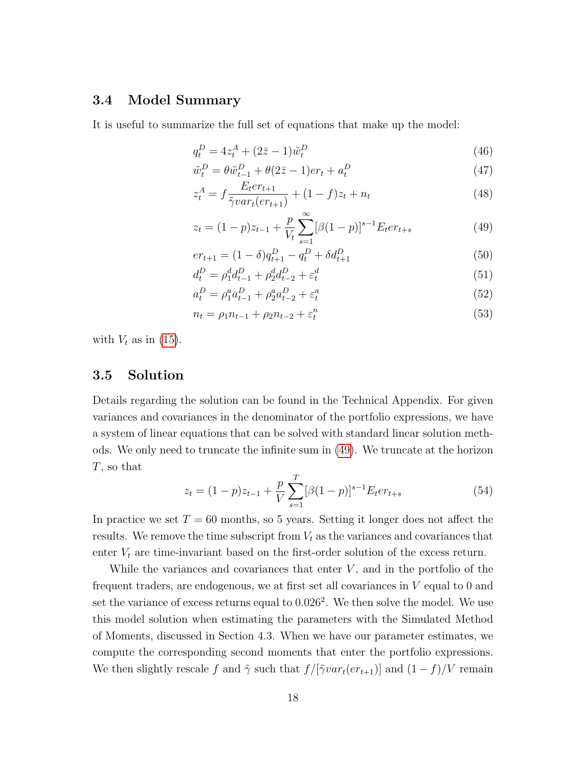### 3.4 Model Summary

It is useful to summarize the full set of equations that make up the model:

$$q_t^D = 4z_t^A + (2\bar{z} - 1)\tilde{w}_t^D \tag{46}$$

$$\tilde{w}_t^D = \theta \tilde{w}_{t-1}^D + \theta(2\bar{z} - 1)er_t + a_t^D \tag{47}$$

$$z_t^A = f \frac{E_t er_{t+1}}{\tilde{\gamma} var_t(er_{t+1})} + (1 - f)z_t + n_t \tag{48}$$

$$z_t = (1 - p)z_{t-1} + \frac{p}{V_t} \sum_{s=1}^{\infty} [\beta(1 - p)]^{s-1} E_t er_{t+s} \tag{49}$$

$$er_{t+1} = (1 - \delta)q_{t+1}^D - q_t^D + \delta d_{t+1}^D \tag{50}$$

$$d_t^D = \rho_1^d d_{t-1}^D + \rho_2^d d_{t-2}^D + \varepsilon_t^d \tag{51}$$

$$a_t^D = \rho_1^a a_{t-1}^D + \rho_2^a a_{t-2}^D + \varepsilon_t^a \tag{52}$$

$$n_t = \rho_1 n_{t-1} + \rho_2 n_{t-2} + \varepsilon_t^n \tag{53}$$

with $V_t$ as in (15).

### 3.5 Solution

Details regarding the solution can be found in the Technical Appendix. For given variances and covariances in the denominator of the portfolio expressions, we have a system of linear equations that can be solved with standard linear solution methods. We only need to truncate the infinite sum in (49). We truncate at the horizon $T$, so that

$$z_t = (1 - p)z_{t-1} + \frac{p}{V} \sum_{s=1}^{T} [\beta(1 - p)]^{s-1} E_t er_{t+s} \tag{54}$$

In practice we set $T = 60$ months, so 5 years. Setting it longer does not affect the results. We remove the time subscript from $V_t$ as the variances and covariances that enter $V_t$ are time-invariant based on the first-order solution of the excess return.

While the variances and covariances that enter $V$, and in the portfolio of the frequent traders, are endogenous, we at first set all covariances in $V$ equal to 0 and set the variance of excess returns equal to $0.026^2$. We then solve the model. We use this model solution when estimating the parameters with the Simulated Method of Moments, discussed in Section 4.3. When we have our parameter estimates, we compute the corresponding second moments that enter the portfolio expressions. We then slightly rescale $f$ and $\tilde{\gamma}$ such that $f/[\tilde{\gamma} var_t(er_{t+1})]$ and $(1 - f)/V$ remain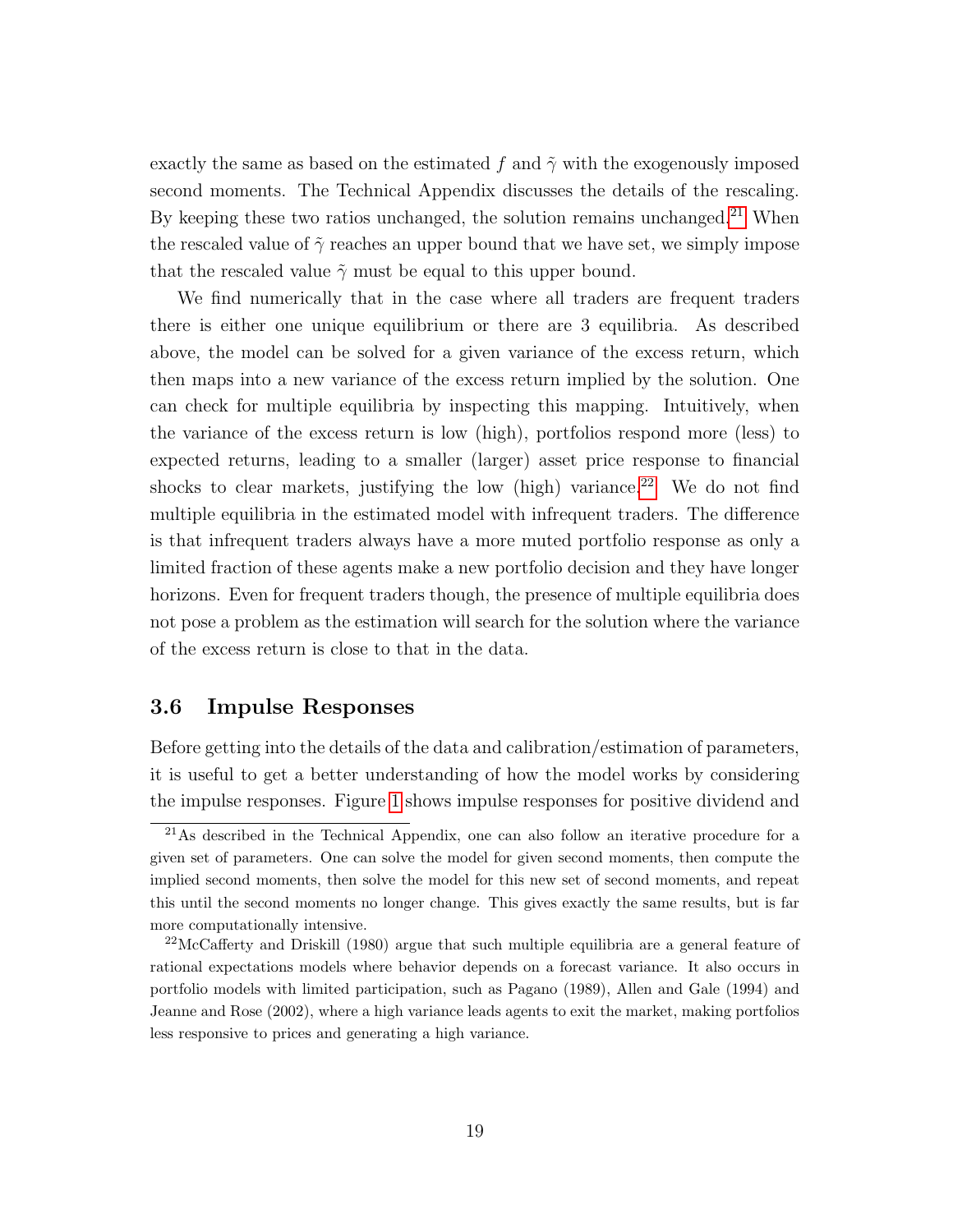exactly the same as based on the estimated $f$ and $\tilde{\gamma}$ with the exogenously imposed second moments. The Technical Appendix discusses the details of the rescaling. By keeping these two ratios unchanged, the solution remains unchanged.[21] When the rescaled value of $\tilde{\gamma}$ reaches an upper bound that we have set, we simply impose that the rescaled value $\tilde{\gamma}$ must be equal to this upper bound.

We find numerically that in the case where all traders are frequent traders there is either one unique equilibrium or there are 3 equilibria. As described above, the model can be solved for a given variance of the excess return, which then maps into a new variance of the excess return implied by the solution. One can check for multiple equilibria by inspecting this mapping. Intuitively, when the variance of the excess return is low (high), portfolios respond more (less) to expected returns, leading to a smaller (larger) asset price response to financial shocks to clear markets, justifying the low (high) variance.[22] We do not find multiple equilibria in the estimated model with infrequent traders. The difference is that infrequent traders always have a more muted portfolio response as only a limited fraction of these agents make a new portfolio decision and they have longer horizons. Even for frequent traders though, the presence of multiple equilibria does not pose a problem as the estimation will search for the solution where the variance of the excess return is close to that in the data.

### 3.6 Impulse Responses

Before getting into the details of the data and calibration/estimation of parameters, it is useful to get a better understanding of how the model works by considering the impulse responses. Figure 1 shows impulse responses for positive dividend and

[21] As described in the Technical Appendix, one can also follow an iterative procedure for a given set of parameters. One can solve the model for given second moments, then compute the implied second moments, then solve the model for this new set of second moments, and repeat this until the second moments no longer change. This gives exactly the same results, but is far more computationally intensive.

[22] McCafferty and Driskill (1980) argue that such multiple equilibria are a general feature of rational expectations models where behavior depends on a forecast variance. It also occurs in portfolio models with limited participation, such as Pagano (1989), Allen and Gale (1994) and Jeanne and Rose (2002), where a high variance leads agents to exit the market, making portfolios less responsive to prices and generating a high variance.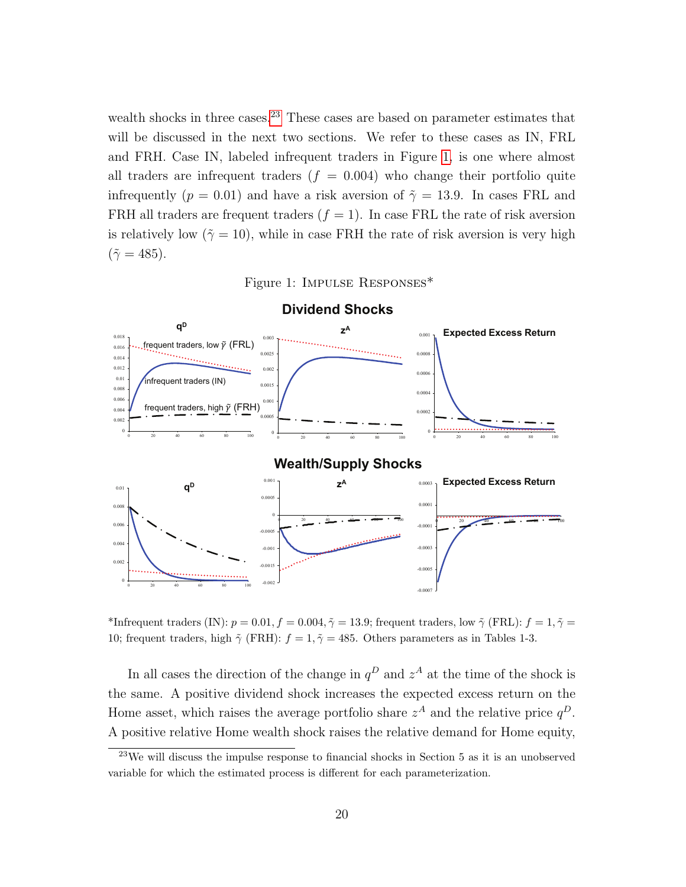wealth shocks in three cases.[23] These cases are based on parameter estimates that will be discussed in the next two sections. We refer to these cases as IN, FRL and FRH. Case IN, labeled infrequent traders in Figure 1, is one where almost all traders are infrequent traders ($f = 0.004$) who change their portfolio quite infrequently ($p = 0.01$) and have a risk aversion of $\tilde{\gamma} = 13.9$. In cases FRL and FRH all traders are frequent traders ($f = 1$). In case FRL the rate of risk aversion is relatively low ($\tilde{\gamma} = 10$), while in case FRH the rate of risk aversion is very high ($\tilde{\gamma} = 485$).

Figure 1: Impulse Responses*

*Infrequent traders (IN): $p = 0.01, f = 0.004, \tilde{\gamma} = 13.9$; frequent traders, low $\tilde{\gamma}$ (FRL): $f = 1, \tilde{\gamma} = 10$; frequent traders, high $\tilde{\gamma}$ (FRH): $f = 1, \tilde{\gamma} = 485$. Others parameters as in Tables 1-3.

In all cases the direction of the change in $q^D$ and $z^A$ at the time of the shock is the same. A positive dividend shock increases the expected excess return on the Home asset, which raises the average portfolio share $z^A$ and the relative price $q^D$. A positive relative Home wealth shock raises the relative demand for Home equity,

[23] We will discuss the impulse response to financial shocks in Section 5 as it is an unobserved variable for which the estimated process is different for each parameterization.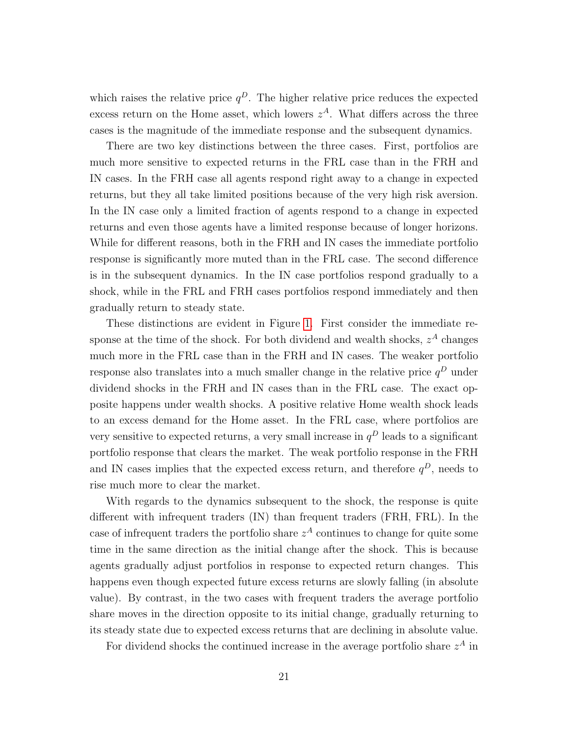which raises the relative price $q^D$. The higher relative price reduces the expected excess return on the Home asset, which lowers $z^A$. What differs across the three cases is the magnitude of the immediate response and the subsequent dynamics.

There are two key distinctions between the three cases. First, portfolios are much more sensitive to expected returns in the FRL case than in the FRH and IN cases. In the FRH case all agents respond right away to a change in expected returns, but they all take limited positions because of the very high risk aversion. In the IN case only a limited fraction of agents respond to a change in expected returns and even those agents have a limited response because of longer horizons. While for different reasons, both in the FRH and IN cases the immediate portfolio response is significantly more muted than in the FRL case. The second difference is in the subsequent dynamics. In the IN case portfolios respond gradually to a shock, while in the FRL and FRH cases portfolios respond immediately and then gradually return to steady state.

These distinctions are evident in Figure 1. First consider the immediate response at the time of the shock. For both dividend and wealth shocks, $z^A$ changes much more in the FRL case than in the FRH and IN cases. The weaker portfolio response also translates into a much smaller change in the relative price $q^D$ under dividend shocks in the FRH and IN cases than in the FRL case. The exact opposite happens under wealth shocks. A positive relative Home wealth shock leads to an excess demand for the Home asset. In the FRL case, where portfolios are very sensitive to expected returns, a very small increase in $q^D$ leads to a significant portfolio response that clears the market. The weak portfolio response in the FRH and IN cases implies that the expected excess return, and therefore $q^D$, needs to rise much more to clear the market.

With regards to the dynamics subsequent to the shock, the response is quite different with infrequent traders (IN) than frequent traders (FRH, FRL). In the case of infrequent traders the portfolio share $z^A$ continues to change for quite some time in the same direction as the initial change after the shock. This is because agents gradually adjust portfolios in response to expected return changes. This happens even though expected future excess returns are slowly falling (in absolute value). By contrast, in the two cases with frequent traders the average portfolio share moves in the direction opposite to its initial change, gradually returning to its steady state due to expected excess returns that are declining in absolute value.

For dividend shocks the continued increase in the average portfolio share $z^A$ in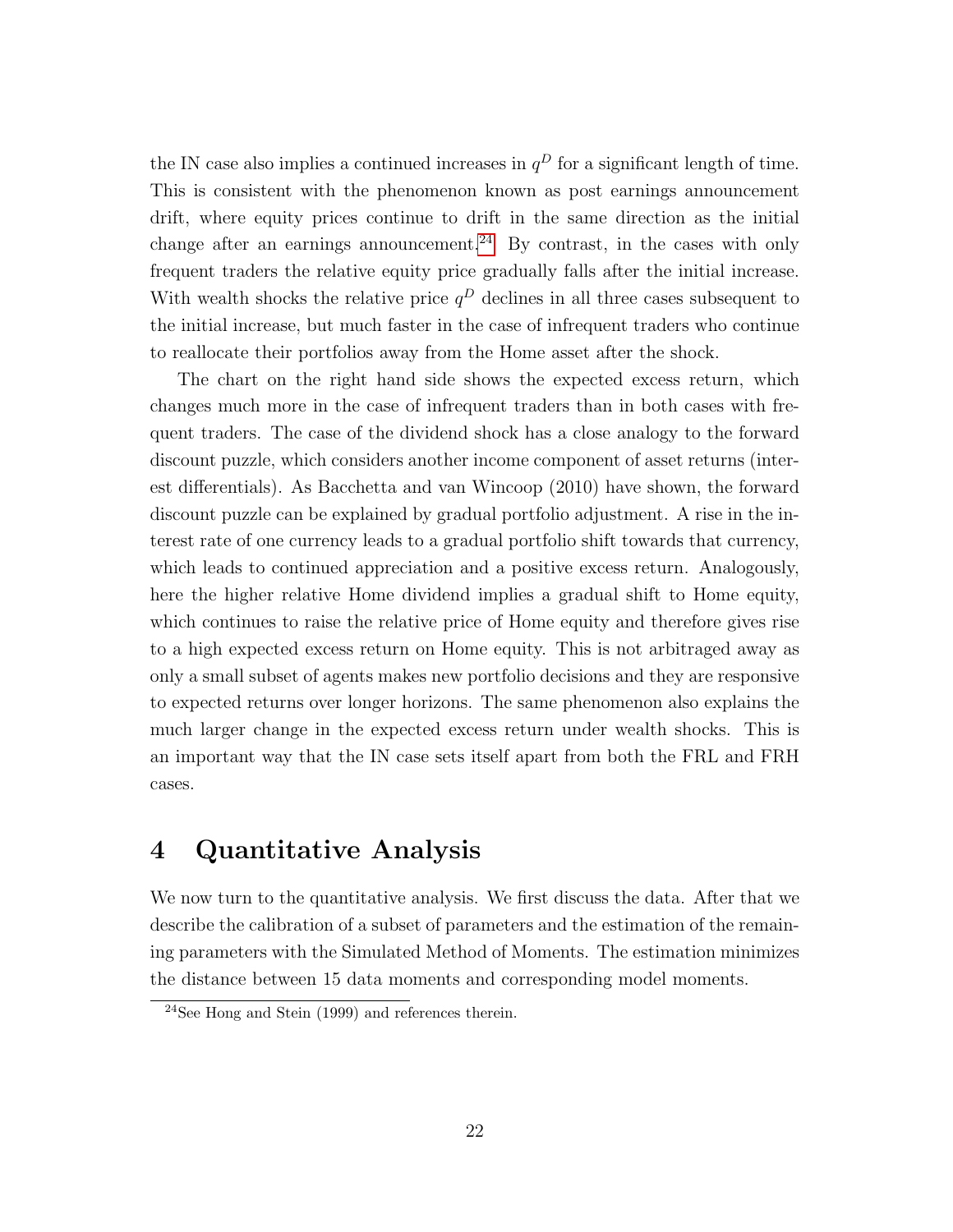the IN case also implies a continued increases in $q^D$ for a significant length of time. This is consistent with the phenomenon known as post earnings announcement drift, where equity prices continue to drift in the same direction as the initial change after an earnings announcement.[24] By contrast, in the cases with only frequent traders the relative equity price gradually falls after the initial increase. With wealth shocks the relative price $q^D$ declines in all three cases subsequent to the initial increase, but much faster in the case of infrequent traders who continue to reallocate their portfolios away from the Home asset after the shock.

The chart on the right hand side shows the expected excess return, which changes much more in the case of infrequent traders than in both cases with frequent traders. The case of the dividend shock has a close analogy to the forward discount puzzle, which considers another income component of asset returns (interest differentials). As Bacchetta and van Wincoop (2010) have shown, the forward discount puzzle can be explained by gradual portfolio adjustment. A rise in the interest rate of one currency leads to a gradual portfolio shift towards that currency, which leads to continued appreciation and a positive excess return. Analogously, here the higher relative Home dividend implies a gradual shift to Home equity, which continues to raise the relative price of Home equity and therefore gives rise to a high expected excess return on Home equity. This is not arbitraged away as only a small subset of agents makes new portfolio decisions and they are responsive to expected returns over longer horizons. The same phenomenon also explains the much larger change in the expected excess return under wealth shocks. This is an important way that the IN case sets itself apart from both the FRL and FRH cases.

# 4 Quantitative Analysis

We now turn to the quantitative analysis. We first discuss the data. After that we describe the calibration of a subset of parameters and the estimation of the remaining parameters with the Simulated Method of Moments. The estimation minimizes the distance between 15 data moments and corresponding model moments.

[24] See Hong and Stein (1999) and references therein.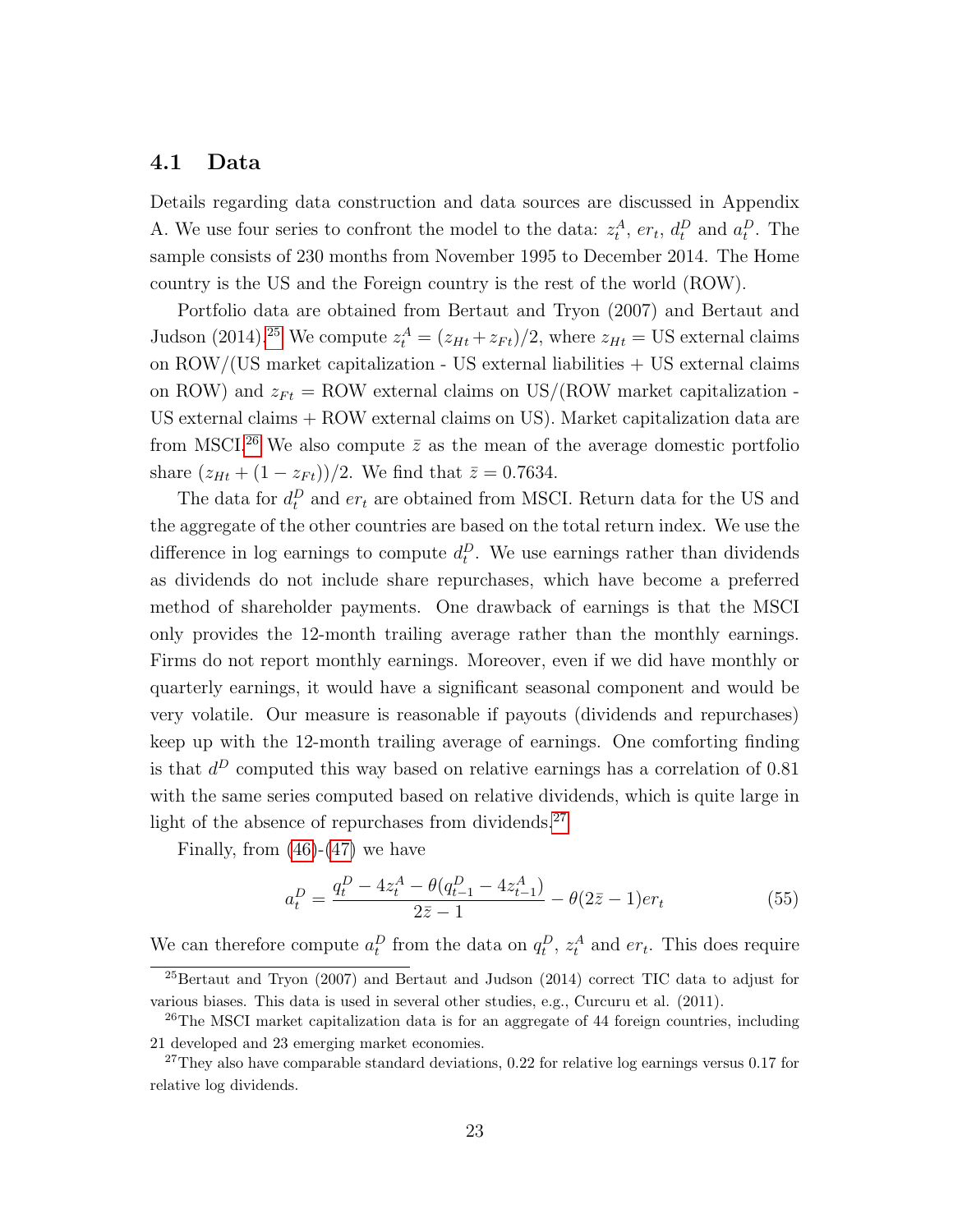### 4.1 Data

Details regarding data construction and data sources are discussed in Appendix A. We use four series to confront the model to the data: $z_t^A$, $er_t$, $d_t^D$ and $a_t^D$. The sample consists of 230 months from November 1995 to December 2014. The Home country is the US and the Foreign country is the rest of the world (ROW).

Portfolio data are obtained from Bertaut and Tryon (2007) and Bertaut and Judson (2014).[25] We compute $z_t^A = (z_{Ht} + z_{Ft})/2$, where $z_{Ht}$ = US external claims on ROW/(US market capitalization - US external liabilities + US external claims on ROW) and $z_{Ft}$ = ROW external claims on US/(ROW market capitalization - US external claims + ROW external claims on US). Market capitalization data are from MSCI.[26] We also compute $\bar{z}$ as the mean of the average domestic portfolio share $(z_{Ht} + (1 - z_{Ft}))/2$. We find that $\bar{z} = 0.7634$.

The data for $d_t^D$ and $er_t$ are obtained from MSCI. Return data for the US and the aggregate of the other countries are based on the total return index. We use the difference in log earnings to compute $d_t^D$. We use earnings rather than dividends as dividends do not include share repurchases, which have become a preferred method of shareholder payments. One drawback of earnings is that the MSCI only provides the 12-month trailing average rather than the monthly earnings. Firms do not report monthly earnings. Moreover, even if we did have monthly or quarterly earnings, it would have a significant seasonal component and would be very volatile. Our measure is reasonable if payouts (dividends and repurchases) keep up with the 12-month trailing average of earnings. One comforting finding is that $d^D$ computed this way based on relative earnings has a correlation of 0.81 with the same series computed based on relative dividends, which is quite large in light of the absence of repurchases from dividends.[27]

Finally, from (46)-(47) we have

$$a_t^D = \frac{q_t^D - 4z_t^A - \theta(q_{t-1}^D - 4z_{t-1}^A)}{2\bar{z} - 1} - \theta(2\bar{z} - 1)er_t \tag{55}$$

We can therefore compute $a_t^D$ from the data on $q_t^D$, $z_t^A$ and $er_t$. This does require

[25] Bertaut and Tryon (2007) and Bertaut and Judson (2014) correct TIC data to adjust for various biases. This data is used in several other studies, e.g., Curcuru et al. (2011).

[26] The MSCI market capitalization data is for an aggregate of 44 foreign countries, including 21 developed and 23 emerging market economies.

[27] They also have comparable standard deviations, 0.22 for relative log earnings versus 0.17 for relative log dividends.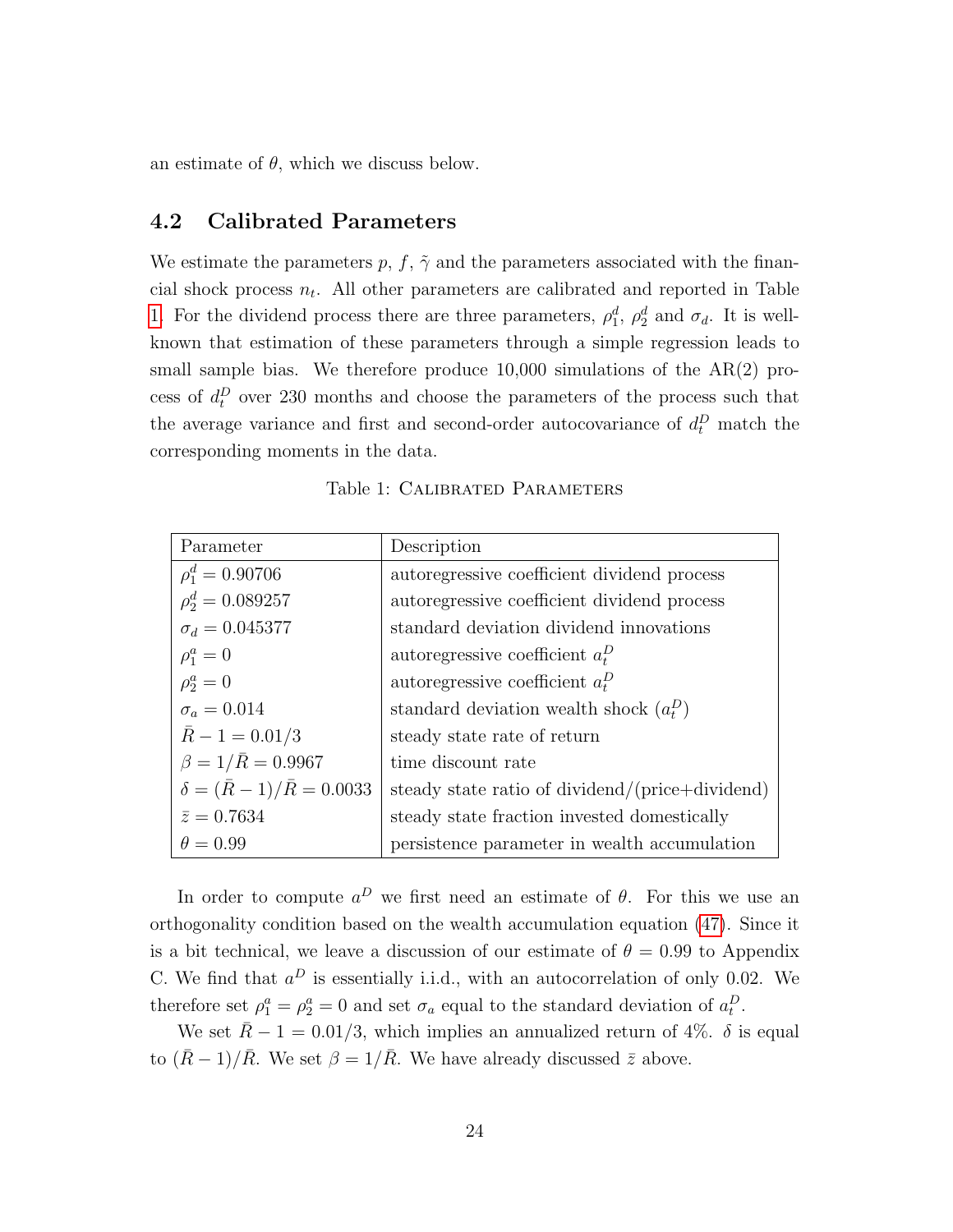an estimate of $\theta$, which we discuss below.

## 4.2 Calibrated Parameters

We estimate the parameters $p$, $f$, $\tilde{\gamma}$ and the parameters associated with the financial shock process $n_t$. All other parameters are calibrated and reported in Table 1. For the dividend process there are three parameters, $\rho_1^d$, $\rho_2^d$ and $\sigma_d$. It is well-known that estimation of these parameters through a simple regression leads to small sample bias. We therefore produce 10,000 simulations of the AR(2) process of $d_t^D$ over 230 months and choose the parameters of the process such that the average variance and first and second-order autocovariance of $d_t^D$ match the corresponding moments in the data.

Table 1: Calibrated Parameters

| Parameter | Description |
|---|---|
| $\rho_1^d = 0.90706$ | autoregressive coefficient dividend process |
| $\rho_2^d = 0.089257$ | autoregressive coefficient dividend process |
| $\sigma_d = 0.045377$ | standard deviation dividend innovations |
| $\rho_1^a = 0$ | autoregressive coefficient $a_t^D$ |
| $\rho_2^a = 0$ | autoregressive coefficient $a_t^D$ |
| $\sigma_a = 0.014$ | standard deviation wealth shock ($a_t^D$) |
| $\bar{R} - 1 = 0.01/3$ | steady state rate of return |
| $\beta = 1/\bar{R} = 0.9967$ | time discount rate |
| $\delta = (\bar{R} - 1)/\bar{R} = 0.0033$ | steady state ratio of dividend/(price+dividend) |
| $\bar{z} = 0.7634$ | steady state fraction invested domestically |
| $\theta = 0.99$ | persistence parameter in wealth accumulation |

In order to compute $a^D$ we first need an estimate of $\theta$. For this we use an orthogonality condition based on the wealth accumulation equation (47). Since it is a bit technical, we leave a discussion of our estimate of $\theta = 0.99$ to Appendix C. We find that $a^D$ is essentially i.i.d., with an autocorrelation of only 0.02. We therefore set $\rho_1^a = \rho_2^a = 0$ and set $\sigma_a$ equal to the standard deviation of $a_t^D$.

We set $\bar{R} - 1 = 0.01/3$, which implies an annualized return of 4%. $\delta$ is equal to $(\bar{R} - 1)/\bar{R}$. We set $\beta = 1/\bar{R}$. We have already discussed $\bar{z}$ above.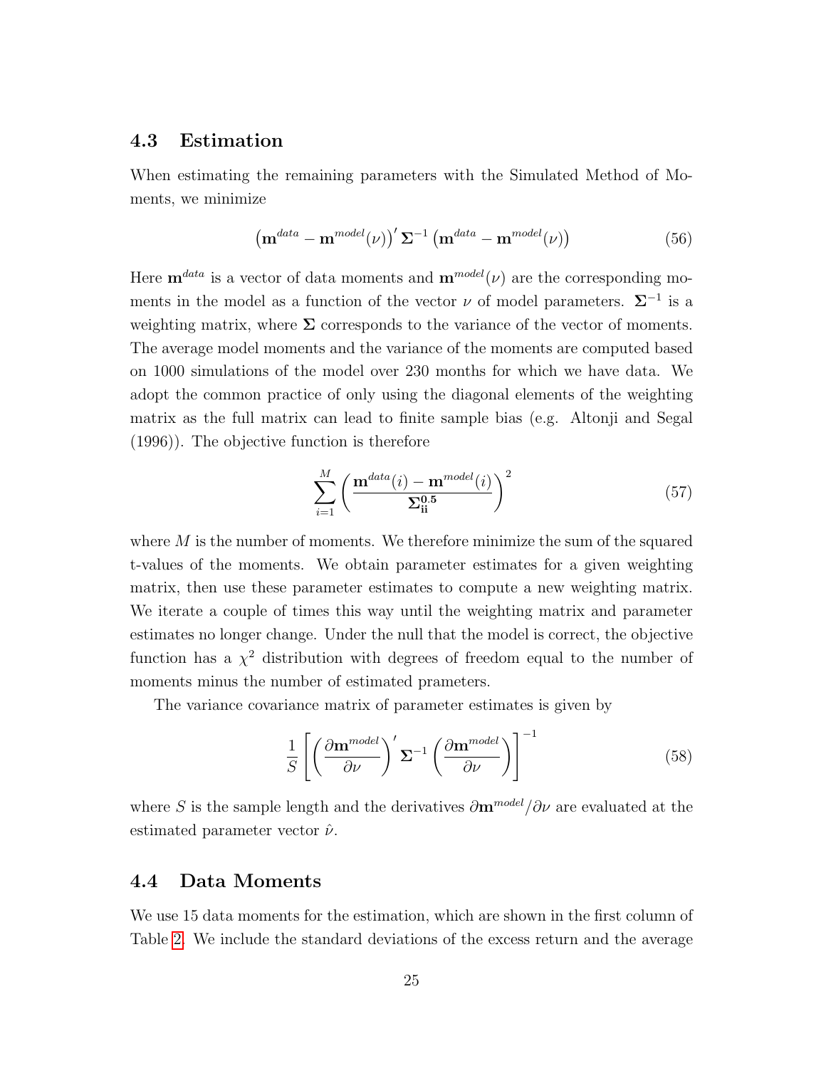### 4.3 Estimation

When estimating the remaining parameters with the Simulated Method of Moments, we minimize

$$\left(\mathbf{m}^{data} - \mathbf{m}^{model}(\nu)\right)' \boldsymbol{\Sigma}^{-1} \left(\mathbf{m}^{data} - \mathbf{m}^{model}(\nu)\right) \tag{56}$$

Here $\mathbf{m}^{data}$ is a vector of data moments and $\mathbf{m}^{model}(\nu)$ are the corresponding moments in the model as a function of the vector $\nu$ of model parameters. $\boldsymbol{\Sigma}^{-1}$ is a weighting matrix, where $\boldsymbol{\Sigma}$ corresponds to the variance of the vector of moments. The average model moments and the variance of the moments are computed based on 1000 simulations of the model over 230 months for which we have data. We adopt the common practice of only using the diagonal elements of the weighting matrix as the full matrix can lead to finite sample bias (e.g. Altonji and Segal (1996)). The objective function is therefore

$$\sum_{i=1}^{M} \left( \frac{\mathbf{m}^{data}(i) - \mathbf{m}^{model}(i)}{\boldsymbol{\Sigma}_{\mathbf{ii}}^{\mathbf{0.5}}} \right)^2 \tag{57}$$

where $M$ is the number of moments. We therefore minimize the sum of the squared t-values of the moments. We obtain parameter estimates for a given weighting matrix, then use these parameter estimates to compute a new weighting matrix. We iterate a couple of times this way until the weighting matrix and parameter estimates no longer change. Under the null that the model is correct, the objective function has a $\chi^2$ distribution with degrees of freedom equal to the number of moments minus the number of estimated prameters.

The variance covariance matrix of parameter estimates is given by

$$\frac{1}{S} \left[ \left( \frac{\partial \mathbf{m}^{model}}{\partial \nu} \right)' \boldsymbol{\Sigma}^{-1} \left( \frac{\partial \mathbf{m}^{model}}{\partial \nu} \right) \right]^{-1} \tag{58}$$

where $S$ is the sample length and the derivatives $\partial \mathbf{m}^{model} / \partial \nu$ are evaluated at the estimated parameter vector $\hat{\nu}$.

### 4.4 Data Moments

We use 15 data moments for the estimation, which are shown in the first column of Table 2. We include the standard deviations of the excess return and the average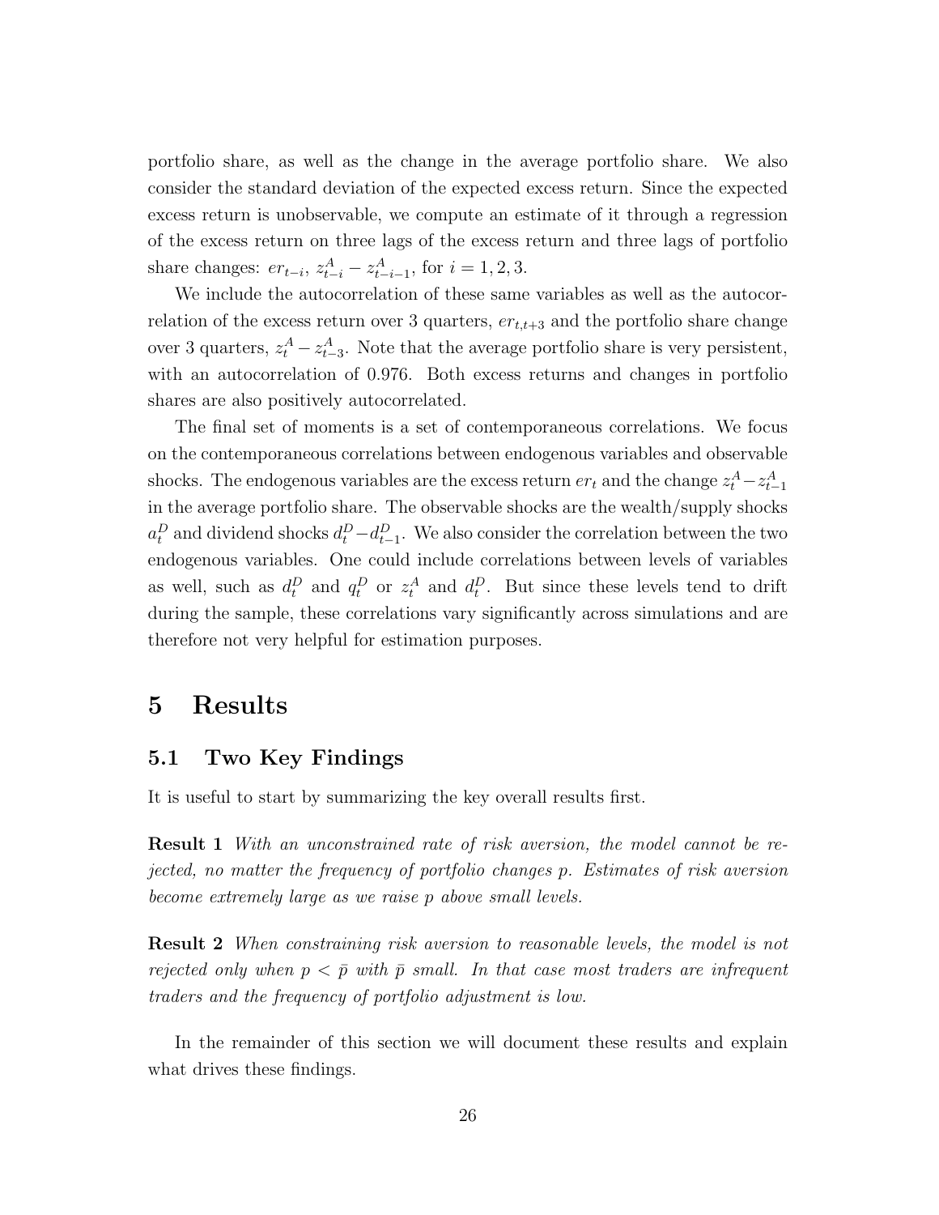portfolio share, as well as the change in the average portfolio share. We also consider the standard deviation of the expected excess return. Since the expected excess return is unobservable, we compute an estimate of it through a regression of the excess return on three lags of the excess return and three lags of portfolio share changes: $er_{t-i}$, $z^A_{t-i} - z^A_{t-i-1}$, for $i = 1, 2, 3$.

We include the autocorrelation of these same variables as well as the autocorrelation of the excess return over 3 quarters, $er_{t,t+3}$ and the portfolio share change over 3 quarters, $z^A_t - z^A_{t-3}$. Note that the average portfolio share is very persistent, with an autocorrelation of 0.976. Both excess returns and changes in portfolio shares are also positively autocorrelated.

The final set of moments is a set of contemporaneous correlations. We focus on the contemporaneous correlations between endogenous variables and observable shocks. The endogenous variables are the excess return $er_t$ and the change $z^A_t - z^A_{t-1}$ in the average portfolio share. The observable shocks are the wealth/supply shocks $a^D_t$ and dividend shocks $d^D_t - d^D_{t-1}$. We also consider the correlation between the two endogenous variables. One could include correlations between levels of variables as well, such as $d^D_t$ and $q^D_t$ or $z^A_t$ and $d^D_t$. But since these levels tend to drift during the sample, these correlations vary significantly across simulations and are therefore not very helpful for estimation purposes.

# 5 Results

## 5.1 Two Key Findings

It is useful to start by summarizing the key overall results first.

**Result 1** *With an unconstrained rate of risk aversion, the model cannot be rejected, no matter the frequency of portfolio changes p. Estimates of risk aversion become extremely large as we raise p above small levels.*

**Result 2** *When constraining risk aversion to reasonable levels, the model is not rejected only when $p < \bar{p}$ with $\bar{p}$ small. In that case most traders are infrequent traders and the frequency of portfolio adjustment is low.*

In the remainder of this section we will document these results and explain what drives these findings.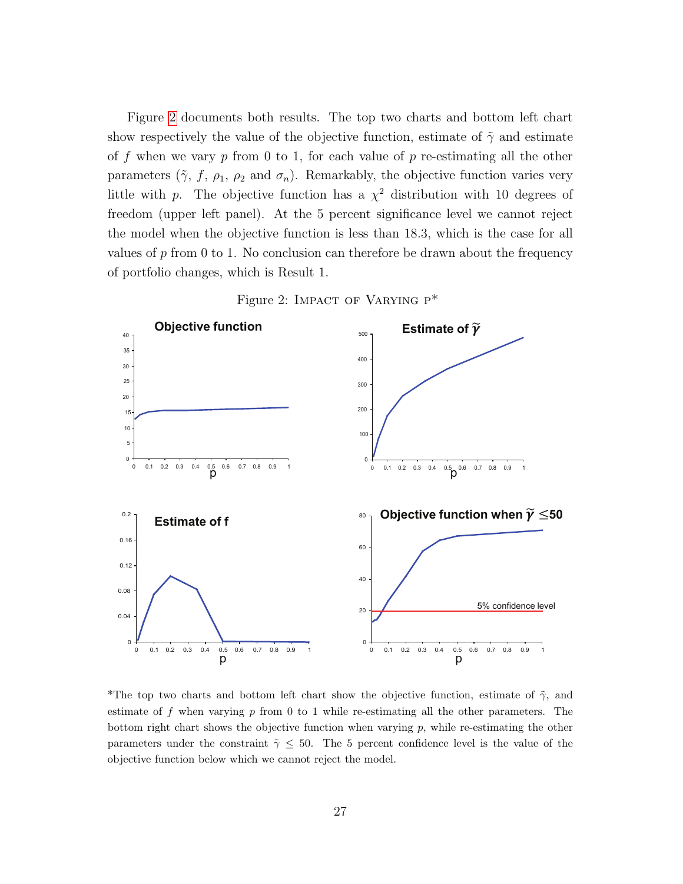Figure 2 documents both results. The top two charts and bottom left chart show respectively the value of the objective function, estimate of $\tilde{\gamma}$ and estimate of $f$ when we vary $p$ from 0 to 1, for each value of $p$ re-estimating all the other parameters ($\tilde{\gamma}$, $f$, $\rho_1$, $\rho_2$ and $\sigma_n$). Remarkably, the objective function varies very little with $p$. The objective function has a $\chi^2$ distribution with 10 degrees of freedom (upper left panel). At the 5 percent significance level we cannot reject the model when the objective function is less than 18.3, which is the case for all values of $p$ from 0 to 1. No conclusion can therefore be drawn about the frequency of portfolio changes, which is Result 1.

Figure 2: Impact of Varying p*

*The top two charts and bottom left chart show the objective function, estimate of $\tilde{\gamma}$, and estimate of $f$ when varying $p$ from 0 to 1 while re-estimating all the other parameters. The bottom right chart shows the objective function when varying $p$, while re-estimating the other parameters under the constraint $\tilde{\gamma} \leq 50$. The 5 percent confidence level is the value of the objective function below which we cannot reject the model.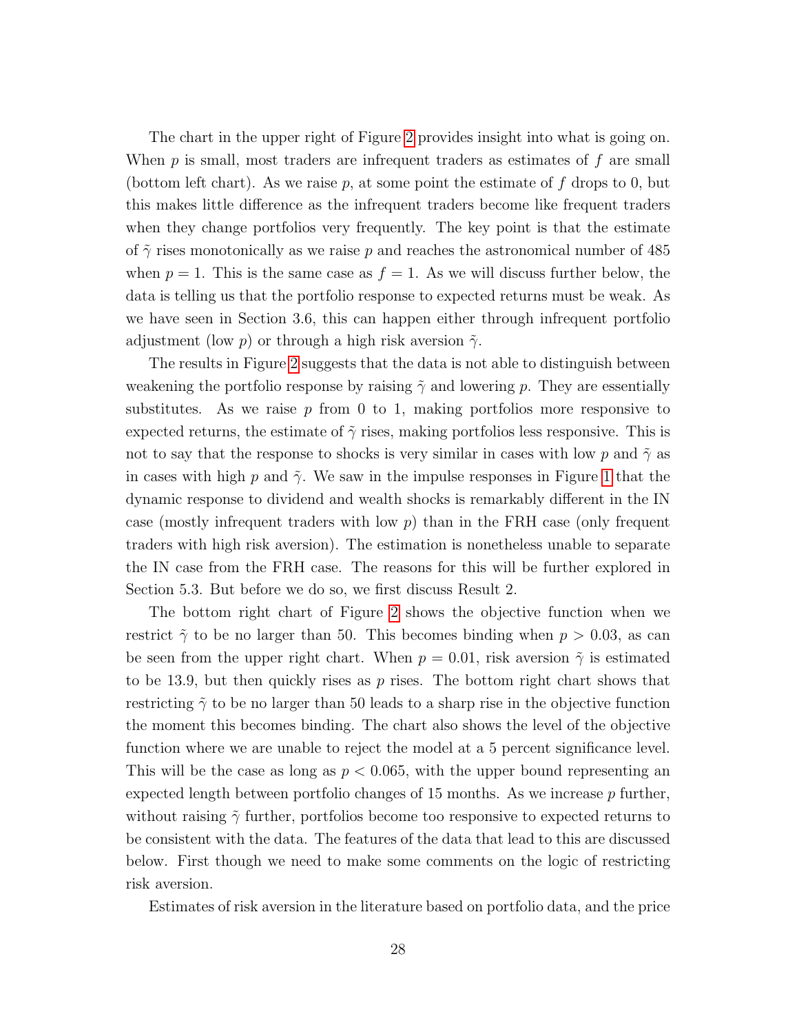The chart in the upper right of Figure 2 provides insight into what is going on. When $p$ is small, most traders are infrequent traders as estimates of $f$ are small (bottom left chart). As we raise $p$, at some point the estimate of $f$ drops to 0, but this makes little difference as the infrequent traders become like frequent traders when they change portfolios very frequently. The key point is that the estimate of $\tilde{\gamma}$ rises monotonically as we raise $p$ and reaches the astronomical number of 485 when $p = 1$. This is the same case as $f = 1$. As we will discuss further below, the data is telling us that the portfolio response to expected returns must be weak. As we have seen in Section 3.6, this can happen either through infrequent portfolio adjustment (low $p$) or through a high risk aversion $\tilde{\gamma}$.

The results in Figure 2 suggests that the data is not able to distinguish between weakening the portfolio response by raising $\tilde{\gamma}$ and lowering $p$. They are essentially substitutes. As we raise $p$ from 0 to 1, making portfolios more responsive to expected returns, the estimate of $\tilde{\gamma}$ rises, making portfolios less responsive. This is not to say that the response to shocks is very similar in cases with low $p$ and $\tilde{\gamma}$ as in cases with high $p$ and $\tilde{\gamma}$. We saw in the impulse responses in Figure 1 that the dynamic response to dividend and wealth shocks is remarkably different in the IN case (mostly infrequent traders with low $p$) than in the FRH case (only frequent traders with high risk aversion). The estimation is nonetheless unable to separate the IN case from the FRH case. The reasons for this will be further explored in Section 5.3. But before we do so, we first discuss Result 2.

The bottom right chart of Figure 2 shows the objective function when we restrict $\tilde{\gamma}$ to be no larger than 50. This becomes binding when $p > 0.03$, as can be seen from the upper right chart. When $p = 0.01$, risk aversion $\tilde{\gamma}$ is estimated to be 13.9, but then quickly rises as $p$ rises. The bottom right chart shows that restricting $\tilde{\gamma}$ to be no larger than 50 leads to a sharp rise in the objective function the moment this becomes binding. The chart also shows the level of the objective function where we are unable to reject the model at a 5 percent significance level. This will be the case as long as $p < 0.065$, with the upper bound representing an expected length between portfolio changes of 15 months. As we increase $p$ further, without raising $\tilde{\gamma}$ further, portfolios become too responsive to expected returns to be consistent with the data. The features of the data that lead to this are discussed below. First though we need to make some comments on the logic of restricting risk aversion.

Estimates of risk aversion in the literature based on portfolio data, and the price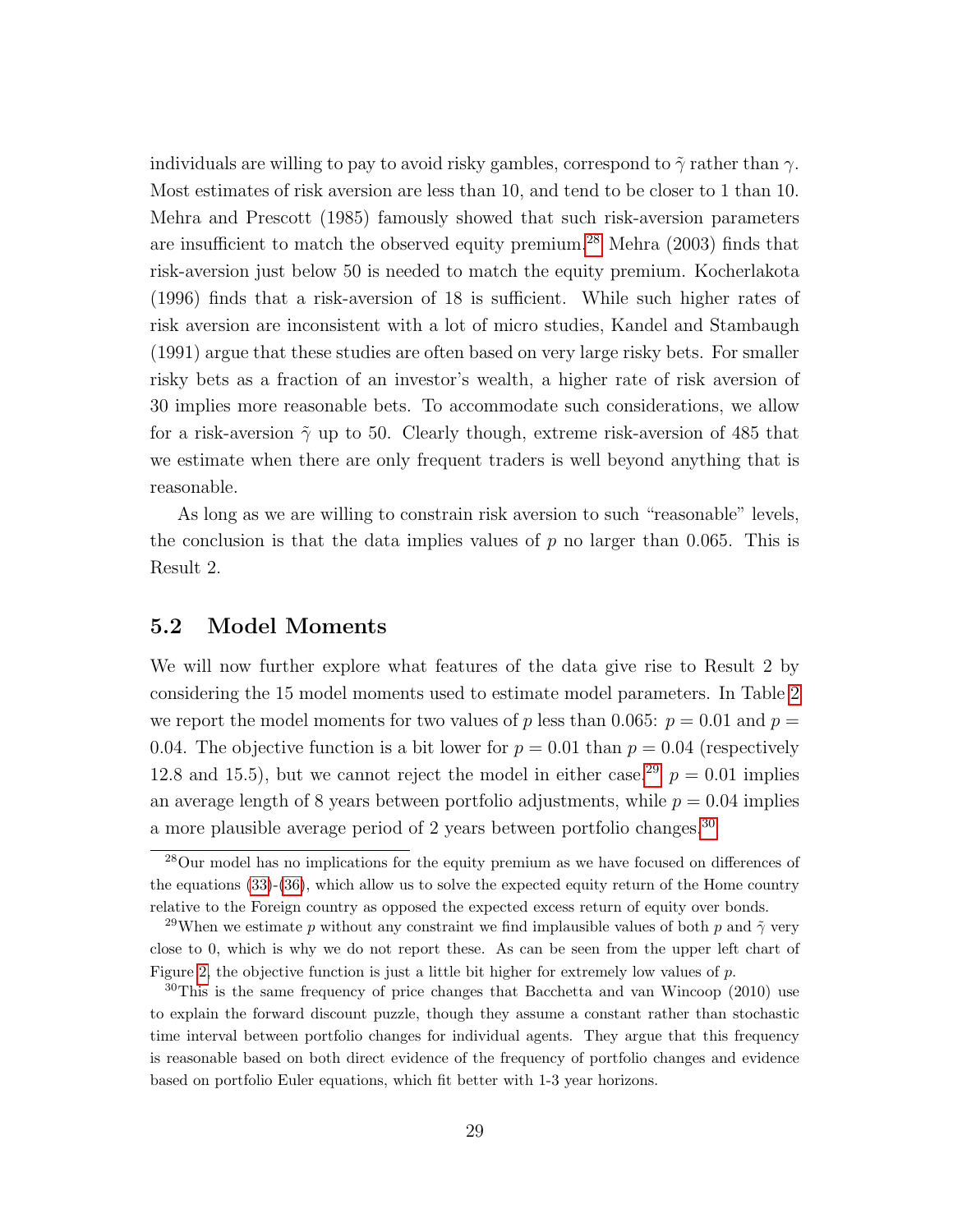individuals are willing to pay to avoid risky gambles, correspond to $\tilde{\gamma}$ rather than $\gamma$. Most estimates of risk aversion are less than 10, and tend to be closer to 1 than 10. Mehra and Prescott (1985) famously showed that such risk-aversion parameters are insufficient to match the observed equity premium.[28] Mehra (2003) finds that risk-aversion just below 50 is needed to match the equity premium. Kocherlakota (1996) finds that a risk-aversion of 18 is sufficient. While such higher rates of risk aversion are inconsistent with a lot of micro studies, Kandel and Stambaugh (1991) argue that these studies are often based on very large risky bets. For smaller risky bets as a fraction of an investor's wealth, a higher rate of risk aversion of 30 implies more reasonable bets. To accommodate such considerations, we allow for a risk-aversion $\tilde{\gamma}$ up to 50. Clearly though, extreme risk-aversion of 485 that we estimate when there are only frequent traders is well beyond anything that is reasonable.

As long as we are willing to constrain risk aversion to such "reasonable" levels, the conclusion is that the data implies values of $p$ no larger than 0.065. This is Result 2.

## 5.2 Model Moments

We will now further explore what features of the data give rise to Result 2 by considering the 15 model moments used to estimate model parameters. In Table 2 we report the model moments for two values of $p$ less than 0.065: $p = 0.01$ and $p = 0.04$. The objective function is a bit lower for $p = 0.01$ than $p = 0.04$ (respectively 12.8 and 15.5), but we cannot reject the model in either case.[29] $p = 0.01$ implies an average length of 8 years between portfolio adjustments, while $p = 0.04$ implies a more plausible average period of 2 years between portfolio changes.[30]

---

[28] Our model has no implications for the equity premium as we have focused on differences of the equations (33)-(36), which allow us to solve the expected equity return of the Home country relative to the Foreign country as opposed the expected excess return of equity over bonds.

[29] When we estimate $p$ without any constraint we find implausible values of both $p$ and $\tilde{\gamma}$ very close to 0, which is why we do not report these. As can be seen from the upper left chart of Figure 2, the objective function is just a little bit higher for extremely low values of $p$.

[30] This is the same frequency of price changes that Bacchetta and van Wincoop (2010) use to explain the forward discount puzzle, though they assume a constant rather than stochastic time interval between portfolio changes for individual agents. They argue that this frequency is reasonable based on both direct evidence of the frequency of portfolio changes and evidence based on portfolio Euler equations, which fit better with 1-3 year horizons.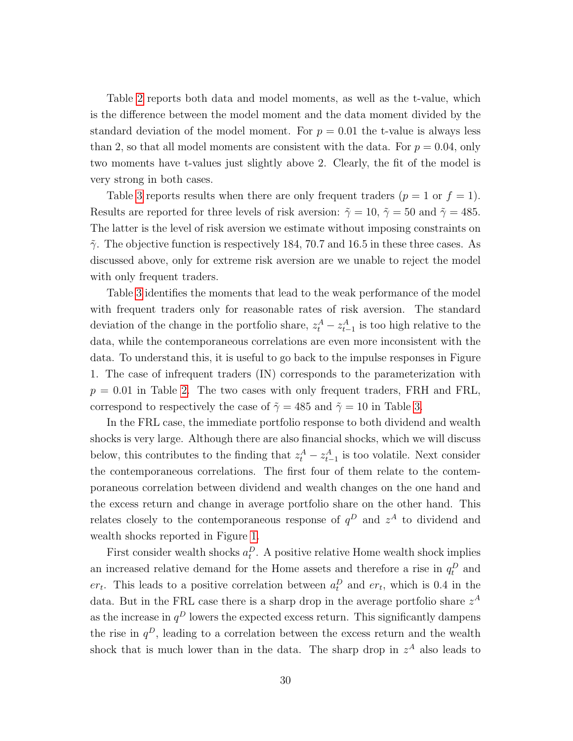Table 2 reports both data and model moments, as well as the t-value, which is the difference between the model moment and the data moment divided by the standard deviation of the model moment. For $p = 0.01$ the t-value is always less than 2, so that all model moments are consistent with the data. For $p = 0.04$, only two moments have t-values just slightly above 2. Clearly, the fit of the model is very strong in both cases.

Table 3 reports results when there are only frequent traders ($p = 1$ or $f = 1$). Results are reported for three levels of risk aversion: $\tilde{\gamma} = 10$, $\tilde{\gamma} = 50$ and $\tilde{\gamma} = 485$. The latter is the level of risk aversion we estimate without imposing constraints on $\tilde{\gamma}$. The objective function is respectively 184, 70.7 and 16.5 in these three cases. As discussed above, only for extreme risk aversion are we unable to reject the model with only frequent traders.

Table 3 identifies the moments that lead to the weak performance of the model with frequent traders only for reasonable rates of risk aversion. The standard deviation of the change in the portfolio share, $z_t^A - z_{t-1}^A$ is too high relative to the data, while the contemporaneous correlations are even more inconsistent with the data. To understand this, it is useful to go back to the impulse responses in Figure 1. The case of infrequent traders (IN) corresponds to the parameterization with $p = 0.01$ in Table 2. The two cases with only frequent traders, FRH and FRL, correspond to respectively the case of $\tilde{\gamma} = 485$ and $\tilde{\gamma} = 10$ in Table 3.

In the FRL case, the immediate portfolio response to both dividend and wealth shocks is very large. Although there are also financial shocks, which we will discuss below, this contributes to the finding that $z_t^A - z_{t-1}^A$ is too volatile. Next consider the contemporaneous correlations. The first four of them relate to the contemporaneous correlation between dividend and wealth changes on the one hand and the excess return and change in average portfolio share on the other hand. This relates closely to the contemporaneous response of $q^D$ and $z^A$ to dividend and wealth shocks reported in Figure 1.

First consider wealth shocks $a_t^D$. A positive relative Home wealth shock implies an increased relative demand for the Home assets and therefore a rise in $q_t^D$ and $er_t$. This leads to a positive correlation between $a_t^D$ and $er_t$, which is 0.4 in the data. But in the FRL case there is a sharp drop in the average portfolio share $z^A$ as the increase in $q^D$ lowers the expected excess return. This significantly dampens the rise in $q^D$, leading to a correlation between the excess return and the wealth shock that is much lower than in the data. The sharp drop in $z^A$ also leads to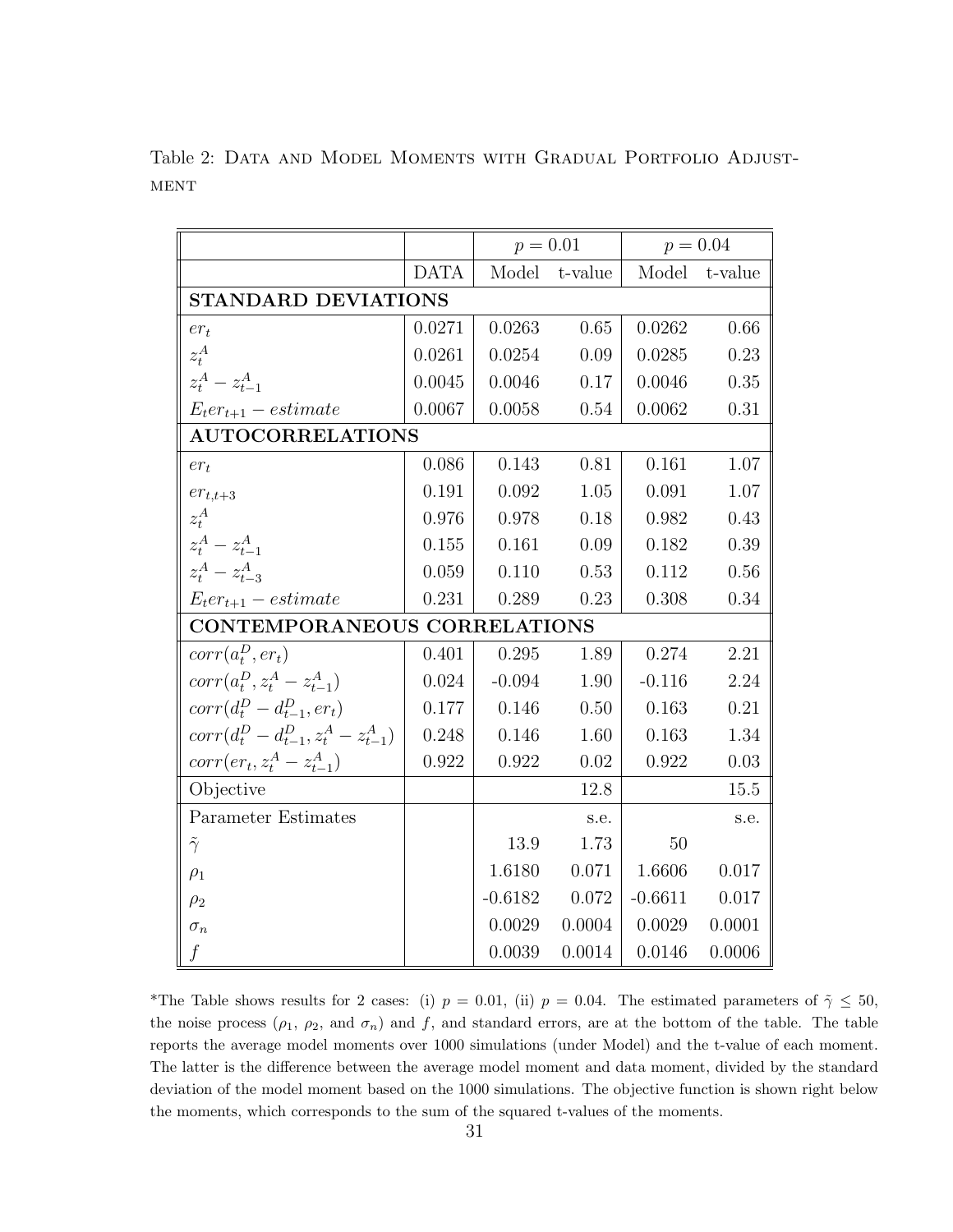Table 2: DATA AND MODEL MOMENTS WITH GRADUAL PORTFOLIO ADJUSTMENT

| | | $p = 0.01$ | | $p = 0.04$ | |
|---|---|---|---|---|---|
| | DATA | Model | t-value | Model | t-value |
| **STANDARD DEVIATIONS** | | | | | |
| $er_t$ | 0.0271 | 0.0263 | 0.65 | 0.0262 | 0.66 |
| $z_t^A$ | 0.0261 | 0.0254 | 0.09 | 0.0285 | 0.23 |
| $z_t^A - z_{t-1}^A$ | 0.0045 | 0.0046 | 0.17 | 0.0046 | 0.35 |
| $E_t er_{t+1} - estimate$ | 0.0067 | 0.0058 | 0.54 | 0.0062 | 0.31 |
| **AUTOCORRELATIONS** | | | | | |
| $er_t$ | 0.086 | 0.143 | 0.81 | 0.161 | 1.07 |
| $er_{t,t+3}$ | 0.191 | 0.092 | 1.05 | 0.091 | 1.07 |
| $z_t^A$ | 0.976 | 0.978 | 0.18 | 0.982 | 0.43 |
| $z_t^A - z_{t-1}^A$ | 0.155 | 0.161 | 0.09 | 0.182 | 0.39 |
| $z_t^A - z_{t-3}^A$ | 0.059 | 0.110 | 0.53 | 0.112 | 0.56 |
| $E_t er_{t+1} - estimate$ | 0.231 | 0.289 | 0.23 | 0.308 | 0.34 |
| **CONTEMPORANEOUS CORRELATIONS** | | | | | |
| $corr(a_t^D, er_t)$ | 0.401 | 0.295 | 1.89 | 0.274 | 2.21 |
| $corr(a_t^D, z_t^A - z_{t-1}^A)$ | 0.024 | -0.094 | 1.90 | -0.116 | 2.24 |
| $corr(d_t^D - d_{t-1}^D, er_t)$ | 0.177 | 0.146 | 0.50 | 0.163 | 0.21 |
| $corr(d_t^D - d_{t-1}^D, z_t^A - z_{t-1}^A)$ | 0.248 | 0.146 | 1.60 | 0.163 | 1.34 |
| $corr(er_t, z_t^A - z_{t-1}^A)$ | 0.922 | 0.922 | 0.02 | 0.922 | 0.03 |
| Objective | | | 12.8 | | 15.5 |
| Parameter Estimates | | | s.e. | | s.e. |
| $\tilde{\gamma}$ | | 13.9 | 1.73 | 50 | |
| $\rho_1$ | | 1.6180 | 0.071 | 1.6606 | 0.017 |
| $\rho_2$ | | -0.6182 | 0.072 | -0.6611 | 0.017 |
| $\sigma_n$ | | 0.0029 | 0.0004 | 0.0029 | 0.0001 |
| $f$ | | 0.0039 | 0.0014 | 0.0146 | 0.0006 |

*The Table shows results for 2 cases: (i) $p = 0.01$, (ii) $p = 0.04$. The estimated parameters of $\tilde{\gamma} \leq 50$, the noise process ($\rho_1$, $\rho_2$, and $\sigma_n$) and $f$, and standard errors, are at the bottom of the table. The table reports the average model moments over 1000 simulations (under Model) and the t-value of each moment. The latter is the difference between the average model moment and data moment, divided by the standard deviation of the model moment based on the 1000 simulations. The objective function is shown right below the moments, which corresponds to the sum of the squared t-values of the moments.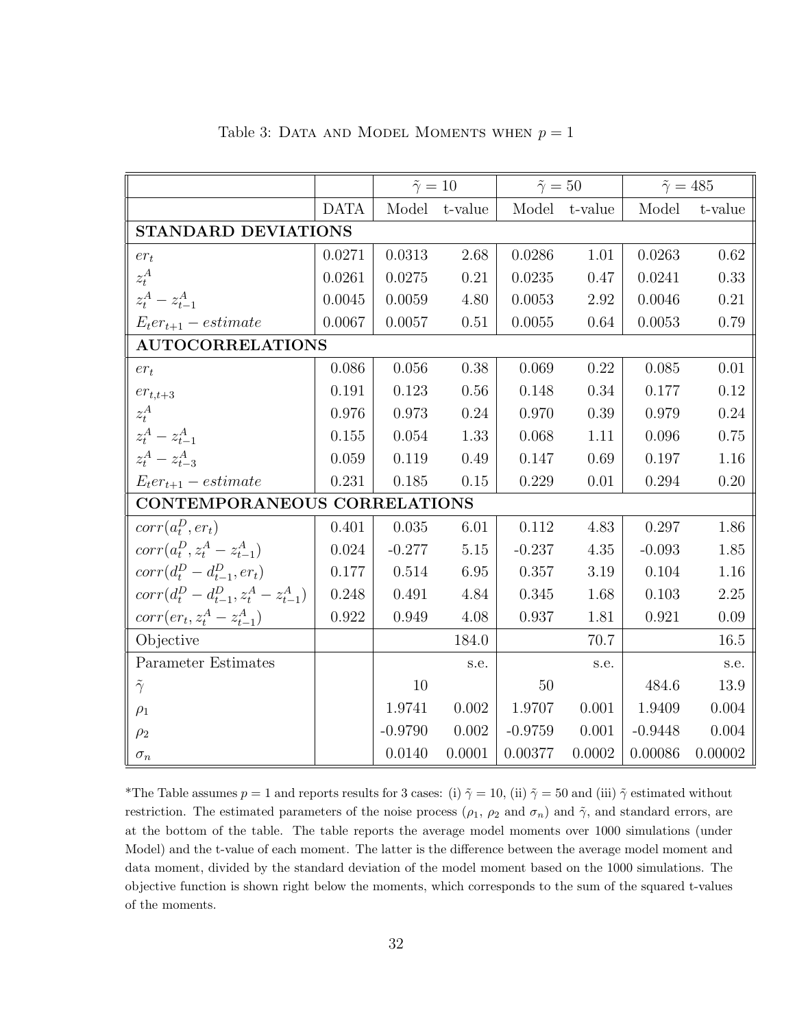Table 3: DATA AND MODEL MOMENTS WHEN $p = 1$

| | | $\tilde{\gamma} = 10$ | | $\tilde{\gamma} = 50$ | | $\tilde{\gamma} = 485$ | |
|---|---|---|---|---|---|---|---|
| | DATA | Model | t-value | Model | t-value | Model | t-value |
| **STANDARD DEVIATIONS** | | | | | | | |
| $er_t$ | 0.0271 | 0.0313 | 2.68 | 0.0286 | 1.01 | 0.0263 | 0.62 |
| $z_t^A$ | 0.0261 | 0.0275 | 0.21 | 0.0235 | 0.47 | 0.0241 | 0.33 |
| $z_t^A - z_{t-1}^A$ | 0.0045 | 0.0059 | 4.80 | 0.0053 | 2.92 | 0.0046 | 0.21 |
| $E_t er_{t+1} - estimate$ | 0.0067 | 0.0057 | 0.51 | 0.0055 | 0.64 | 0.0053 | 0.79 |
| **AUTOCORRELATIONS** | | | | | | | |
| $er_t$ | 0.086 | 0.056 | 0.38 | 0.069 | 0.22 | 0.085 | 0.01 |
| $er_{t,t+3}$ | 0.191 | 0.123 | 0.56 | 0.148 | 0.34 | 0.177 | 0.12 |
| $z_t^A$ | 0.976 | 0.973 | 0.24 | 0.970 | 0.39 | 0.979 | 0.24 |
| $z_t^A - z_{t-1}^A$ | 0.155 | 0.054 | 1.33 | 0.068 | 1.11 | 0.096 | 0.75 |
| $z_t^A - z_{t-3}^A$ | 0.059 | 0.119 | 0.49 | 0.147 | 0.69 | 0.197 | 1.16 |
| $E_t er_{t+1} - estimate$ | 0.231 | 0.185 | 0.15 | 0.229 | 0.01 | 0.294 | 0.20 |
| **CONTEMPORANEOUS CORRELATIONS** | | | | | | | |
| $corr(a_t^D, er_t)$ | 0.401 | 0.035 | 6.01 | 0.112 | 4.83 | 0.297 | 1.86 |
| $corr(a_t^D, z_t^A - z_{t-1}^A)$ | 0.024 | -0.277 | 5.15 | -0.237 | 4.35 | -0.093 | 1.85 |
| $corr(d_t^D - d_{t-1}^D, er_t)$ | 0.177 | 0.514 | 6.95 | 0.357 | 3.19 | 0.104 | 1.16 |
| $corr(d_t^D - d_{t-1}^D, z_t^A - z_{t-1}^A)$ | 0.248 | 0.491 | 4.84 | 0.345 | 1.68 | 0.103 | 2.25 |
| $corr(er_t, z_t^A - z_{t-1}^A)$ | 0.922 | 0.949 | 4.08 | 0.937 | 1.81 | 0.921 | 0.09 |
| Objective | | | 184.0 | | 70.7 | | 16.5 |
| Parameter Estimates | | | s.e. | | s.e. | | s.e. |
| $\tilde{\gamma}$ | | 10 | | 50 | | 484.6 | 13.9 |
| $\rho_1$ | | 1.9741 | 0.002 | 1.9707 | 0.001 | 1.9409 | 0.004 |
| $\rho_2$ | | -0.9790 | 0.002 | -0.9759 | 0.001 | -0.9448 | 0.004 |
| $\sigma_n$ | | 0.0140 | 0.0001 | 0.00377 | 0.0002 | 0.00086 | 0.00002 |

*The Table assumes $p = 1$ and reports results for 3 cases: (i) $\tilde{\gamma} = 10$, (ii) $\tilde{\gamma} = 50$ and (iii) $\tilde{\gamma}$ estimated without restriction. The estimated parameters of the noise process ($\rho_1$, $\rho_2$ and $\sigma_n$) and $\tilde{\gamma}$, and standard errors, are at the bottom of the table. The table reports the average model moments over 1000 simulations (under Model) and the t-value of each moment. The latter is the difference between the average model moment and data moment, divided by the standard deviation of the model moment based on the 1000 simulations. The objective function is shown right below the moments, which corresponds to the sum of the squared t-values of the moments.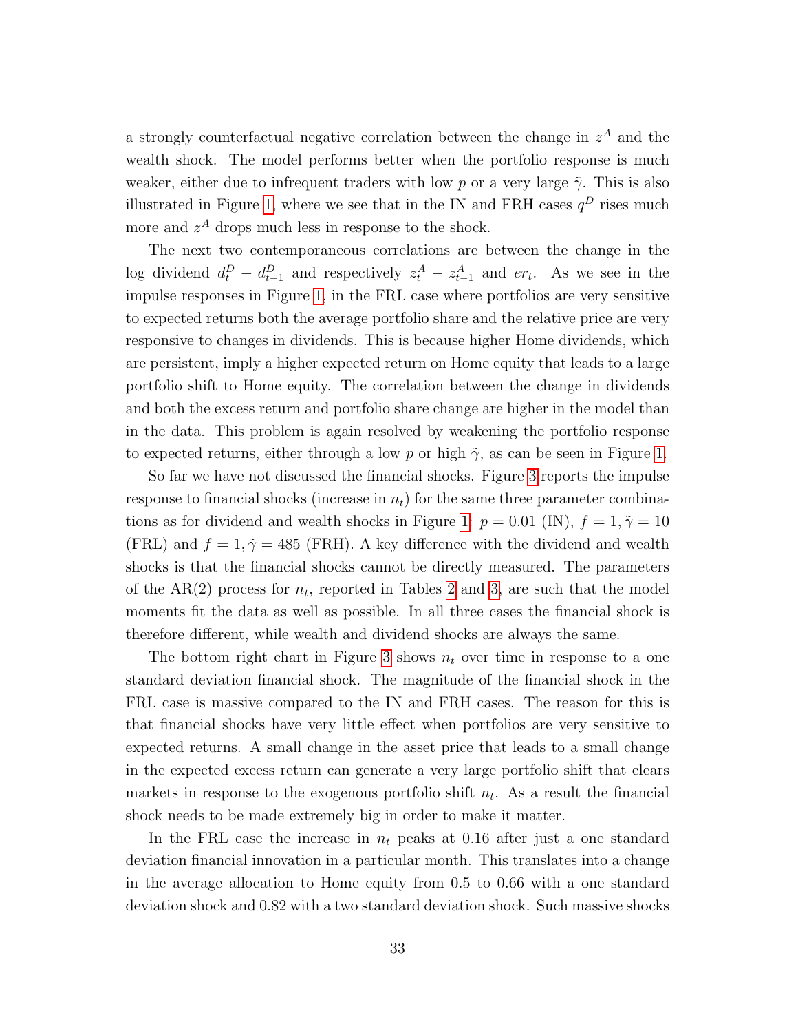a strongly counterfactual negative correlation between the change in $z^A$ and the wealth shock. The model performs better when the portfolio response is much weaker, either due to infrequent traders with low $p$ or a very large $\tilde{\gamma}$. This is also illustrated in Figure 1, where we see that in the IN and FRH cases $q^D$ rises much more and $z^A$ drops much less in response to the shock.

The next two contemporaneous correlations are between the change in the log dividend $d_t^D - d_{t-1}^D$ and respectively $z_t^A - z_{t-1}^A$ and $er_t$. As we see in the impulse responses in Figure 1, in the FRL case where portfolios are very sensitive to expected returns both the average portfolio share and the relative price are very responsive to changes in dividends. This is because higher Home dividends, which are persistent, imply a higher expected return on Home equity that leads to a large portfolio shift to Home equity. The correlation between the change in dividends and both the excess return and portfolio share change are higher in the model than in the data. This problem is again resolved by weakening the portfolio response to expected returns, either through a low $p$ or high $\tilde{\gamma}$, as can be seen in Figure 1.

So far we have not discussed the financial shocks. Figure 3 reports the impulse response to financial shocks (increase in $n_t$) for the same three parameter combinations as for dividend and wealth shocks in Figure 1: $p = 0.01$ (IN), $f = 1, \tilde{\gamma} = 10$ (FRL) and $f = 1, \tilde{\gamma} = 485$ (FRH). A key difference with the dividend and wealth shocks is that the financial shocks cannot be directly measured. The parameters of the AR(2) process for $n_t$, reported in Tables 2 and 3, are such that the model moments fit the data as well as possible. In all three cases the financial shock is therefore different, while wealth and dividend shocks are always the same.

The bottom right chart in Figure 3 shows $n_t$ over time in response to a one standard deviation financial shock. The magnitude of the financial shock in the FRL case is massive compared to the IN and FRH cases. The reason for this is that financial shocks have very little effect when portfolios are very sensitive to expected returns. A small change in the asset price that leads to a small change in the expected excess return can generate a very large portfolio shift that clears markets in response to the exogenous portfolio shift $n_t$. As a result the financial shock needs to be made extremely big in order to make it matter.

In the FRL case the increase in $n_t$ peaks at 0.16 after just a one standard deviation financial innovation in a particular month. This translates into a change in the average allocation to Home equity from 0.5 to 0.66 with a one standard deviation shock and 0.82 with a two standard deviation shock. Such massive shocks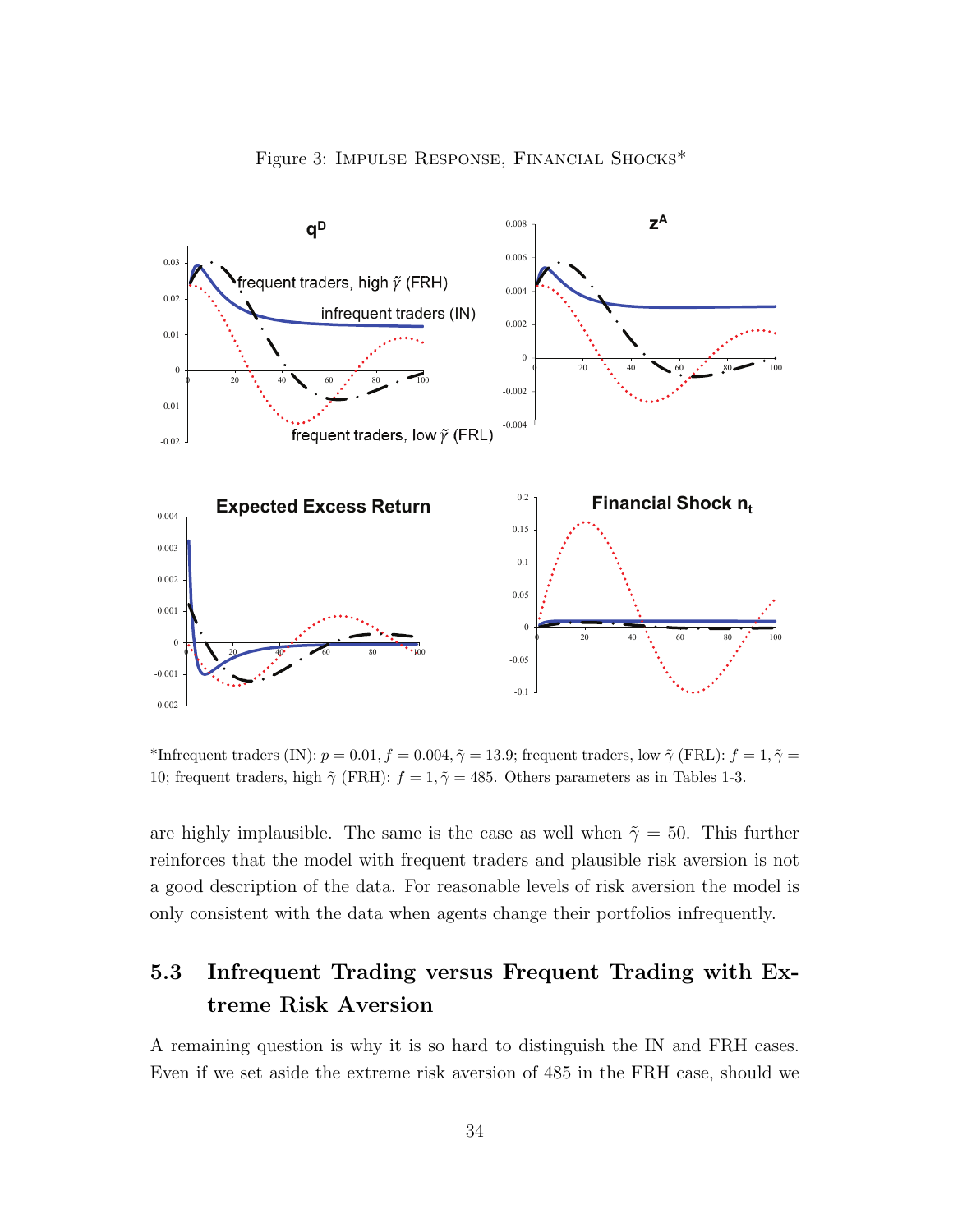Figure 3: Impulse Response, Financial Shocks*

*Infrequent traders (IN): $p = 0.01, f = 0.004, \tilde{\gamma} = 13.9$; frequent traders, low $\tilde{\gamma}$ (FRL): $f = 1, \tilde{\gamma} = 10$; frequent traders, high $\tilde{\gamma}$ (FRH): $f = 1, \tilde{\gamma} = 485$. Others parameters as in Tables 1-3.

are highly implausible. The same is the case as well when $\tilde{\gamma} = 50$. This further reinforces that the model with frequent traders and plausible risk aversion is not a good description of the data. For reasonable levels of risk aversion the model is only consistent with the data when agents change their portfolios infrequently.

## 5.3 Infrequent Trading versus Frequent Trading with Extreme Risk Aversion

A remaining question is why it is so hard to distinguish the IN and FRH cases. Even if we set aside the extreme risk aversion of 485 in the FRH case, should we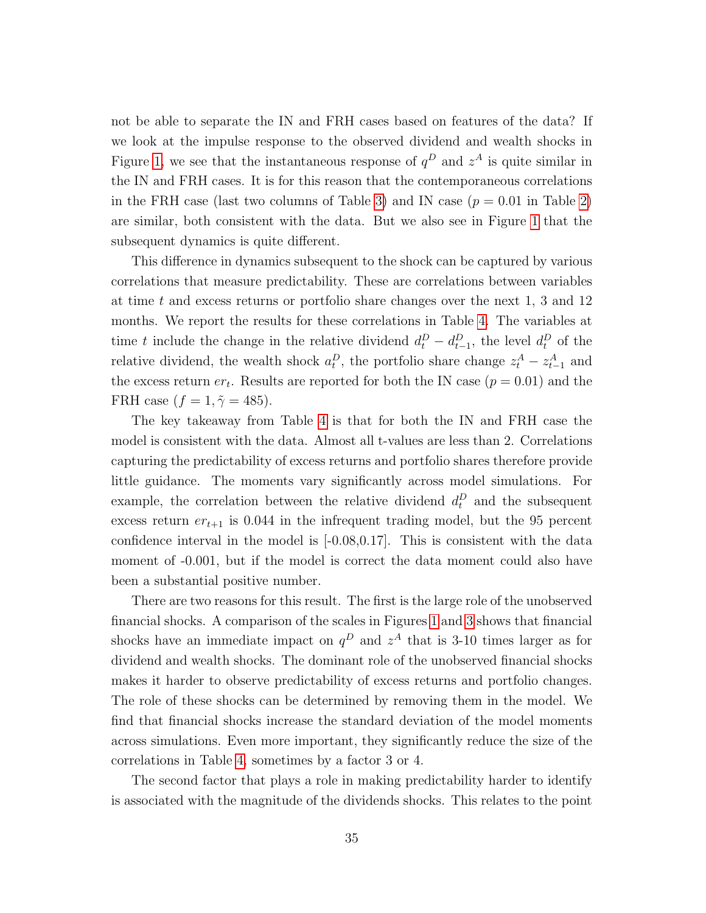not be able to separate the IN and FRH cases based on features of the data? If we look at the impulse response to the observed dividend and wealth shocks in Figure 1, we see that the instantaneous response of $q^D$ and $z^A$ is quite similar in the IN and FRH cases. It is for this reason that the contemporaneous correlations in the FRH case (last two columns of Table 3) and IN case ($p = 0.01$ in Table 2) are similar, both consistent with the data. But we also see in Figure 1 that the subsequent dynamics is quite different.

This difference in dynamics subsequent to the shock can be captured by various correlations that measure predictability. These are correlations between variables at time $t$ and excess returns or portfolio share changes over the next 1, 3 and 12 months. We report the results for these correlations in Table 4. The variables at time $t$ include the change in the relative dividend $d_t^D - d_{t-1}^D$, the level $d_t^D$ of the relative dividend, the wealth shock $a_t^D$, the portfolio share change $z_t^A - z_{t-1}^A$ and the excess return $er_t$. Results are reported for both the IN case ($p = 0.01$) and the FRH case ($f = 1, \tilde{\gamma} = 485$).

The key takeaway from Table 4 is that for both the IN and FRH case the model is consistent with the data. Almost all t-values are less than 2. Correlations capturing the predictability of excess returns and portfolio shares therefore provide little guidance. The moments vary significantly across model simulations. For example, the correlation between the relative dividend $d_t^D$ and the subsequent excess return $er_{t+1}$ is 0.044 in the infrequent trading model, but the 95 percent confidence interval in the model is [-0.08,0.17]. This is consistent with the data moment of -0.001, but if the model is correct the data moment could also have been a substantial positive number.

There are two reasons for this result. The first is the large role of the unobserved financial shocks. A comparison of the scales in Figures 1 and 3 shows that financial shocks have an immediate impact on $q^D$ and $z^A$ that is 3-10 times larger as for dividend and wealth shocks. The dominant role of the unobserved financial shocks makes it harder to observe predictability of excess returns and portfolio changes. The role of these shocks can be determined by removing them in the model. We find that financial shocks increase the standard deviation of the model moments across simulations. Even more important, they significantly reduce the size of the correlations in Table 4, sometimes by a factor 3 or 4.

The second factor that plays a role in making predictability harder to identify is associated with the magnitude of the dividends shocks. This relates to the point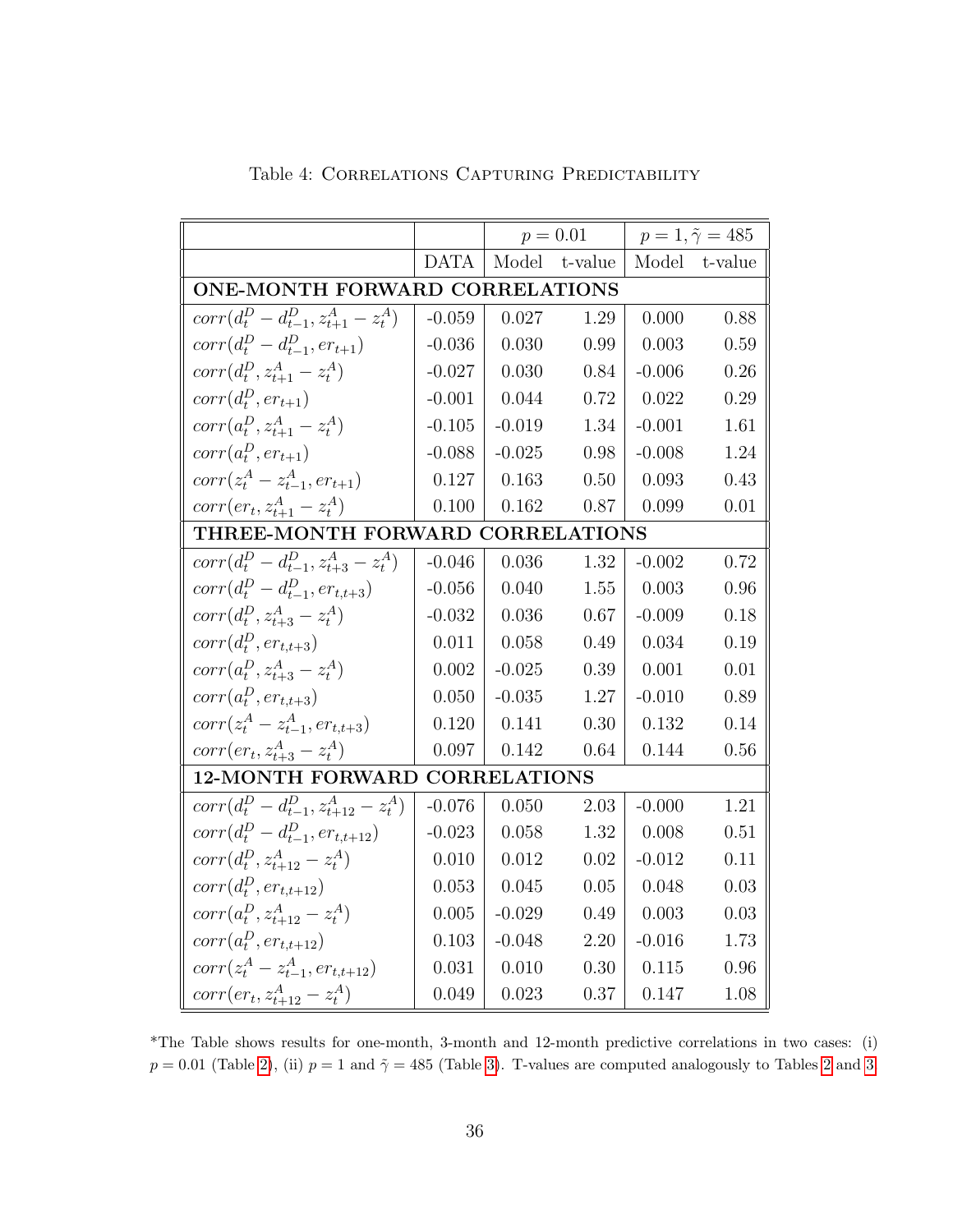Table 4: Correlations Capturing Predictability

| | | $p = 0.01$ | | $p = 1, \tilde{\gamma} = 485$ | |
|---|---|---|---|---|---|
| | DATA | Model | t-value | Model | t-value |
| **ONE-MONTH FORWARD CORRELATIONS** | | | | | |
| $corr(d_t^D - d_{t-1}^D, z_{t+1}^A - z_t^A)$ | -0.059 | 0.027 | 1.29 | 0.000 | 0.88 |
| $corr(d_t^D - d_{t-1}^D, er_{t+1})$ | -0.036 | 0.030 | 0.99 | 0.003 | 0.59 |
| $corr(d_t^D, z_{t+1}^A - z_t^A)$ | -0.027 | 0.030 | 0.84 | -0.006 | 0.26 |
| $corr(d_t^D, er_{t+1})$ | -0.001 | 0.044 | 0.72 | 0.022 | 0.29 |
| $corr(a_t^D, z_{t+1}^A - z_t^A)$ | -0.105 | -0.019 | 1.34 | -0.001 | 1.61 |
| $corr(a_t^D, er_{t+1})$ | -0.088 | -0.025 | 0.98 | -0.008 | 1.24 |
| $corr(z_t^A - z_{t-1}^A, er_{t+1})$ | 0.127 | 0.163 | 0.50 | 0.093 | 0.43 |
| $corr(er_t, z_{t+1}^A - z_t^A)$ | 0.100 | 0.162 | 0.87 | 0.099 | 0.01 |
| **THREE-MONTH FORWARD CORRELATIONS** | | | | | |
| $corr(d_t^D - d_{t-1}^D, z_{t+3}^A - z_t^A)$ | -0.046 | 0.036 | 1.32 | -0.002 | 0.72 |
| $corr(d_t^D - d_{t-1}^D, er_{t,t+3})$ | -0.056 | 0.040 | 1.55 | 0.003 | 0.96 |
| $corr(d_t^D, z_{t+3}^A - z_t^A)$ | -0.032 | 0.036 | 0.67 | -0.009 | 0.18 |
| $corr(d_t^D, er_{t,t+3})$ | 0.011 | 0.058 | 0.49 | 0.034 | 0.19 |
| $corr(a_t^D, z_{t+3}^A - z_t^A)$ | 0.002 | -0.025 | 0.39 | 0.001 | 0.01 |
| $corr(a_t^D, er_{t,t+3})$ | 0.050 | -0.035 | 1.27 | -0.010 | 0.89 |
| $corr(z_t^A - z_{t-1}^A, er_{t,t+3})$ | 0.120 | 0.141 | 0.30 | 0.132 | 0.14 |
| $corr(er_t, z_{t+3}^A - z_t^A)$ | 0.097 | 0.142 | 0.64 | 0.144 | 0.56 |
| **12-MONTH FORWARD CORRELATIONS** | | | | | |
| $corr(d_t^D - d_{t-1}^D, z_{t+12}^A - z_t^A)$ | -0.076 | 0.050 | 2.03 | -0.000 | 1.21 |
| $corr(d_t^D - d_{t-1}^D, er_{t,t+12})$ | -0.023 | 0.058 | 1.32 | 0.008 | 0.51 |
| $corr(d_t^D, z_{t+12}^A - z_t^A)$ | 0.010 | 0.012 | 0.02 | -0.012 | 0.11 |
| $corr(d_t^D, er_{t,t+12})$ | 0.053 | 0.045 | 0.05 | 0.048 | 0.03 |
| $corr(a_t^D, z_{t+12}^A - z_t^A)$ | 0.005 | -0.029 | 0.49 | 0.003 | 0.03 |
| $corr(a_t^D, er_{t,t+12})$ | 0.103 | -0.048 | 2.20 | -0.016 | 1.73 |
| $corr(z_t^A - z_{t-1}^A, er_{t,t+12})$ | 0.031 | 0.010 | 0.30 | 0.115 | 0.96 |
| $corr(er_t, z_{t+12}^A - z_t^A)$ | 0.049 | 0.023 | 0.37 | 0.147 | 1.08 |

*The Table shows results for one-month, 3-month and 12-month predictive correlations in two cases: (i) $p = 0.01$ (Table 2), (ii) $p = 1$ and $\tilde{\gamma} = 485$ (Table 3). T-values are computed analogously to Tables 2 and 3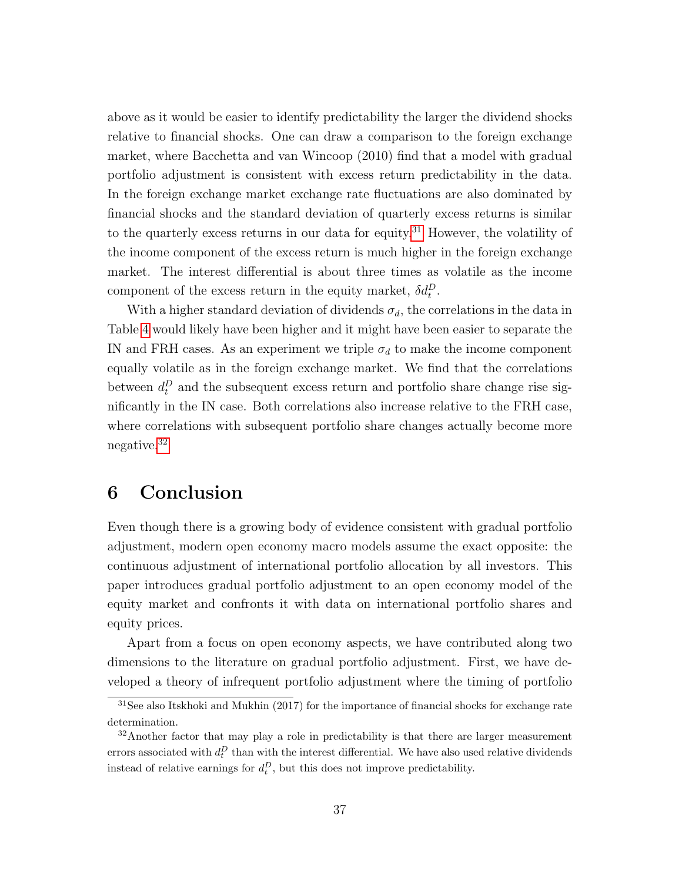above as it would be easier to identify predictability the larger the dividend shocks relative to financial shocks. One can draw a comparison to the foreign exchange market, where Bacchetta and van Wincoop (2010) find that a model with gradual portfolio adjustment is consistent with excess return predictability in the data. In the foreign exchange market exchange rate fluctuations are also dominated by financial shocks and the standard deviation of quarterly excess returns is similar to the quarterly excess returns in our data for equity.[31] However, the volatility of the income component of the excess return is much higher in the foreign exchange market. The interest differential is about three times as volatile as the income component of the excess return in the equity market, $\delta d_t^D$.

With a higher standard deviation of dividends $\sigma_d$, the correlations in the data in Table 4 would likely have been higher and it might have been easier to separate the IN and FRH cases. As an experiment we triple $\sigma_d$ to make the income component equally volatile as in the foreign exchange market. We find that the correlations between $d_t^D$ and the subsequent excess return and portfolio share change rise significantly in the IN case. Both correlations also increase relative to the FRH case, where correlations with subsequent portfolio share changes actually become more negative.[32]

# 6 Conclusion

Even though there is a growing body of evidence consistent with gradual portfolio adjustment, modern open economy macro models assume the exact opposite: the continuous adjustment of international portfolio allocation by all investors. This paper introduces gradual portfolio adjustment to an open economy model of the equity market and confronts it with data on international portfolio shares and equity prices.

Apart from a focus on open economy aspects, we have contributed along two dimensions to the literature on gradual portfolio adjustment. First, we have developed a theory of infrequent portfolio adjustment where the timing of portfolio

[31] See also Itskhoki and Mukhin (2017) for the importance of financial shocks for exchange rate determination.

[32] Another factor that may play a role in predictability is that there are larger measurement errors associated with $d_t^D$ than with the interest differential. We have also used relative dividends instead of relative earnings for $d_t^D$, but this does not improve predictability.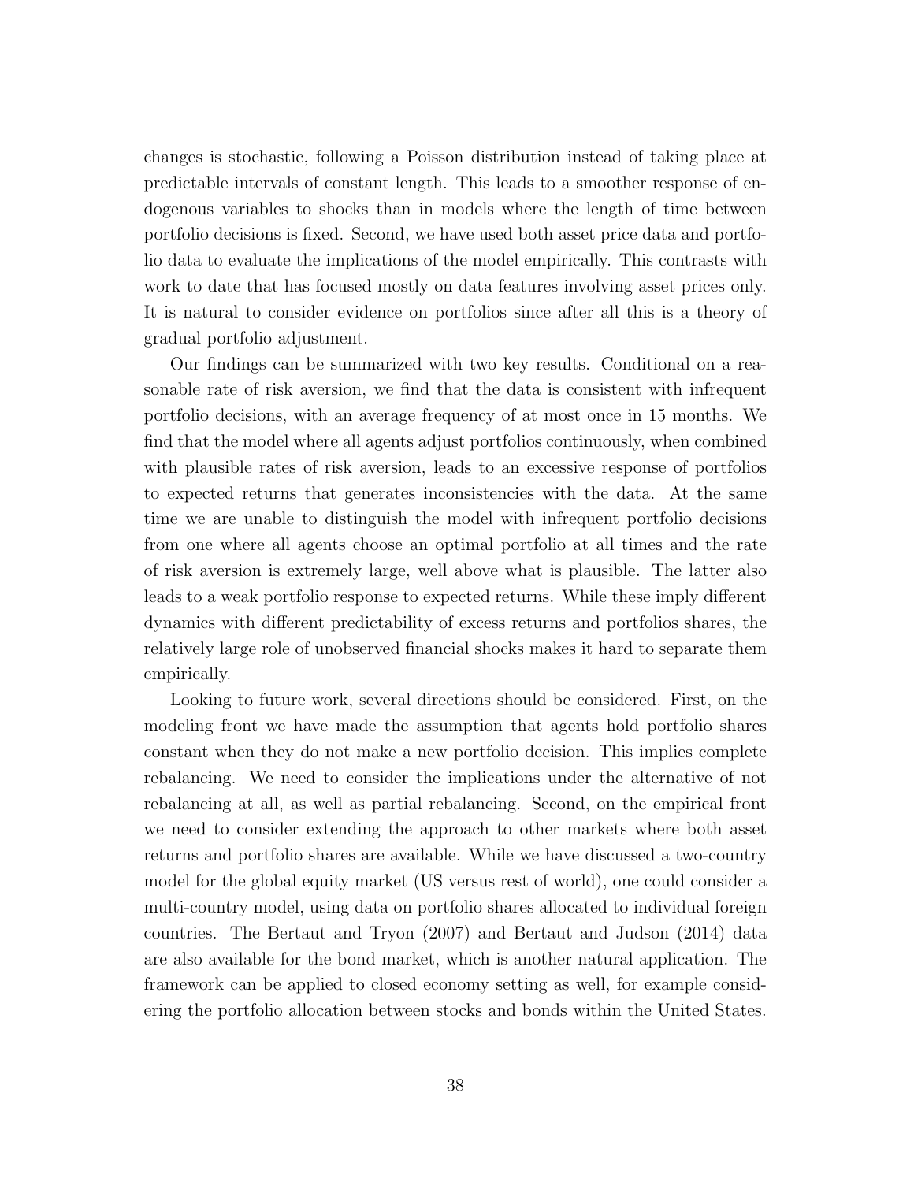changes is stochastic, following a Poisson distribution instead of taking place at predictable intervals of constant length. This leads to a smoother response of endogenous variables to shocks than in models where the length of time between portfolio decisions is fixed. Second, we have used both asset price data and portfolio data to evaluate the implications of the model empirically. This contrasts with work to date that has focused mostly on data features involving asset prices only. It is natural to consider evidence on portfolios since after all this is a theory of gradual portfolio adjustment.

Our findings can be summarized with two key results. Conditional on a reasonable rate of risk aversion, we find that the data is consistent with infrequent portfolio decisions, with an average frequency of at most once in 15 months. We find that the model where all agents adjust portfolios continuously, when combined with plausible rates of risk aversion, leads to an excessive response of portfolios to expected returns that generates inconsistencies with the data. At the same time we are unable to distinguish the model with infrequent portfolio decisions from one where all agents choose an optimal portfolio at all times and the rate of risk aversion is extremely large, well above what is plausible. The latter also leads to a weak portfolio response to expected returns. While these imply different dynamics with different predictability of excess returns and portfolios shares, the relatively large role of unobserved financial shocks makes it hard to separate them empirically.

Looking to future work, several directions should be considered. First, on the modeling front we have made the assumption that agents hold portfolio shares constant when they do not make a new portfolio decision. This implies complete rebalancing. We need to consider the implications under the alternative of not rebalancing at all, as well as partial rebalancing. Second, on the empirical front we need to consider extending the approach to other markets where both asset returns and portfolio shares are available. While we have discussed a two-country model for the global equity market (US versus rest of world), one could consider a multi-country model, using data on portfolio shares allocated to individual foreign countries. The Bertaut and Tryon (2007) and Bertaut and Judson (2014) data are also available for the bond market, which is another natural application. The framework can be applied to closed economy setting as well, for example considering the portfolio allocation between stocks and bonds within the United States.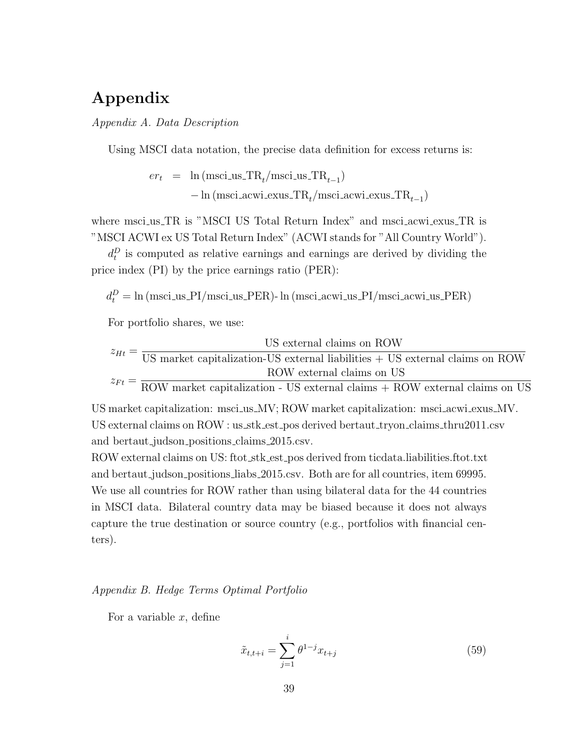# Appendix

*Appendix A. Data Description*

Using MSCI data notation, the precise data definition for excess returns is:

$$
\begin{aligned}
er_t &= \ln\left(\text{msci\_us\_TR}_t / \text{msci\_us\_TR}_{t-1}\right) \\
&\quad - \ln\left(\text{msci\_acwi\_exus\_TR}_t / \text{msci\_acwi\_exus\_TR}_{t-1}\right)
\end{aligned}
$$

where msci_us_TR is "MSCI US Total Return Index" and msci_acwi_exus_TR is "MSCI ACWI ex US Total Return Index" (ACWI stands for "All Country World").

$d_t^D$ is computed as relative earnings and earnings are derived by dividing the price index (PI) by the price earnings ratio (PER):

$$
d_t^D = \ln\left(\text{msci\_us\_PI}/\text{msci\_us\_PER}\right) - \ln\left(\text{msci\_acwi\_us\_PI}/\text{msci\_acwi\_us\_PER}\right)
$$

For portfolio shares, we use:

$$
z_{Ht} = \frac{\text{US external claims on ROW}}{\text{US market capitalization-US external liabilities + US external claims on ROW}}
$$

$$
z_{Ft} = \frac{\text{ROW external claims on US}}{\text{ROW market capitalization - US external claims + ROW external claims on US}}
$$

US market capitalization: msci_us_MV; ROW market capitalization: msci_acwi_exus_MV.
US external claims on ROW : us_stk_est_pos derived bertaut_tryon_claims_thru2011.csv and bertaut_judson_positions_claims_2015.csv.
ROW external claims on US: ftot_stk_est_pos derived from ticdata.liabilities.ftot.txt and bertaut_judson_positions_liabs_2015.csv. Both are for all countries, item 69995. We use all countries for ROW rather than using bilateral data for the 44 countries in MSCI data. Bilateral country data may be biased because it does not always capture the true destination or source country (e.g., portfolios with financial centers).

*Appendix B. Hedge Terms Optimal Portfolio*

For a variable $x$, define

$$
\tilde{x}_{t,t+i} = \sum_{j=1}^{i} \theta^{1-j} x_{t+j} \tag{59}
$$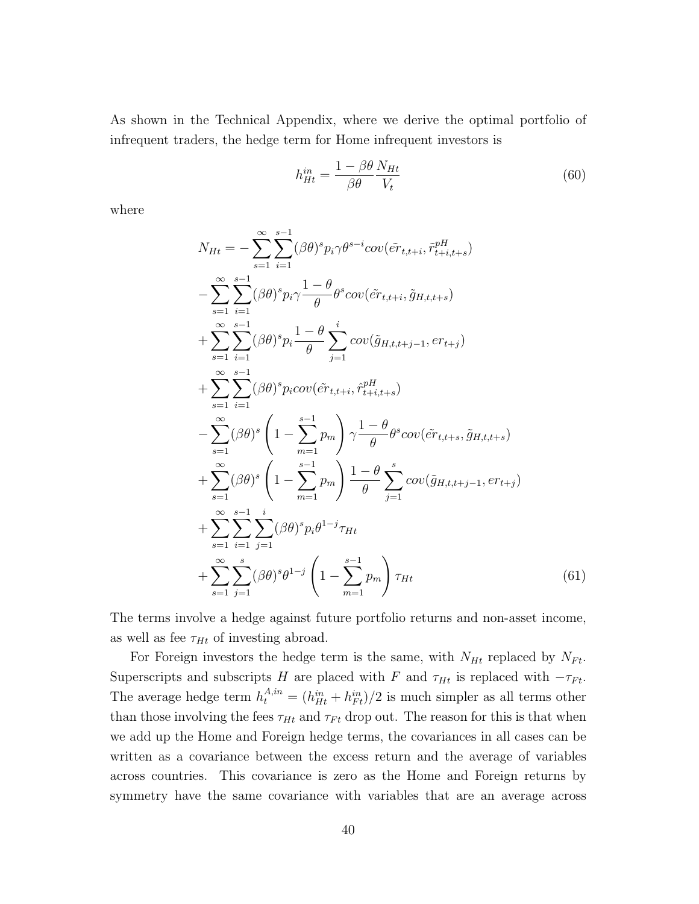As shown in the Technical Appendix, where we derive the optimal portfolio of infrequent traders, the hedge term for Home infrequent investors is

$$h_{Ht}^{in} = \frac{1-\beta\theta}{\beta\theta}\frac{N_{Ht}}{V_t} \tag{60}$$

where

$$\begin{aligned}
N_{Ht} = & -\sum_{s=1}^{\infty}\sum_{i=1}^{s-1}(\beta\theta)^s p_i \gamma \theta^{s-i} cov(\tilde{er}_{t,t+i}, \tilde{r}_{t+i,t+s}^{pH}) \\
& -\sum_{s=1}^{\infty}\sum_{i=1}^{s-1}(\beta\theta)^s p_i \gamma \frac{1-\theta}{\theta}\theta^{s} cov(\tilde{er}_{t,t+i}, \tilde{g}_{H,t,t+s}) \\
& +\sum_{s=1}^{\infty}\sum_{i=1}^{s-1}(\beta\theta)^s p_i \frac{1-\theta}{\theta}\sum_{j=1}^{i} cov(\tilde{g}_{H,t,t+j-1}, er_{t+j}) \\
& +\sum_{s=1}^{\infty}\sum_{i=1}^{s-1}(\beta\theta)^s p_i cov(\tilde{er}_{t,t+i}, \hat{r}_{t+i,t+s}^{pH}) \\
& -\sum_{s=1}^{\infty}(\beta\theta)^s\left(1-\sum_{m=1}^{s-1}p_m\right)\gamma\frac{1-\theta}{\theta}\theta^{s} cov(\tilde{er}_{t,t+s}, \tilde{g}_{H,t,t+s}) \\
& +\sum_{s=1}^{\infty}(\beta\theta)^s\left(1-\sum_{m=1}^{s-1}p_m\right)\frac{1-\theta}{\theta}\sum_{j=1}^{s} cov(\tilde{g}_{H,t,t+j-1}, er_{t+j}) \\
& +\sum_{s=1}^{\infty}\sum_{i=1}^{s-1}\sum_{j=1}^{i}(\beta\theta)^s p_i \theta^{1-j}\tau_{Ht} \\
& +\sum_{s=1}^{\infty}\sum_{j=1}^{s}(\beta\theta)^s \theta^{1-j}\left(1-\sum_{m=1}^{s-1}p_m\right)\tau_{Ht}
\end{aligned} \tag{61}$$

The terms involve a hedge against future portfolio returns and non-asset income, as well as fee $\tau_{Ht}$ of investing abroad.

For Foreign investors the hedge term is the same, with $N_{Ht}$ replaced by $N_{Ft}$. Superscripts and subscripts $H$ are placed with $F$ and $\tau_{Ht}$ is replaced with $-\tau_{Ft}$. The average hedge term $h_t^{A,in} = (h_{Ht}^{in} + h_{Ft}^{in})/2$ is much simpler as all terms other than those involving the fees $\tau_{Ht}$ and $\tau_{Ft}$ drop out. The reason for this is that when we add up the Home and Foreign hedge terms, the covariances in all cases can be written as a covariance between the excess return and the average of variables across countries. This covariance is zero as the Home and Foreign returns by symmetry have the same covariance with variables that are an average across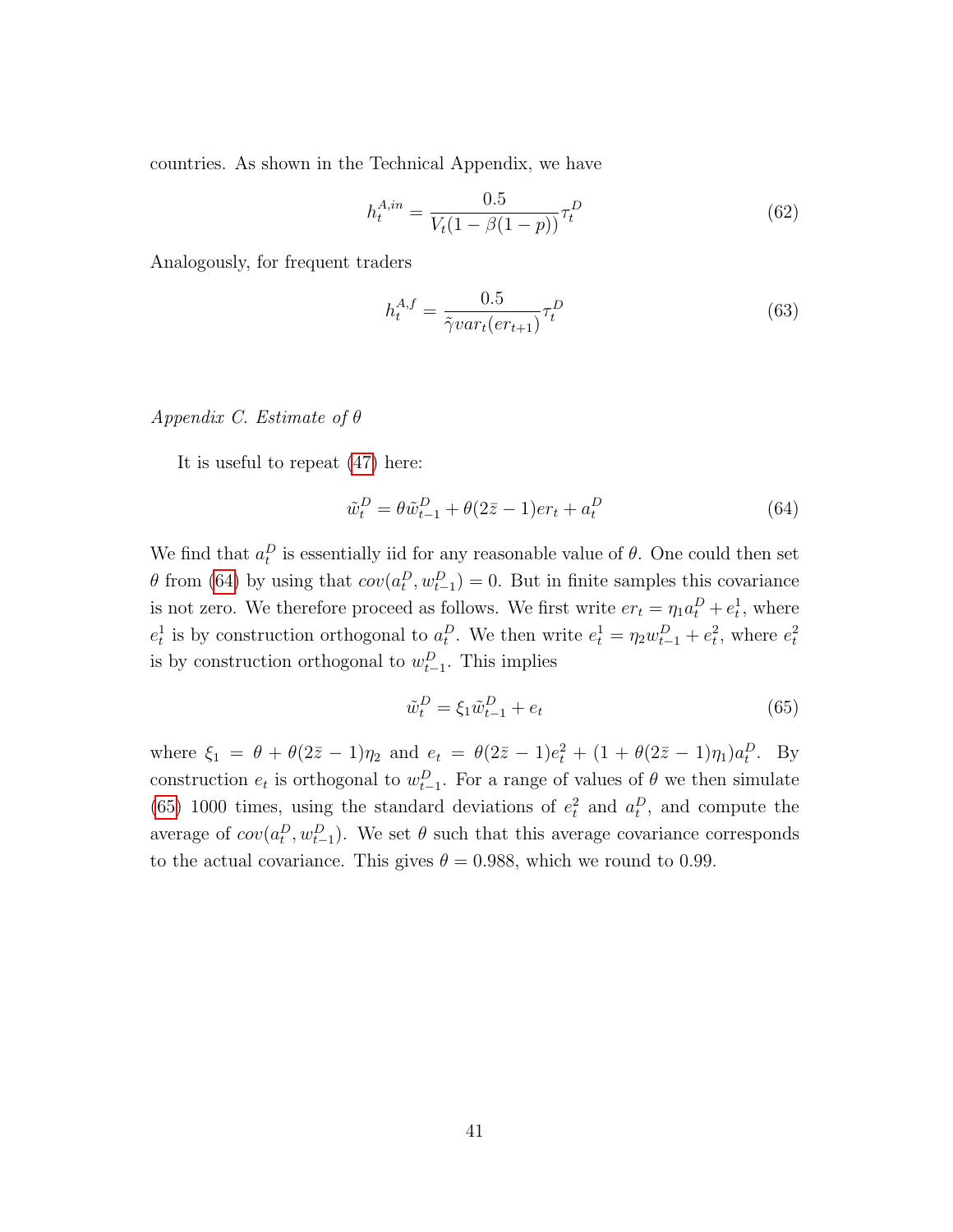countries. As shown in the Technical Appendix, we have

$$h_t^{A,in} = \frac{0.5}{V_t(1-\beta(1-p))}\tau_t^D \tag{62}$$

Analogously, for frequent traders

$$h_t^{A,f} = \frac{0.5}{\tilde{\gamma} var_t(er_{t+1})}\tau_t^D \tag{63}$$

*Appendix C. Estimate of* $\theta$

It is useful to repeat (47) here:

$$\tilde{w}_t^D = \theta \tilde{w}_{t-1}^D + \theta(2\bar{z}-1)er_t + a_t^D \tag{64}$$

We find that $a_t^D$ is essentially iid for any reasonable value of $\theta$. One could then set $\theta$ from (64) by using that $cov(a_t^D, w_{t-1}^D) = 0$. But in finite samples this covariance is not zero. We therefore proceed as follows. We first write $er_t = \eta_1 a_t^D + e_t^1$, where $e_t^1$ is by construction orthogonal to $a_t^D$. We then write $e_t^1 = \eta_2 w_{t-1}^D + e_t^2$, where $e_t^2$ is by construction orthogonal to $w_{t-1}^D$. This implies

$$\tilde{w}_t^D = \xi_1 \tilde{w}_{t-1}^D + e_t \tag{65}$$

where $\xi_1 = \theta + \theta(2\bar{z}-1)\eta_2$ and $e_t = \theta(2\bar{z}-1)e_t^2 + (1+\theta(2\bar{z}-1)\eta_1)a_t^D$. By construction $e_t$ is orthogonal to $w_{t-1}^D$. For a range of values of $\theta$ we then simulate (65) 1000 times, using the standard deviations of $e_t^2$ and $a_t^D$, and compute the average of $cov(a_t^D, w_{t-1}^D)$. We set $\theta$ such that this average covariance corresponds to the actual covariance. This gives $\theta = 0.988$, which we round to 0.99.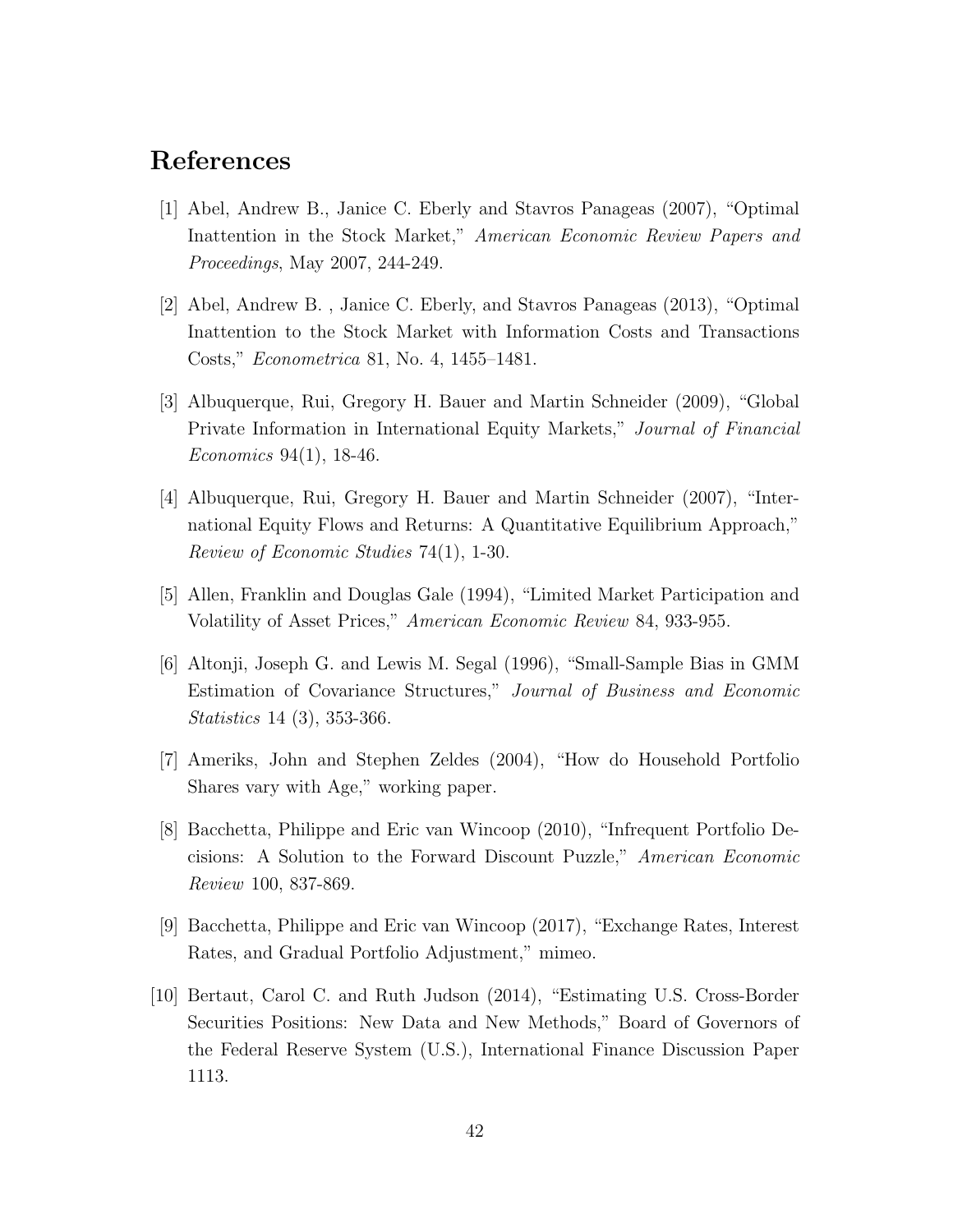# References

[1] Abel, Andrew B., Janice C. Eberly and Stavros Panageas (2007), "Optimal Inattention in the Stock Market," *American Economic Review Papers and Proceedings*, May 2007, 244-249.

[2] Abel, Andrew B. , Janice C. Eberly, and Stavros Panageas (2013), "Optimal Inattention to the Stock Market with Information Costs and Transactions Costs," *Econometrica* 81, No. 4, 1455–1481.

[3] Albuquerque, Rui, Gregory H. Bauer and Martin Schneider (2009), "Global Private Information in International Equity Markets," *Journal of Financial Economics* 94(1), 18-46.

[4] Albuquerque, Rui, Gregory H. Bauer and Martin Schneider (2007), "International Equity Flows and Returns: A Quantitative Equilibrium Approach," *Review of Economic Studies* 74(1), 1-30.

[5] Allen, Franklin and Douglas Gale (1994), "Limited Market Participation and Volatility of Asset Prices," *American Economic Review* 84, 933-955.

[6] Altonji, Joseph G. and Lewis M. Segal (1996), "Small-Sample Bias in GMM Estimation of Covariance Structures," *Journal of Business and Economic Statistics* 14 (3), 353-366.

[7] Ameriks, John and Stephen Zeldes (2004), "How do Household Portfolio Shares vary with Age," working paper.

[8] Bacchetta, Philippe and Eric van Wincoop (2010), "Infrequent Portfolio Decisions: A Solution to the Forward Discount Puzzle," *American Economic Review* 100, 837-869.

[9] Bacchetta, Philippe and Eric van Wincoop (2017), "Exchange Rates, Interest Rates, and Gradual Portfolio Adjustment," mimeo.

[10] Bertaut, Carol C. and Ruth Judson (2014), "Estimating U.S. Cross-Border Securities Positions: New Data and New Methods," Board of Governors of the Federal Reserve System (U.S.), International Finance Discussion Paper 1113.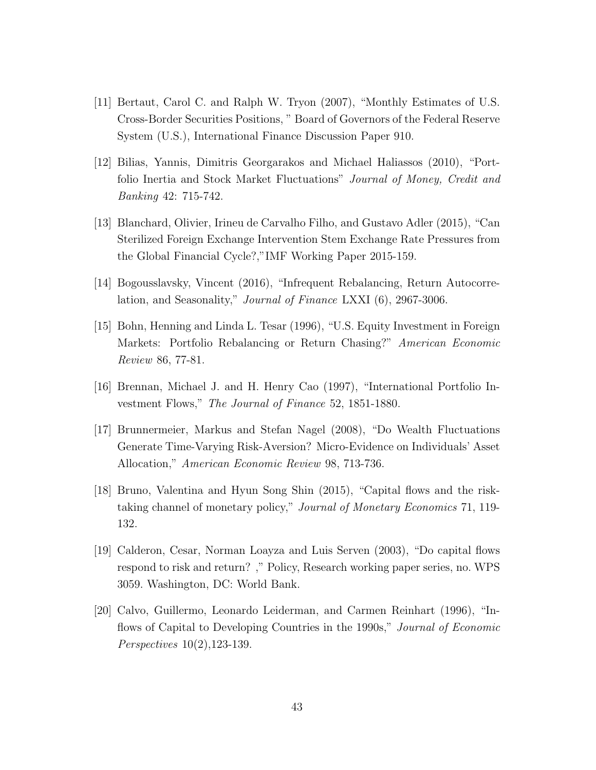[11] Bertaut, Carol C. and Ralph W. Tryon (2007), "Monthly Estimates of U.S. Cross-Border Securities Positions, " Board of Governors of the Federal Reserve System (U.S.), International Finance Discussion Paper 910.

[12] Bilias, Yannis, Dimitris Georgarakos and Michael Haliassos (2010), "Portfolio Inertia and Stock Market Fluctuations" *Journal of Money, Credit and Banking* 42: 715-742.

[13] Blanchard, Olivier, Irineu de Carvalho Filho, and Gustavo Adler (2015), "Can Sterilized Foreign Exchange Intervention Stem Exchange Rate Pressures from the Global Financial Cycle?,"IMF Working Paper 2015-159.

[14] Bogousslavsky, Vincent (2016), "Infrequent Rebalancing, Return Autocorrelation, and Seasonality," *Journal of Finance* LXXI (6), 2967-3006.

[15] Bohn, Henning and Linda L. Tesar (1996), "U.S. Equity Investment in Foreign Markets: Portfolio Rebalancing or Return Chasing?" *American Economic Review* 86, 77-81.

[16] Brennan, Michael J. and H. Henry Cao (1997), "International Portfolio Investment Flows," *The Journal of Finance* 52, 1851-1880.

[17] Brunnermeier, Markus and Stefan Nagel (2008), "Do Wealth Fluctuations Generate Time-Varying Risk-Aversion? Micro-Evidence on Individuals' Asset Allocation," *American Economic Review* 98, 713-736.

[18] Bruno, Valentina and Hyun Song Shin (2015), "Capital flows and the risk-taking channel of monetary policy," *Journal of Monetary Economics* 71, 119-132.

[19] Calderon, Cesar, Norman Loayza and Luis Serven (2003), "Do capital flows respond to risk and return? ," Policy, Research working paper series, no. WPS 3059. Washington, DC: World Bank.

[20] Calvo, Guillermo, Leonardo Leiderman, and Carmen Reinhart (1996), "Inflows of Capital to Developing Countries in the 1990s," *Journal of Economic Perspectives* 10(2),123-139.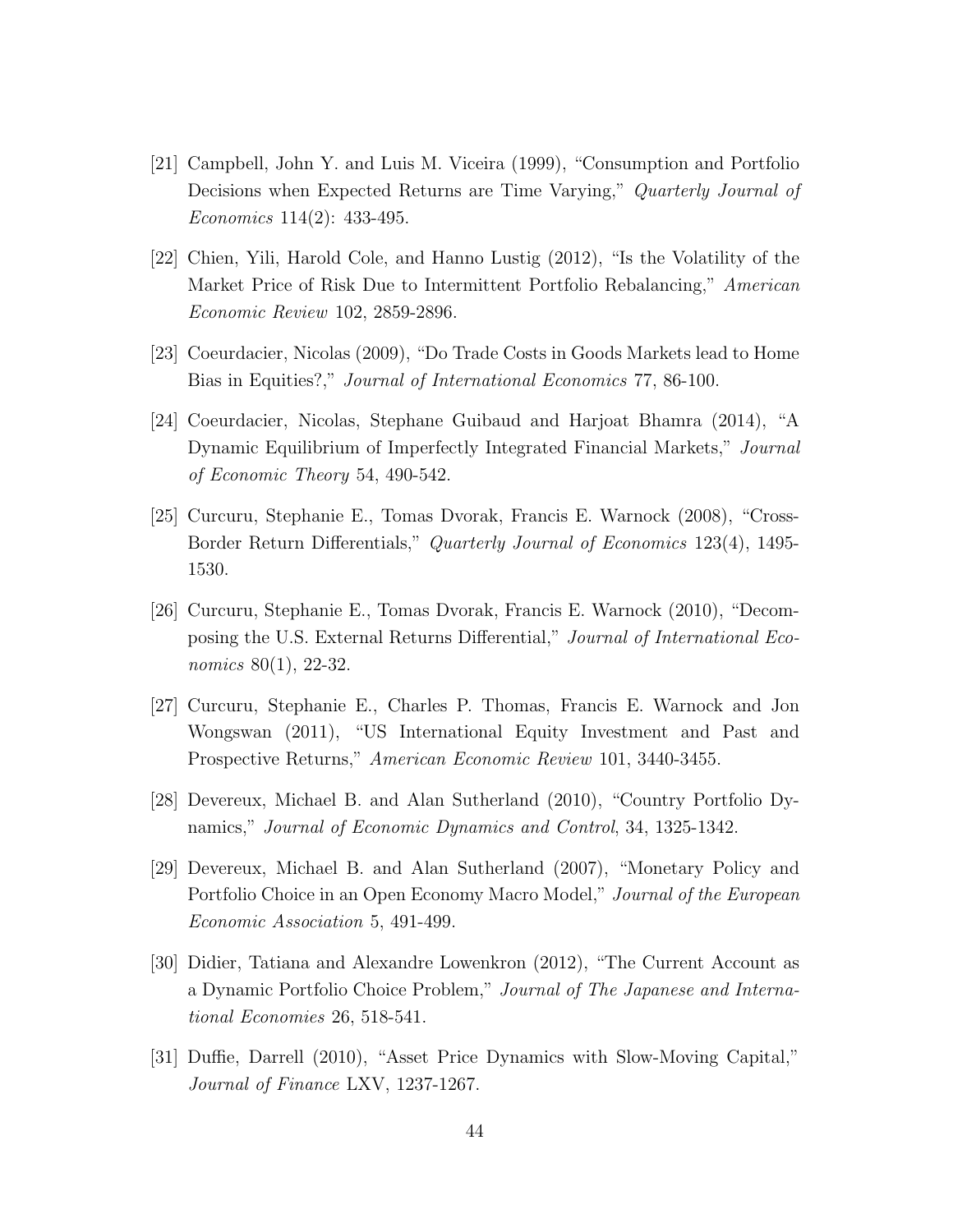[21] Campbell, John Y. and Luis M. Viceira (1999), "Consumption and Portfolio Decisions when Expected Returns are Time Varying," *Quarterly Journal of Economics* 114(2): 433-495.

[22] Chien, Yili, Harold Cole, and Hanno Lustig (2012), "Is the Volatility of the Market Price of Risk Due to Intermittent Portfolio Rebalancing," *American Economic Review* 102, 2859-2896.

[23] Coeurdacier, Nicolas (2009), "Do Trade Costs in Goods Markets lead to Home Bias in Equities?," *Journal of International Economics* 77, 86-100.

[24] Coeurdacier, Nicolas, Stephane Guibaud and Harjoat Bhamra (2014), "A Dynamic Equilibrium of Imperfectly Integrated Financial Markets," *Journal of Economic Theory* 54, 490-542.

[25] Curcuru, Stephanie E., Tomas Dvorak, Francis E. Warnock (2008), "Cross-Border Return Differentials," *Quarterly Journal of Economics* 123(4), 1495-1530.

[26] Curcuru, Stephanie E., Tomas Dvorak, Francis E. Warnock (2010), "Decomposing the U.S. External Returns Differential," *Journal of International Economics* 80(1), 22-32.

[27] Curcuru, Stephanie E., Charles P. Thomas, Francis E. Warnock and Jon Wongswan (2011), "US International Equity Investment and Past and Prospective Returns," *American Economic Review* 101, 3440-3455.

[28] Devereux, Michael B. and Alan Sutherland (2010), "Country Portfolio Dynamics," *Journal of Economic Dynamics and Control*, 34, 1325-1342.

[29] Devereux, Michael B. and Alan Sutherland (2007), "Monetary Policy and Portfolio Choice in an Open Economy Macro Model," *Journal of the European Economic Association* 5, 491-499.

[30] Didier, Tatiana and Alexandre Lowenkron (2012), "The Current Account as a Dynamic Portfolio Choice Problem," *Journal of The Japanese and International Economies* 26, 518-541.

[31] Duffie, Darrell (2010), "Asset Price Dynamics with Slow-Moving Capital," *Journal of Finance* LXV, 1237-1267.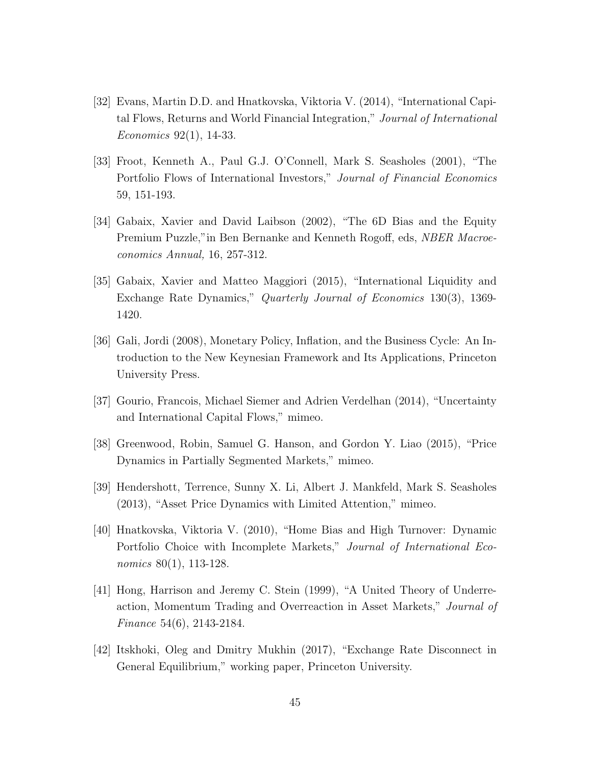[32] Evans, Martin D.D. and Hnatkovska, Viktoria V. (2014), "International Capital Flows, Returns and World Financial Integration," *Journal of International Economics* 92(1), 14-33.

[33] Froot, Kenneth A., Paul G.J. O'Connell, Mark S. Seasholes (2001), "The Portfolio Flows of International Investors," *Journal of Financial Economics* 59, 151-193.

[34] Gabaix, Xavier and David Laibson (2002), "The 6D Bias and the Equity Premium Puzzle,"in Ben Bernanke and Kenneth Rogoff, eds, *NBER Macroeconomics Annual,* 16, 257-312.

[35] Gabaix, Xavier and Matteo Maggiori (2015), "International Liquidity and Exchange Rate Dynamics," *Quarterly Journal of Economics* 130(3), 1369-1420.

[36] Gali, Jordi (2008), Monetary Policy, Inflation, and the Business Cycle: An Introduction to the New Keynesian Framework and Its Applications, Princeton University Press.

[37] Gourio, Francois, Michael Siemer and Adrien Verdelhan (2014), "Uncertainty and International Capital Flows," mimeo.

[38] Greenwood, Robin, Samuel G. Hanson, and Gordon Y. Liao (2015), "Price Dynamics in Partially Segmented Markets," mimeo.

[39] Hendershott, Terrence, Sunny X. Li, Albert J. Mankfeld, Mark S. Seasholes (2013), "Asset Price Dynamics with Limited Attention," mimeo.

[40] Hnatkovska, Viktoria V. (2010), "Home Bias and High Turnover: Dynamic Portfolio Choice with Incomplete Markets," *Journal of International Economics* 80(1), 113-128.

[41] Hong, Harrison and Jeremy C. Stein (1999), "A United Theory of Underreaction, Momentum Trading and Overreaction in Asset Markets," *Journal of Finance* 54(6), 2143-2184.

[42] Itskhoki, Oleg and Dmitry Mukhin (2017), "Exchange Rate Disconnect in General Equilibrium," working paper, Princeton University.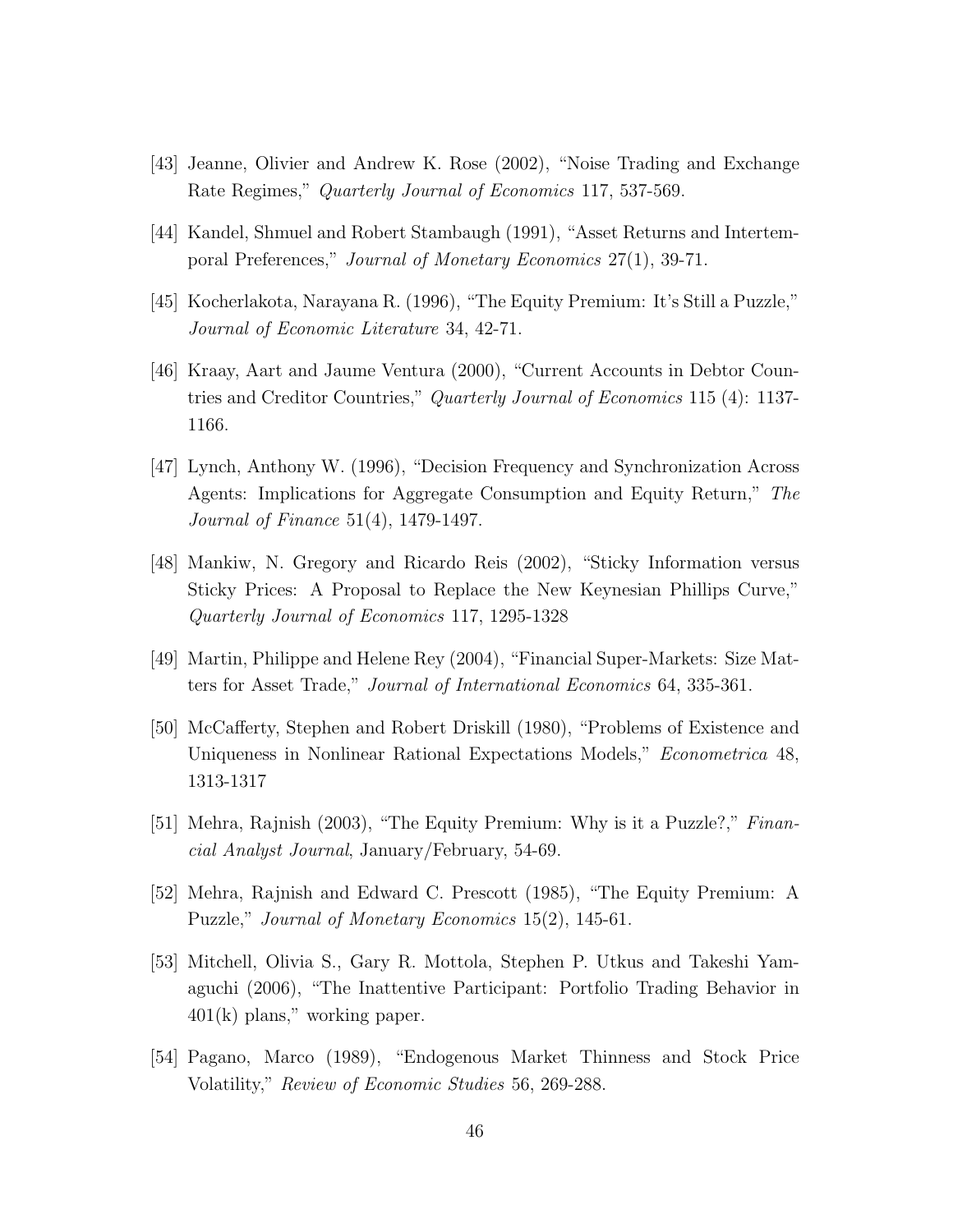[43] Jeanne, Olivier and Andrew K. Rose (2002), "Noise Trading and Exchange Rate Regimes," *Quarterly Journal of Economics* 117, 537-569.

[44] Kandel, Shmuel and Robert Stambaugh (1991), "Asset Returns and Intertemporal Preferences," *Journal of Monetary Economics* 27(1), 39-71.

[45] Kocherlakota, Narayana R. (1996), "The Equity Premium: It's Still a Puzzle," *Journal of Economic Literature* 34, 42-71.

[46] Kraay, Aart and Jaume Ventura (2000), "Current Accounts in Debtor Countries and Creditor Countries," *Quarterly Journal of Economics* 115 (4): 1137-1166.

[47] Lynch, Anthony W. (1996), "Decision Frequency and Synchronization Across Agents: Implications for Aggregate Consumption and Equity Return," *The Journal of Finance* 51(4), 1479-1497.

[48] Mankiw, N. Gregory and Ricardo Reis (2002), "Sticky Information versus Sticky Prices: A Proposal to Replace the New Keynesian Phillips Curve," *Quarterly Journal of Economics* 117, 1295-1328

[49] Martin, Philippe and Helene Rey (2004), "Financial Super-Markets: Size Matters for Asset Trade," *Journal of International Economics* 64, 335-361.

[50] McCafferty, Stephen and Robert Driskill (1980), "Problems of Existence and Uniqueness in Nonlinear Rational Expectations Models," *Econometrica* 48, 1313-1317

[51] Mehra, Rajnish (2003), "The Equity Premium: Why is it a Puzzle?," *Financial Analyst Journal*, January/February, 54-69.

[52] Mehra, Rajnish and Edward C. Prescott (1985), "The Equity Premium: A Puzzle," *Journal of Monetary Economics* 15(2), 145-61.

[53] Mitchell, Olivia S., Gary R. Mottola, Stephen P. Utkus and Takeshi Yamaguchi (2006), "The Inattentive Participant: Portfolio Trading Behavior in 401(k) plans," working paper.

[54] Pagano, Marco (1989), "Endogenous Market Thinness and Stock Price Volatility," *Review of Economic Studies* 56, 269-288.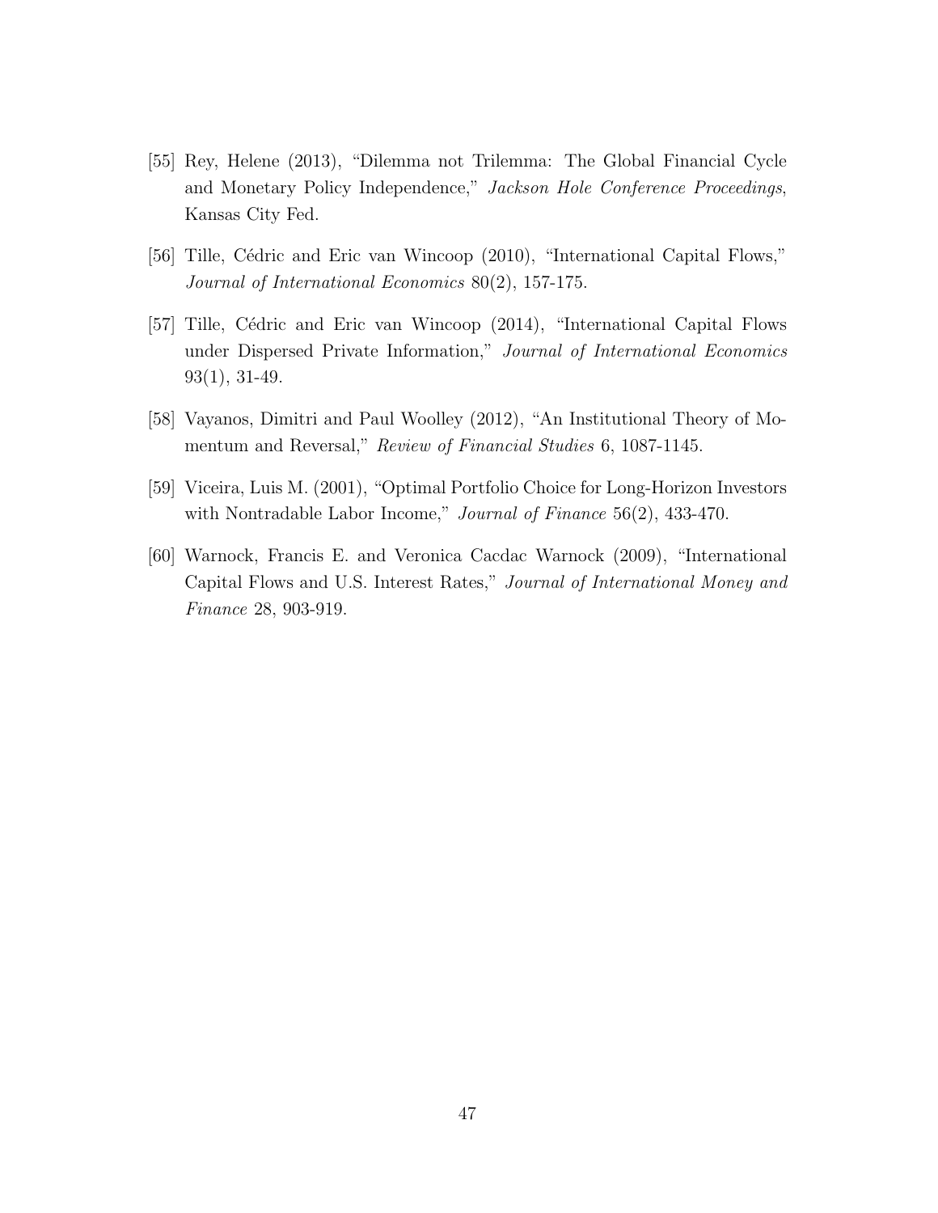[55] Rey, Helene (2013), "Dilemma not Trilemma: The Global Financial Cycle and Monetary Policy Independence," *Jackson Hole Conference Proceedings*, Kansas City Fed.

[56] Tille, Cédric and Eric van Wincoop (2010), "International Capital Flows," *Journal of International Economics* 80(2), 157-175.

[57] Tille, Cédric and Eric van Wincoop (2014), "International Capital Flows under Dispersed Private Information," *Journal of International Economics* 93(1), 31-49.

[58] Vayanos, Dimitri and Paul Woolley (2012), "An Institutional Theory of Momentum and Reversal," *Review of Financial Studies* 6, 1087-1145.

[59] Viceira, Luis M. (2001), "Optimal Portfolio Choice for Long-Horizon Investors with Nontradable Labor Income," *Journal of Finance* 56(2), 433-470.

[60] Warnock, Francis E. and Veronica Cacdac Warnock (2009), "International Capital Flows and U.S. Interest Rates," *Journal of International Money and Finance* 28, 903-919.